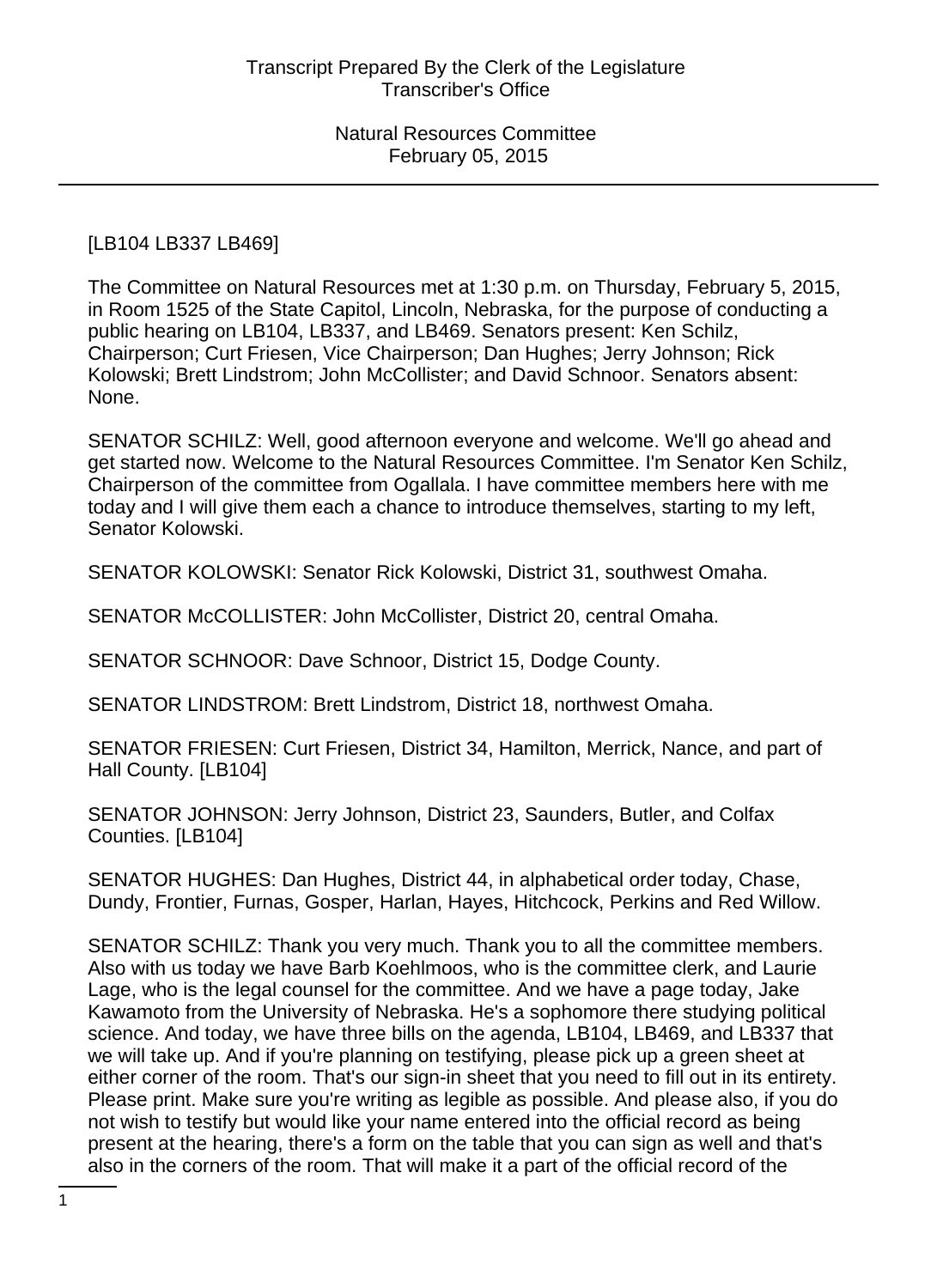[LB104 LB337 LB469]

The Committee on Natural Resources met at 1:30 p.m. on Thursday, February 5, 2015, in Room 1525 of the State Capitol, Lincoln, Nebraska, for the purpose of conducting a public hearing on LB104, LB337, and LB469. Senators present: Ken Schilz, Chairperson; Curt Friesen, Vice Chairperson; Dan Hughes; Jerry Johnson; Rick Kolowski; Brett Lindstrom; John McCollister; and David Schnoor. Senators absent: None.

SENATOR SCHILZ: Well, good afternoon everyone and welcome. We'll go ahead and get started now. Welcome to the Natural Resources Committee. I'm Senator Ken Schilz, Chairperson of the committee from Ogallala. I have committee members here with me today and I will give them each a chance to introduce themselves, starting to my left, Senator Kolowski.

SENATOR KOLOWSKI: Senator Rick Kolowski, District 31, southwest Omaha.

SENATOR McCOLLISTER: John McCollister, District 20, central Omaha.

SENATOR SCHNOOR: Dave Schnoor, District 15, Dodge County.

SENATOR LINDSTROM: Brett Lindstrom, District 18, northwest Omaha.

SENATOR FRIESEN: Curt Friesen, District 34, Hamilton, Merrick, Nance, and part of Hall County. [LB104]

SENATOR JOHNSON: Jerry Johnson, District 23, Saunders, Butler, and Colfax Counties. [LB104]

SENATOR HUGHES: Dan Hughes, District 44, in alphabetical order today, Chase, Dundy, Frontier, Furnas, Gosper, Harlan, Hayes, Hitchcock, Perkins and Red Willow.

SENATOR SCHILZ: Thank you very much. Thank you to all the committee members. Also with us today we have Barb Koehlmoos, who is the committee clerk, and Laurie Lage, who is the legal counsel for the committee. And we have a page today, Jake Kawamoto from the University of Nebraska. He's a sophomore there studying political science. And today, we have three bills on the agenda, LB104, LB469, and LB337 that we will take up. And if you're planning on testifying, please pick up a green sheet at either corner of the room. That's our sign-in sheet that you need to fill out in its entirety. Please print. Make sure you're writing as legible as possible. And please also, if you do not wish to testify but would like your name entered into the official record as being present at the hearing, there's a form on the table that you can sign as well and that's also in the corners of the room. That will make it a part of the official record of the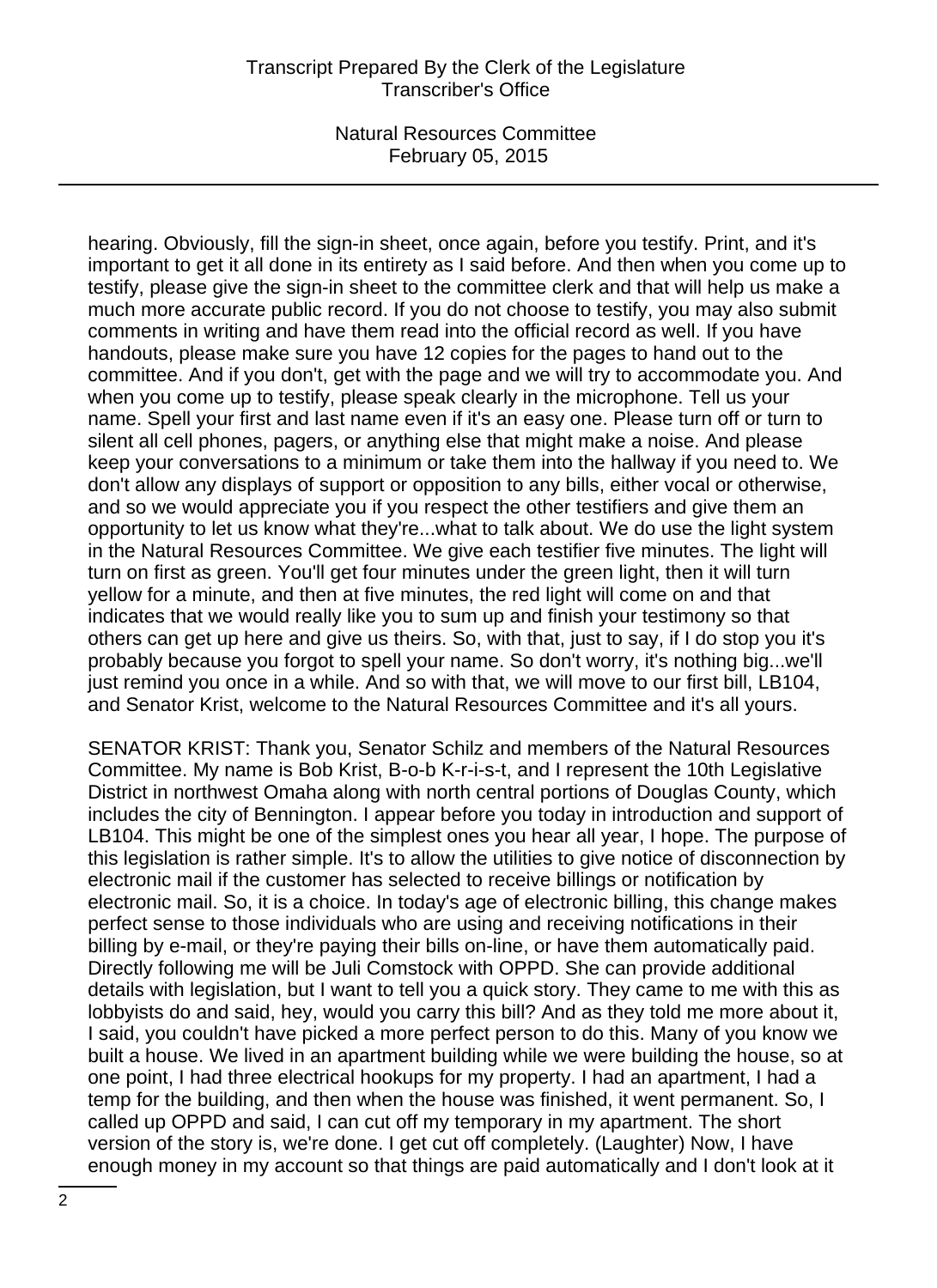hearing. Obviously, fill the sign-in sheet, once again, before you testify. Print, and it's important to get it all done in its entirety as I said before. And then when you come up to testify, please give the sign-in sheet to the committee clerk and that will help us make a much more accurate public record. If you do not choose to testify, you may also submit comments in writing and have them read into the official record as well. If you have handouts, please make sure you have 12 copies for the pages to hand out to the committee. And if you don't, get with the page and we will try to accommodate you. And when you come up to testify, please speak clearly in the microphone. Tell us your name. Spell your first and last name even if it's an easy one. Please turn off or turn to silent all cell phones, pagers, or anything else that might make a noise. And please keep your conversations to a minimum or take them into the hallway if you need to. We don't allow any displays of support or opposition to any bills, either vocal or otherwise, and so we would appreciate you if you respect the other testifiers and give them an opportunity to let us know what they're...what to talk about. We do use the light system in the Natural Resources Committee. We give each testifier five minutes. The light will turn on first as green. You'll get four minutes under the green light, then it will turn yellow for a minute, and then at five minutes, the red light will come on and that indicates that we would really like you to sum up and finish your testimony so that others can get up here and give us theirs. So, with that, just to say, if I do stop you it's probably because you forgot to spell your name. So don't worry, it's nothing big...we'll just remind you once in a while. And so with that, we will move to our first bill, LB104, and Senator Krist, welcome to the Natural Resources Committee and it's all yours.

SENATOR KRIST: Thank you, Senator Schilz and members of the Natural Resources Committee. My name is Bob Krist, B-o-b K-r-i-s-t, and I represent the 10th Legislative District in northwest Omaha along with north central portions of Douglas County, which includes the city of Bennington. I appear before you today in introduction and support of LB104. This might be one of the simplest ones you hear all year, I hope. The purpose of this legislation is rather simple. It's to allow the utilities to give notice of disconnection by electronic mail if the customer has selected to receive billings or notification by electronic mail. So, it is a choice. In today's age of electronic billing, this change makes perfect sense to those individuals who are using and receiving notifications in their billing by e-mail, or they're paying their bills on-line, or have them automatically paid. Directly following me will be Juli Comstock with OPPD. She can provide additional details with legislation, but I want to tell you a quick story. They came to me with this as lobbyists do and said, hey, would you carry this bill? And as they told me more about it, I said, you couldn't have picked a more perfect person to do this. Many of you know we built a house. We lived in an apartment building while we were building the house, so at one point, I had three electrical hookups for my property. I had an apartment, I had a temp for the building, and then when the house was finished, it went permanent. So, I called up OPPD and said, I can cut off my temporary in my apartment. The short version of the story is, we're done. I get cut off completely. (Laughter) Now, I have enough money in my account so that things are paid automatically and I don't look at it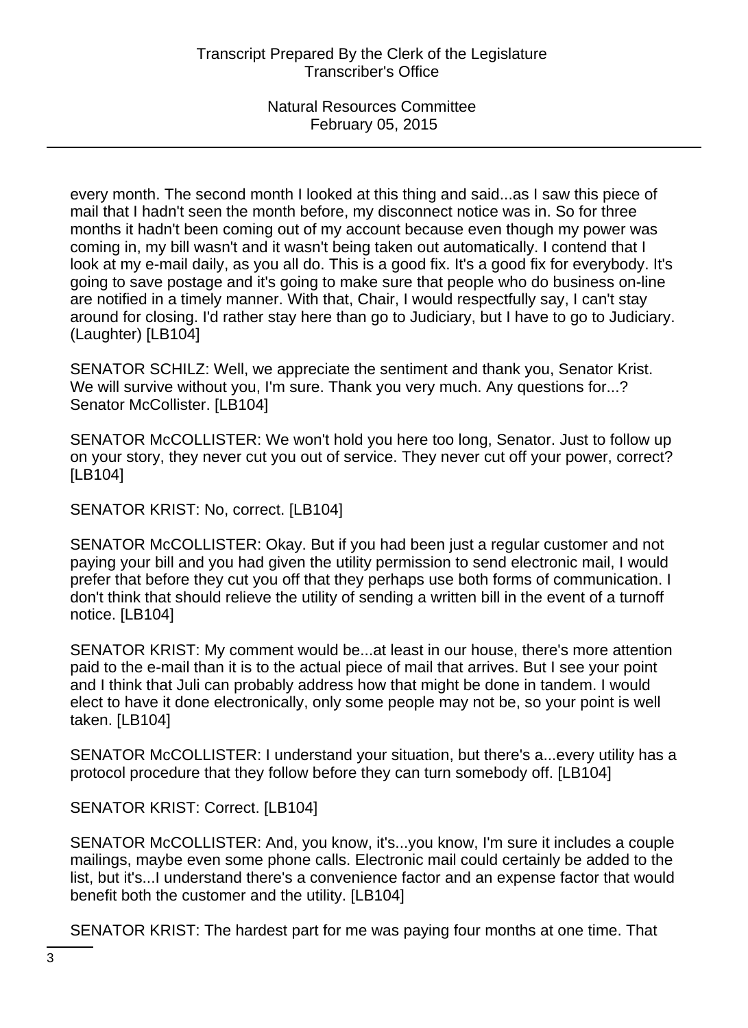every month. The second month I looked at this thing and said...as I saw this piece of mail that I hadn't seen the month before, my disconnect notice was in. So for three months it hadn't been coming out of my account because even though my power was coming in, my bill wasn't and it wasn't being taken out automatically. I contend that I look at my e-mail daily, as you all do. This is a good fix. It's a good fix for everybody. It's going to save postage and it's going to make sure that people who do business on-line are notified in a timely manner. With that, Chair, I would respectfully say, I can't stay around for closing. I'd rather stay here than go to Judiciary, but I have to go to Judiciary. (Laughter) [LB104]

SENATOR SCHILZ: Well, we appreciate the sentiment and thank you, Senator Krist. We will survive without you, I'm sure. Thank you very much. Any questions for...? Senator McCollister. [LB104]

SENATOR McCOLLISTER: We won't hold you here too long, Senator. Just to follow up on your story, they never cut you out of service. They never cut off your power, correct? [LB104]

SENATOR KRIST: No, correct. [LB104]

SENATOR McCOLLISTER: Okay. But if you had been just a regular customer and not paying your bill and you had given the utility permission to send electronic mail, I would prefer that before they cut you off that they perhaps use both forms of communication. I don't think that should relieve the utility of sending a written bill in the event of a turnoff notice. [LB104]

SENATOR KRIST: My comment would be...at least in our house, there's more attention paid to the e-mail than it is to the actual piece of mail that arrives. But I see your point and I think that Juli can probably address how that might be done in tandem. I would elect to have it done electronically, only some people may not be, so your point is well taken. [LB104]

SENATOR McCOLLISTER: I understand your situation, but there's a...every utility has a protocol procedure that they follow before they can turn somebody off. [LB104]

SENATOR KRIST: Correct. [LB104]

SENATOR McCOLLISTER: And, you know, it's...you know, I'm sure it includes a couple mailings, maybe even some phone calls. Electronic mail could certainly be added to the list, but it's...I understand there's a convenience factor and an expense factor that would benefit both the customer and the utility. [LB104]

SENATOR KRIST: The hardest part for me was paying four months at one time. That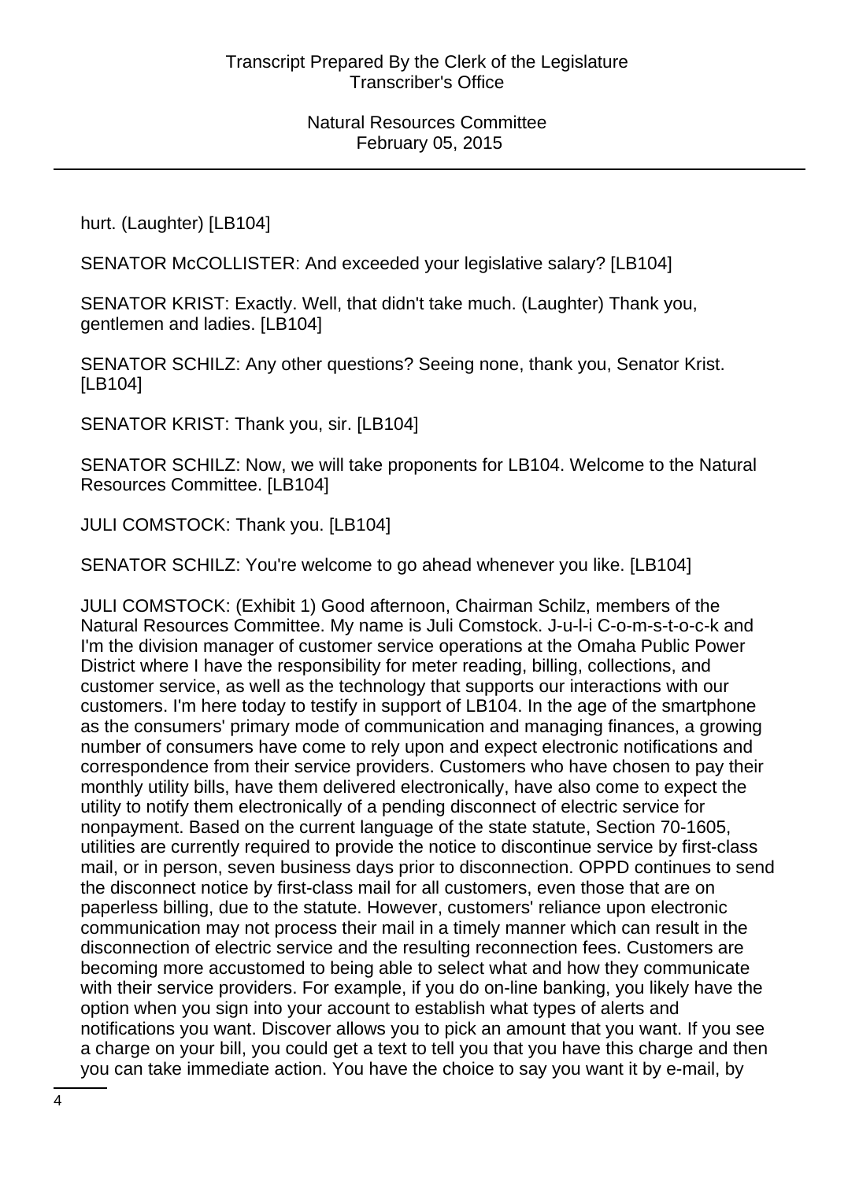hurt. (Laughter) [LB104]

SENATOR McCOLLISTER: And exceeded your legislative salary? [LB104]

SENATOR KRIST: Exactly. Well, that didn't take much. (Laughter) Thank you, gentlemen and ladies. [LB104]

SENATOR SCHILZ: Any other questions? Seeing none, thank you, Senator Krist. [LB104]

SENATOR KRIST: Thank you, sir. [LB104]

SENATOR SCHILZ: Now, we will take proponents for LB104. Welcome to the Natural Resources Committee. [LB104]

JULI COMSTOCK: Thank you. [LB104]

SENATOR SCHILZ: You're welcome to go ahead whenever you like. [LB104]

JULI COMSTOCK: (Exhibit 1) Good afternoon, Chairman Schilz, members of the Natural Resources Committee. My name is Juli Comstock. J-u-l-i C-o-m-s-t-o-c-k and I'm the division manager of customer service operations at the Omaha Public Power District where I have the responsibility for meter reading, billing, collections, and customer service, as well as the technology that supports our interactions with our customers. I'm here today to testify in support of LB104. In the age of the smartphone as the consumers' primary mode of communication and managing finances, a growing number of consumers have come to rely upon and expect electronic notifications and correspondence from their service providers. Customers who have chosen to pay their monthly utility bills, have them delivered electronically, have also come to expect the utility to notify them electronically of a pending disconnect of electric service for nonpayment. Based on the current language of the state statute, Section 70-1605, utilities are currently required to provide the notice to discontinue service by first-class mail, or in person, seven business days prior to disconnection. OPPD continues to send the disconnect notice by first-class mail for all customers, even those that are on paperless billing, due to the statute. However, customers' reliance upon electronic communication may not process their mail in a timely manner which can result in the disconnection of electric service and the resulting reconnection fees. Customers are becoming more accustomed to being able to select what and how they communicate with their service providers. For example, if you do on-line banking, you likely have the option when you sign into your account to establish what types of alerts and notifications you want. Discover allows you to pick an amount that you want. If you see a charge on your bill, you could get a text to tell you that you have this charge and then you can take immediate action. You have the choice to say you want it by e-mail, by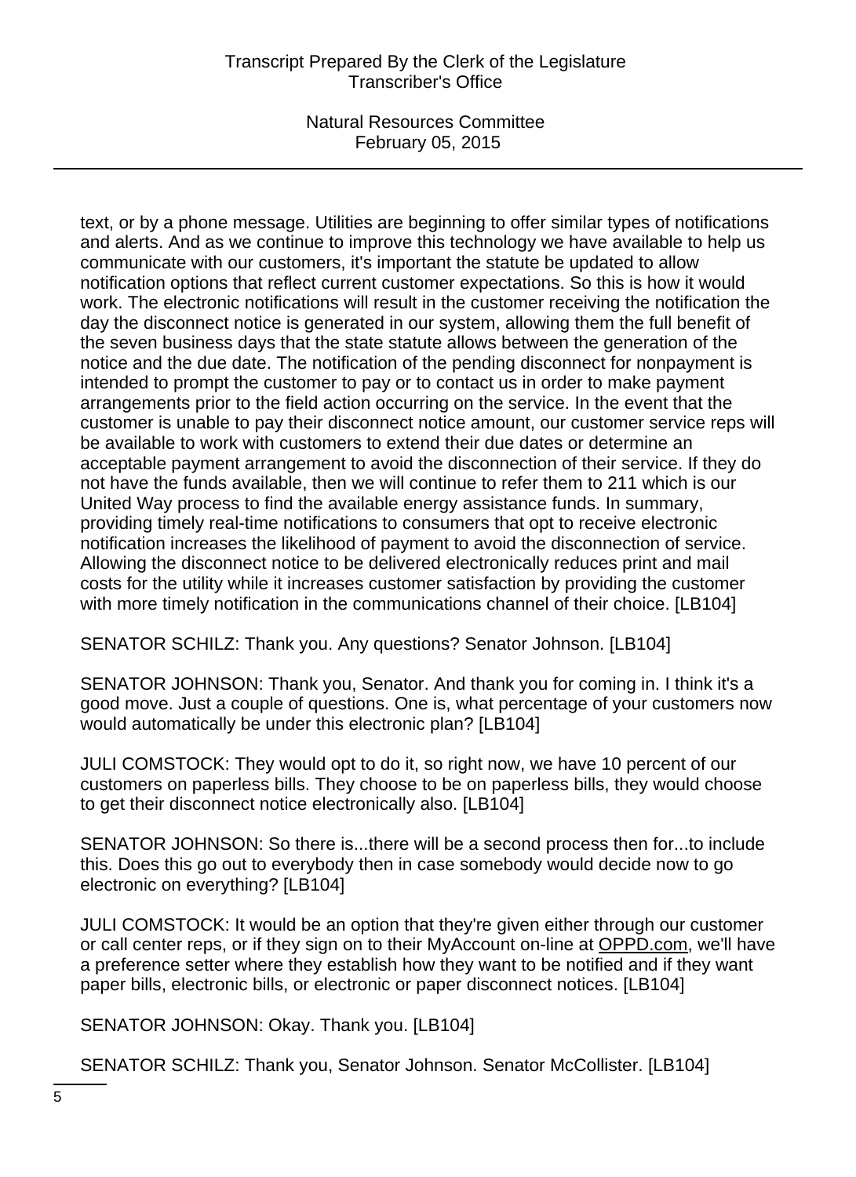text, or by a phone message. Utilities are beginning to offer similar types of notifications and alerts. And as we continue to improve this technology we have available to help us communicate with our customers, it's important the statute be updated to allow notification options that reflect current customer expectations. So this is how it would work. The electronic notifications will result in the customer receiving the notification the day the disconnect notice is generated in our system, allowing them the full benefit of the seven business days that the state statute allows between the generation of the notice and the due date. The notification of the pending disconnect for nonpayment is intended to prompt the customer to pay or to contact us in order to make payment arrangements prior to the field action occurring on the service. In the event that the customer is unable to pay their disconnect notice amount, our customer service reps will be available to work with customers to extend their due dates or determine an acceptable payment arrangement to avoid the disconnection of their service. If they do not have the funds available, then we will continue to refer them to 211 which is our United Way process to find the available energy assistance funds. In summary, providing timely real-time notifications to consumers that opt to receive electronic notification increases the likelihood of payment to avoid the disconnection of service. Allowing the disconnect notice to be delivered electronically reduces print and mail costs for the utility while it increases customer satisfaction by providing the customer with more timely notification in the communications channel of their choice. [LB104]

SENATOR SCHILZ: Thank you. Any questions? Senator Johnson. [LB104]

SENATOR JOHNSON: Thank you, Senator. And thank you for coming in. I think it's a good move. Just a couple of questions. One is, what percentage of your customers now would automatically be under this electronic plan? [LB104]

JULI COMSTOCK: They would opt to do it, so right now, we have 10 percent of our customers on paperless bills. They choose to be on paperless bills, they would choose to get their disconnect notice electronically also. [LB104]

SENATOR JOHNSON: So there is...there will be a second process then for...to include this. Does this go out to everybody then in case somebody would decide now to go electronic on everything? [LB104]

JULI COMSTOCK: It would be an option that they're given either through our customer or call center reps, or if they sign on to their MyAccount on-line at OPPD.com, we'll have a preference setter where they establish how they want to be notified and if they want paper bills, electronic bills, or electronic or paper disconnect notices. [LB104]

SENATOR JOHNSON: Okay. Thank you. [LB104]

SENATOR SCHILZ: Thank you, Senator Johnson. Senator McCollister. [LB104]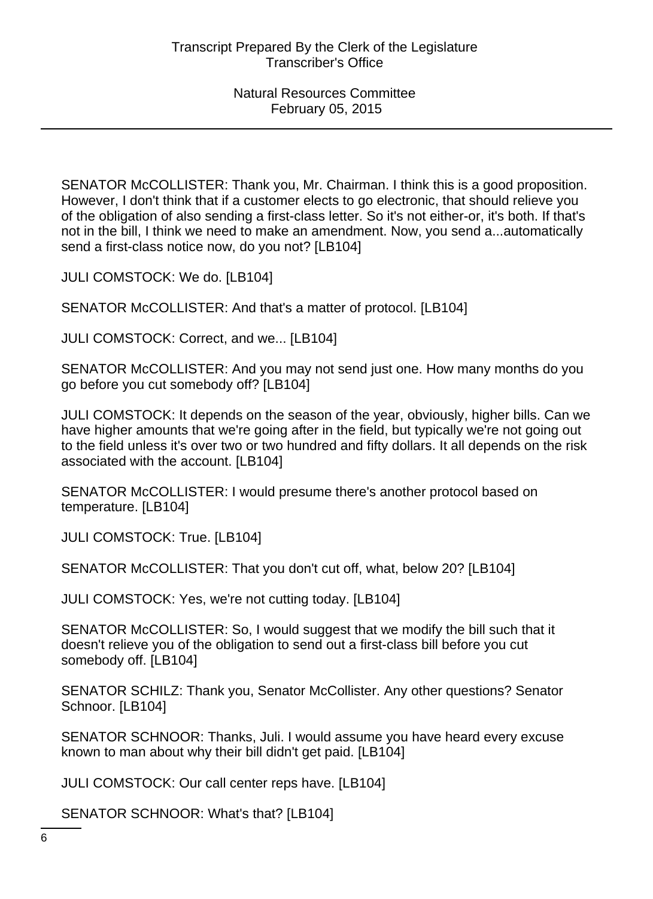SENATOR McCOLLISTER: Thank you, Mr. Chairman. I think this is a good proposition. However, I don't think that if a customer elects to go electronic, that should relieve you of the obligation of also sending a first-class letter. So it's not either-or, it's both. If that's not in the bill, I think we need to make an amendment. Now, you send a...automatically send a first-class notice now, do you not? [LB104]

JULI COMSTOCK: We do. [LB104]

SENATOR McCOLLISTER: And that's a matter of protocol. [LB104]

JULI COMSTOCK: Correct, and we... [LB104]

SENATOR McCOLLISTER: And you may not send just one. How many months do you go before you cut somebody off? [LB104]

JULI COMSTOCK: It depends on the season of the year, obviously, higher bills. Can we have higher amounts that we're going after in the field, but typically we're not going out to the field unless it's over two or two hundred and fifty dollars. It all depends on the risk associated with the account. [LB104]

SENATOR McCOLLISTER: I would presume there's another protocol based on temperature. [LB104]

JULI COMSTOCK: True. [LB104]

SENATOR McCOLLISTER: That you don't cut off, what, below 20? [LB104]

JULI COMSTOCK: Yes, we're not cutting today. [LB104]

SENATOR McCOLLISTER: So, I would suggest that we modify the bill such that it doesn't relieve you of the obligation to send out a first-class bill before you cut somebody off. [LB104]

SENATOR SCHILZ: Thank you, Senator McCollister. Any other questions? Senator Schnoor. [LB104]

SENATOR SCHNOOR: Thanks, Juli. I would assume you have heard every excuse known to man about why their bill didn't get paid. [LB104]

JULI COMSTOCK: Our call center reps have. [LB104]

SENATOR SCHNOOR: What's that? [LB104]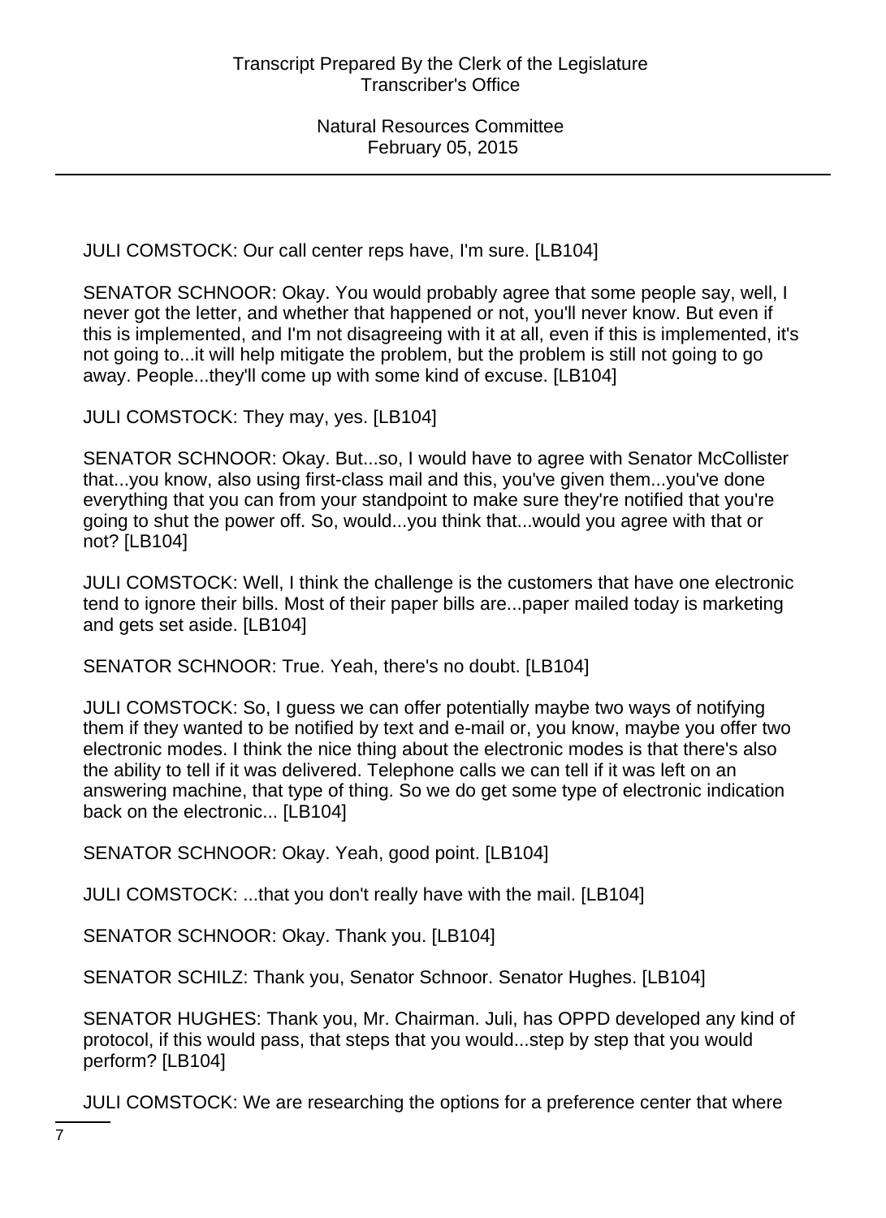JULI COMSTOCK: Our call center reps have, I'm sure. [LB104]

SENATOR SCHNOOR: Okay. You would probably agree that some people say, well, I never got the letter, and whether that happened or not, you'll never know. But even if this is implemented, and I'm not disagreeing with it at all, even if this is implemented, it's not going to...it will help mitigate the problem, but the problem is still not going to go away. People...they'll come up with some kind of excuse. [LB104]

JULI COMSTOCK: They may, yes. [LB104]

SENATOR SCHNOOR: Okay. But...so, I would have to agree with Senator McCollister that...you know, also using first-class mail and this, you've given them...you've done everything that you can from your standpoint to make sure they're notified that you're going to shut the power off. So, would...you think that...would you agree with that or not? [LB104]

JULI COMSTOCK: Well, I think the challenge is the customers that have one electronic tend to ignore their bills. Most of their paper bills are...paper mailed today is marketing and gets set aside. [LB104]

SENATOR SCHNOOR: True. Yeah, there's no doubt. [LB104]

JULI COMSTOCK: So, I guess we can offer potentially maybe two ways of notifying them if they wanted to be notified by text and e-mail or, you know, maybe you offer two electronic modes. I think the nice thing about the electronic modes is that there's also the ability to tell if it was delivered. Telephone calls we can tell if it was left on an answering machine, that type of thing. So we do get some type of electronic indication back on the electronic... [LB104]

SENATOR SCHNOOR: Okay. Yeah, good point. [LB104]

JULI COMSTOCK: ...that you don't really have with the mail. [LB104]

SENATOR SCHNOOR: Okay. Thank you. [LB104]

SENATOR SCHILZ: Thank you, Senator Schnoor. Senator Hughes. [LB104]

SENATOR HUGHES: Thank you, Mr. Chairman. Juli, has OPPD developed any kind of protocol, if this would pass, that steps that you would...step by step that you would perform? [LB104]

JULI COMSTOCK: We are researching the options for a preference center that where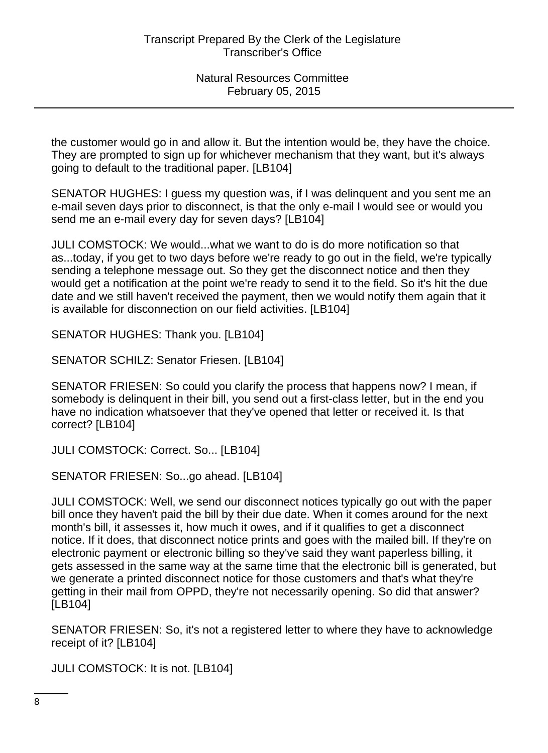the customer would go in and allow it. But the intention would be, they have the choice. They are prompted to sign up for whichever mechanism that they want, but it's always going to default to the traditional paper. [LB104]

SENATOR HUGHES: I guess my question was, if I was delinquent and you sent me an e-mail seven days prior to disconnect, is that the only e-mail I would see or would you send me an e-mail every day for seven days? [LB104]

JULI COMSTOCK: We would...what we want to do is do more notification so that as...today, if you get to two days before we're ready to go out in the field, we're typically sending a telephone message out. So they get the disconnect notice and then they would get a notification at the point we're ready to send it to the field. So it's hit the due date and we still haven't received the payment, then we would notify them again that it is available for disconnection on our field activities. [LB104]

SENATOR HUGHES: Thank you. [LB104]

SENATOR SCHILZ: Senator Friesen. [LB104]

SENATOR FRIESEN: So could you clarify the process that happens now? I mean, if somebody is delinquent in their bill, you send out a first-class letter, but in the end you have no indication whatsoever that they've opened that letter or received it. Is that correct? [LB104]

JULI COMSTOCK: Correct. So... [LB104]

SENATOR FRIESEN: So...go ahead. [LB104]

JULI COMSTOCK: Well, we send our disconnect notices typically go out with the paper bill once they haven't paid the bill by their due date. When it comes around for the next month's bill, it assesses it, how much it owes, and if it qualifies to get a disconnect notice. If it does, that disconnect notice prints and goes with the mailed bill. If they're on electronic payment or electronic billing so they've said they want paperless billing, it gets assessed in the same way at the same time that the electronic bill is generated, but we generate a printed disconnect notice for those customers and that's what they're getting in their mail from OPPD, they're not necessarily opening. So did that answer? [LB104]

SENATOR FRIESEN: So, it's not a registered letter to where they have to acknowledge receipt of it? [LB104]

JULI COMSTOCK: It is not. [LB104]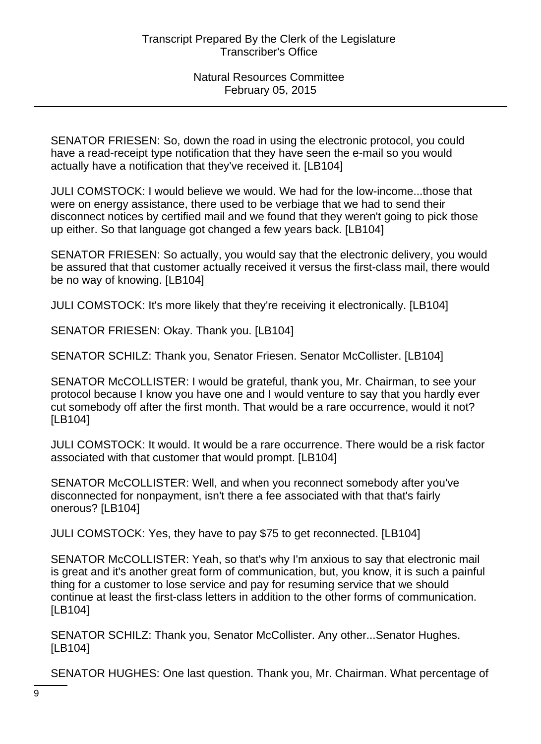SENATOR FRIESEN: So, down the road in using the electronic protocol, you could have a read-receipt type notification that they have seen the e-mail so you would actually have a notification that they've received it. [LB104]

JULI COMSTOCK: I would believe we would. We had for the low-income...those that were on energy assistance, there used to be verbiage that we had to send their disconnect notices by certified mail and we found that they weren't going to pick those up either. So that language got changed a few years back. [LB104]

SENATOR FRIESEN: So actually, you would say that the electronic delivery, you would be assured that that customer actually received it versus the first-class mail, there would be no way of knowing. [LB104]

JULI COMSTOCK: It's more likely that they're receiving it electronically. [LB104]

SENATOR FRIESEN: Okay. Thank you. [LB104]

SENATOR SCHILZ: Thank you, Senator Friesen. Senator McCollister. [LB104]

SENATOR McCOLLISTER: I would be grateful, thank you, Mr. Chairman, to see your protocol because I know you have one and I would venture to say that you hardly ever cut somebody off after the first month. That would be a rare occurrence, would it not? [LB104]

JULI COMSTOCK: It would. It would be a rare occurrence. There would be a risk factor associated with that customer that would prompt. [LB104]

SENATOR McCOLLISTER: Well, and when you reconnect somebody after you've disconnected for nonpayment, isn't there a fee associated with that that's fairly onerous? [LB104]

JULI COMSTOCK: Yes, they have to pay $75 to get reconnected. [LB104]

SENATOR McCOLLISTER: Yeah, so that's why I'm anxious to say that electronic mail is great and it's another great form of communication, but, you know, it is such a painful thing for a customer to lose service and pay for resuming service that we should continue at least the first-class letters in addition to the other forms of communication. [LB104]

SENATOR SCHILZ: Thank you, Senator McCollister. Any other...Senator Hughes. [LB104]

SENATOR HUGHES: One last question. Thank you, Mr. Chairman. What percentage of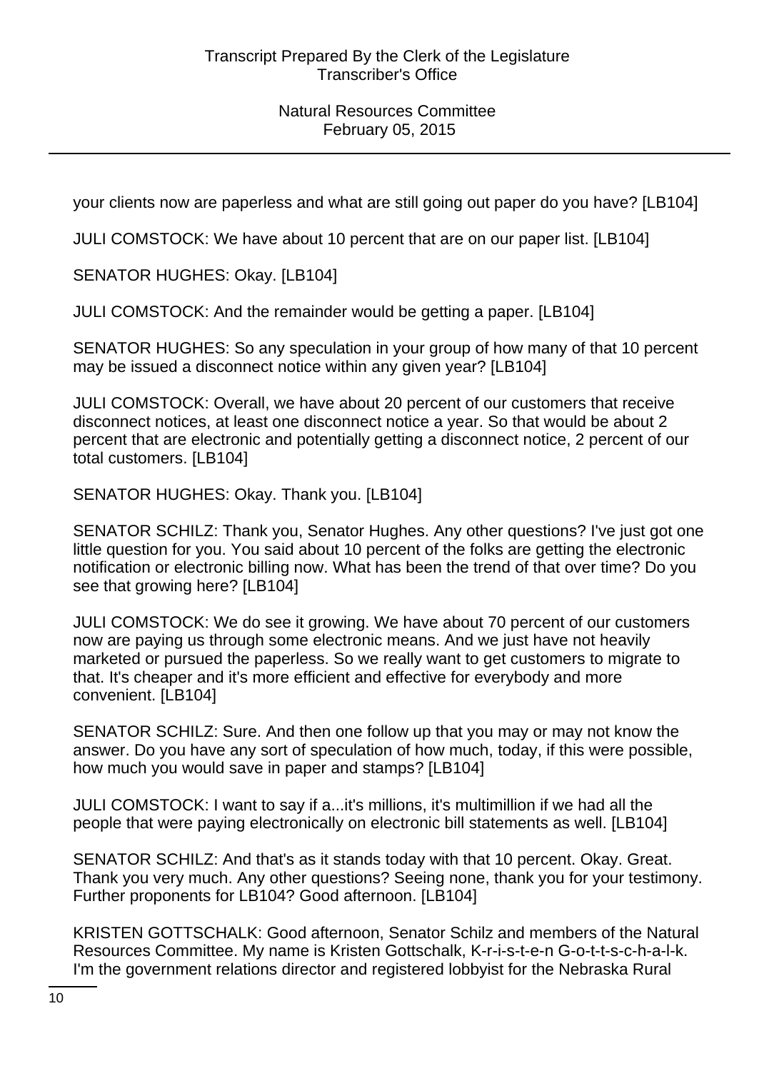your clients now are paperless and what are still going out paper do you have? [LB104]

JULI COMSTOCK: We have about 10 percent that are on our paper list. [LB104]

SENATOR HUGHES: Okay. [LB104]

JULI COMSTOCK: And the remainder would be getting a paper. [LB104]

SENATOR HUGHES: So any speculation in your group of how many of that 10 percent may be issued a disconnect notice within any given year? [LB104]

JULI COMSTOCK: Overall, we have about 20 percent of our customers that receive disconnect notices, at least one disconnect notice a year. So that would be about 2 percent that are electronic and potentially getting a disconnect notice, 2 percent of our total customers. [LB104]

SENATOR HUGHES: Okay. Thank you. [LB104]

SENATOR SCHILZ: Thank you, Senator Hughes. Any other questions? I've just got one little question for you. You said about 10 percent of the folks are getting the electronic notification or electronic billing now. What has been the trend of that over time? Do you see that growing here? [LB104]

JULI COMSTOCK: We do see it growing. We have about 70 percent of our customers now are paying us through some electronic means. And we just have not heavily marketed or pursued the paperless. So we really want to get customers to migrate to that. It's cheaper and it's more efficient and effective for everybody and more convenient. [LB104]

SENATOR SCHILZ: Sure. And then one follow up that you may or may not know the answer. Do you have any sort of speculation of how much, today, if this were possible, how much you would save in paper and stamps? [LB104]

JULI COMSTOCK: I want to say if a...it's millions, it's multimillion if we had all the people that were paying electronically on electronic bill statements as well. [LB104]

SENATOR SCHILZ: And that's as it stands today with that 10 percent. Okay. Great. Thank you very much. Any other questions? Seeing none, thank you for your testimony. Further proponents for LB104? Good afternoon. [LB104]

KRISTEN GOTTSCHALK: Good afternoon, Senator Schilz and members of the Natural Resources Committee. My name is Kristen Gottschalk, K-r-i-s-t-e-n G-o-t-t-s-c-h-a-l-k. I'm the government relations director and registered lobbyist for the Nebraska Rural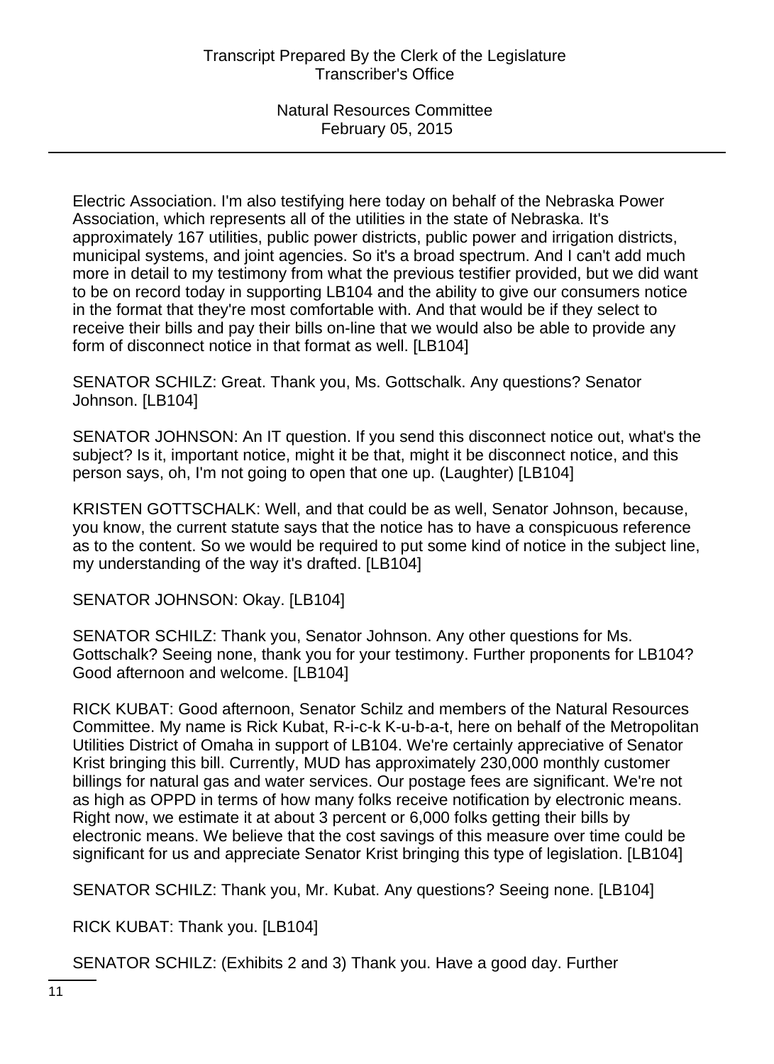Electric Association. I'm also testifying here today on behalf of the Nebraska Power Association, which represents all of the utilities in the state of Nebraska. It's approximately 167 utilities, public power districts, public power and irrigation districts, municipal systems, and joint agencies. So it's a broad spectrum. And I can't add much more in detail to my testimony from what the previous testifier provided, but we did want to be on record today in supporting LB104 and the ability to give our consumers notice in the format that they're most comfortable with. And that would be if they select to receive their bills and pay their bills on-line that we would also be able to provide any form of disconnect notice in that format as well. [LB104]

SENATOR SCHILZ: Great. Thank you, Ms. Gottschalk. Any questions? Senator Johnson. [LB104]

SENATOR JOHNSON: An IT question. If you send this disconnect notice out, what's the subject? Is it, important notice, might it be that, might it be disconnect notice, and this person says, oh, I'm not going to open that one up. (Laughter) [LB104]

KRISTEN GOTTSCHALK: Well, and that could be as well, Senator Johnson, because, you know, the current statute says that the notice has to have a conspicuous reference as to the content. So we would be required to put some kind of notice in the subject line, my understanding of the way it's drafted. [LB104]

SENATOR JOHNSON: Okay. [LB104]

SENATOR SCHILZ: Thank you, Senator Johnson. Any other questions for Ms. Gottschalk? Seeing none, thank you for your testimony. Further proponents for LB104? Good afternoon and welcome. [LB104]

RICK KUBAT: Good afternoon, Senator Schilz and members of the Natural Resources Committee. My name is Rick Kubat, R-i-c-k K-u-b-a-t, here on behalf of the Metropolitan Utilities District of Omaha in support of LB104. We're certainly appreciative of Senator Krist bringing this bill. Currently, MUD has approximately 230,000 monthly customer billings for natural gas and water services. Our postage fees are significant. We're not as high as OPPD in terms of how many folks receive notification by electronic means. Right now, we estimate it at about 3 percent or 6,000 folks getting their bills by electronic means. We believe that the cost savings of this measure over time could be significant for us and appreciate Senator Krist bringing this type of legislation. [LB104]

SENATOR SCHILZ: Thank you, Mr. Kubat. Any questions? Seeing none. [LB104]

RICK KUBAT: Thank you. [LB104]

SENATOR SCHILZ: (Exhibits 2 and 3) Thank you. Have a good day. Further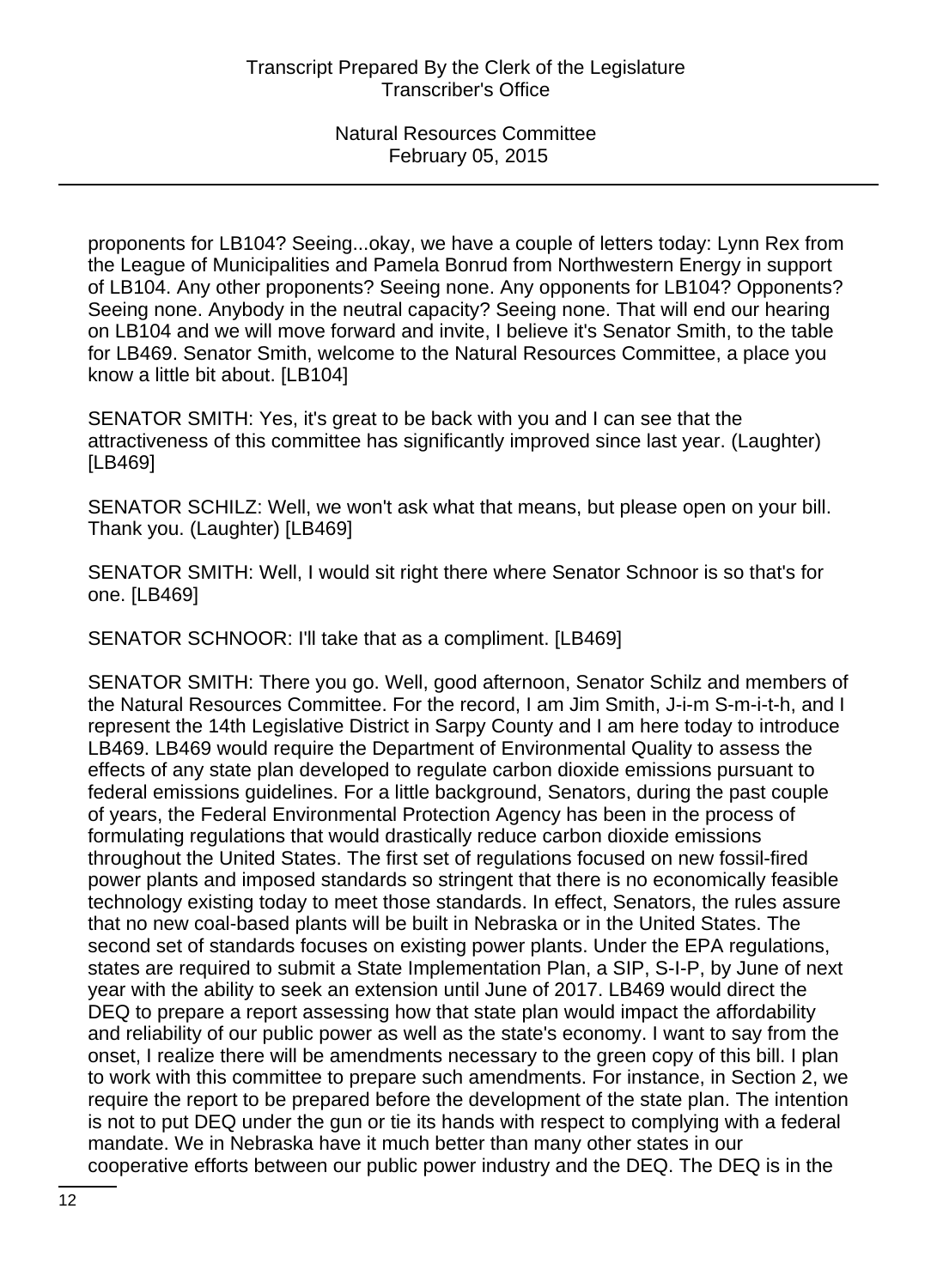proponents for LB104? Seeing...okay, we have a couple of letters today: Lynn Rex from the League of Municipalities and Pamela Bonrud from Northwestern Energy in support of LB104. Any other proponents? Seeing none. Any opponents for LB104? Opponents? Seeing none. Anybody in the neutral capacity? Seeing none. That will end our hearing on LB104 and we will move forward and invite, I believe it's Senator Smith, to the table for LB469. Senator Smith, welcome to the Natural Resources Committee, a place you know a little bit about. [LB104]

SENATOR SMITH: Yes, it's great to be back with you and I can see that the attractiveness of this committee has significantly improved since last year. (Laughter) [LB469]

SENATOR SCHILZ: Well, we won't ask what that means, but please open on your bill. Thank you. (Laughter) [LB469]

SENATOR SMITH: Well, I would sit right there where Senator Schnoor is so that's for one. [LB469]

SENATOR SCHNOOR: I'll take that as a compliment. [LB469]

SENATOR SMITH: There you go. Well, good afternoon, Senator Schilz and members of the Natural Resources Committee. For the record, I am Jim Smith, J-i-m S-m-i-t-h, and I represent the 14th Legislative District in Sarpy County and I am here today to introduce LB469. LB469 would require the Department of Environmental Quality to assess the effects of any state plan developed to regulate carbon dioxide emissions pursuant to federal emissions guidelines. For a little background, Senators, during the past couple of years, the Federal Environmental Protection Agency has been in the process of formulating regulations that would drastically reduce carbon dioxide emissions throughout the United States. The first set of regulations focused on new fossil-fired power plants and imposed standards so stringent that there is no economically feasible technology existing today to meet those standards. In effect, Senators, the rules assure that no new coal-based plants will be built in Nebraska or in the United States. The second set of standards focuses on existing power plants. Under the EPA regulations, states are required to submit a State Implementation Plan, a SIP, S-I-P, by June of next year with the ability to seek an extension until June of 2017. LB469 would direct the DEQ to prepare a report assessing how that state plan would impact the affordability and reliability of our public power as well as the state's economy. I want to say from the onset, I realize there will be amendments necessary to the green copy of this bill. I plan to work with this committee to prepare such amendments. For instance, in Section 2, we require the report to be prepared before the development of the state plan. The intention is not to put DEQ under the gun or tie its hands with respect to complying with a federal mandate. We in Nebraska have it much better than many other states in our cooperative efforts between our public power industry and the DEQ. The DEQ is in the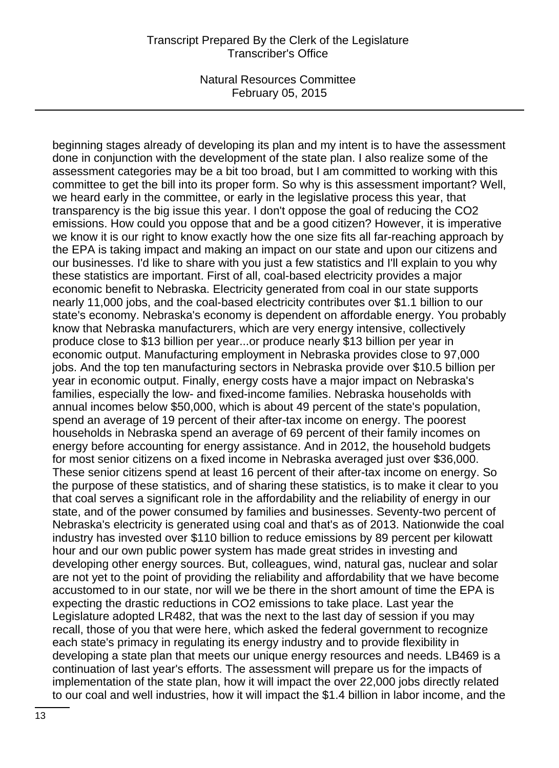beginning stages already of developing its plan and my intent is to have the assessment done in conjunction with the development of the state plan. I also realize some of the assessment categories may be a bit too broad, but I am committed to working with this committee to get the bill into its proper form. So why is this assessment important? Well, we heard early in the committee, or early in the legislative process this year, that transparency is the big issue this year. I don't oppose the goal of reducing the $CO_2$ emissions. How could you oppose that and be a good citizen? However, it is imperative we know it is our right to know exactly how the one size fits all far-reaching approach by the EPA is taking impact and making an impact on our state and upon our citizens and our businesses. I'd like to share with you just a few statistics and I'll explain to you why these statistics are important. First of all, coal-based electricity provides a major economic benefit to Nebraska. Electricity generated from coal in our state supports nearly 11,000 jobs, and the coal-based electricity contributes over $1.1 billion to our state's economy. Nebraska's economy is dependent on affordable energy. You probably know that Nebraska manufacturers, which are very energy intensive, collectively produce close to $13 billion per year...or produce nearly $13 billion per year in economic output. Manufacturing employment in Nebraska provides close to 97,000 jobs. And the top ten manufacturing sectors in Nebraska provide over $10.5 billion per year in economic output. Finally, energy costs have a major impact on Nebraska's families, especially the low- and fixed-income families. Nebraska households with annual incomes below $50,000, which is about 49 percent of the state's population, spend an average of 19 percent of their after-tax income on energy. The poorest households in Nebraska spend an average of 69 percent of their family incomes on energy before accounting for energy assistance. And in 2012, the household budgets for most senior citizens on a fixed income in Nebraska averaged just over $36,000. These senior citizens spend at least 16 percent of their after-tax income on energy. So the purpose of these statistics, and of sharing these statistics, is to make it clear to you that coal serves a significant role in the affordability and the reliability of energy in our state, and of the power consumed by families and businesses. Seventy-two percent of Nebraska's electricity is generated using coal and that's as of 2013. Nationwide the coal industry has invested over $110 billion to reduce emissions by 89 percent per kilowatt hour and our own public power system has made great strides in investing and developing other energy sources. But, colleagues, wind, natural gas, nuclear and solar are not yet to the point of providing the reliability and affordability that we have become accustomed to in our state, nor will we be there in the short amount of time the EPA is expecting the drastic reductions in $CO_2$ emissions to take place. Last year the Legislature adopted LR482, that was the next to the last day of session if you may recall, those of you that were here, which asked the federal government to recognize each state's primacy in regulating its energy industry and to provide flexibility in developing a state plan that meets our unique energy resources and needs. LB469 is a continuation of last year's efforts. The assessment will prepare us for the impacts of implementation of the state plan, how it will impact the over 22,000 jobs directly related to our coal and well industries, how it will impact the $1.4 billion in labor income, and the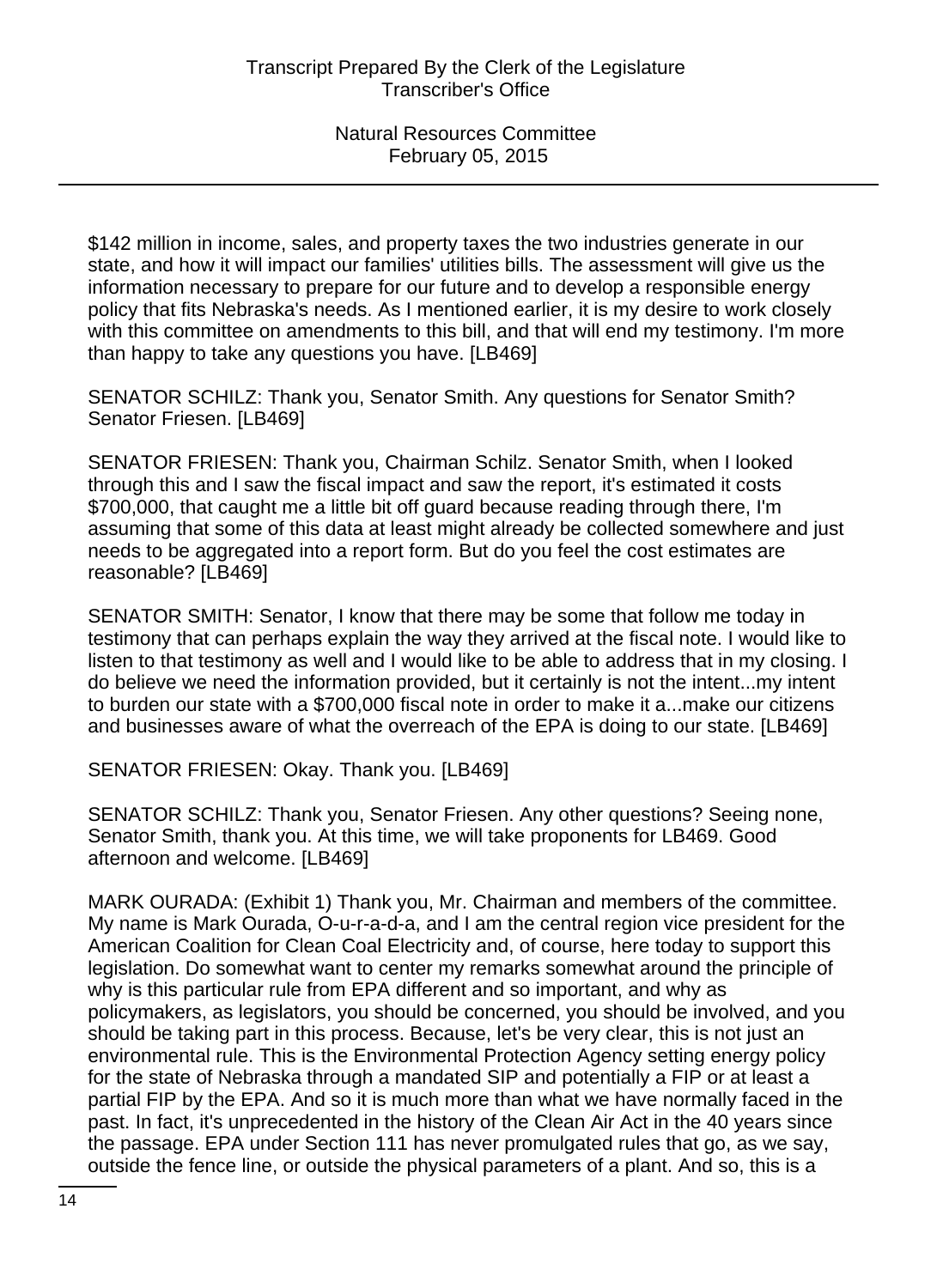$142 million in income, sales, and property taxes the two industries generate in our state, and how it will impact our families' utilities bills. The assessment will give us the information necessary to prepare for our future and to develop a responsible energy policy that fits Nebraska's needs. As I mentioned earlier, it is my desire to work closely with this committee on amendments to this bill, and that will end my testimony. I'm more than happy to take any questions you have. [LB469]

SENATOR SCHILZ: Thank you, Senator Smith. Any questions for Senator Smith? Senator Friesen. [LB469]

SENATOR FRIESEN: Thank you, Chairman Schilz. Senator Smith, when I looked through this and I saw the fiscal impact and saw the report, it's estimated it costs $700,000, that caught me a little bit off guard because reading through there, I'm assuming that some of this data at least might already be collected somewhere and just needs to be aggregated into a report form. But do you feel the cost estimates are reasonable? [LB469]

SENATOR SMITH: Senator, I know that there may be some that follow me today in testimony that can perhaps explain the way they arrived at the fiscal note. I would like to listen to that testimony as well and I would like to be able to address that in my closing. I do believe we need the information provided, but it certainly is not the intent...my intent to burden our state with a $700,000 fiscal note in order to make it a...make our citizens and businesses aware of what the overreach of the EPA is doing to our state. [LB469]

SENATOR FRIESEN: Okay. Thank you. [LB469]

SENATOR SCHILZ: Thank you, Senator Friesen. Any other questions? Seeing none, Senator Smith, thank you. At this time, we will take proponents for LB469. Good afternoon and welcome. [LB469]

MARK OURADA: (Exhibit 1) Thank you, Mr. Chairman and members of the committee. My name is Mark Ourada, O-u-r-a-d-a, and I am the central region vice president for the American Coalition for Clean Coal Electricity and, of course, here today to support this legislation. Do somewhat want to center my remarks somewhat around the principle of why is this particular rule from EPA different and so important, and why as policymakers, as legislators, you should be concerned, you should be involved, and you should be taking part in this process. Because, let's be very clear, this is not just an environmental rule. This is the Environmental Protection Agency setting energy policy for the state of Nebraska through a mandated SIP and potentially a FIP or at least a partial FIP by the EPA. And so it is much more than what we have normally faced in the past. In fact, it's unprecedented in the history of the Clean Air Act in the 40 years since the passage. EPA under Section 111 has never promulgated rules that go, as we say, outside the fence line, or outside the physical parameters of a plant. And so, this is a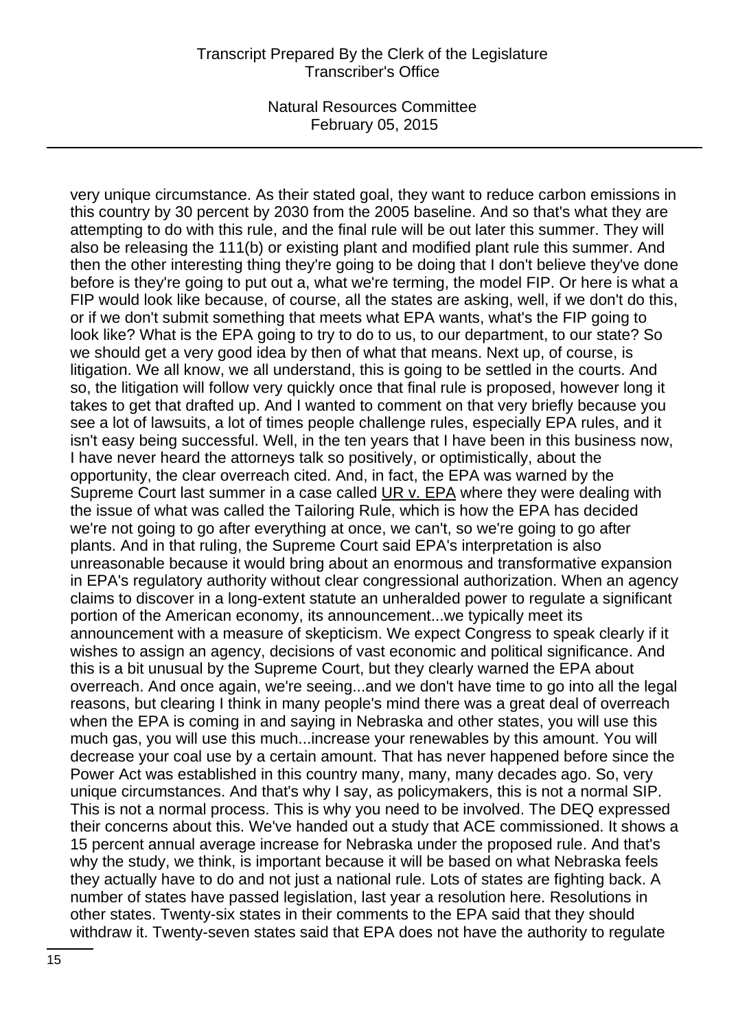very unique circumstance. As their stated goal, they want to reduce carbon emissions in this country by 30 percent by 2030 from the 2005 baseline. And so that's what they are attempting to do with this rule, and the final rule will be out later this summer. They will also be releasing the 111(b) or existing plant and modified plant rule this summer. And then the other interesting thing they're going to be doing that I don't believe they've done before is they're going to put out a, what we're terming, the model FIP. Or here is what a FIP would look like because, of course, all the states are asking, well, if we don't do this, or if we don't submit something that meets what EPA wants, what's the FIP going to look like? What is the EPA going to try to do to us, to our department, to our state? So we should get a very good idea by then of what that means. Next up, of course, is litigation. We all know, we all understand, this is going to be settled in the courts. And so, the litigation will follow very quickly once that final rule is proposed, however long it takes to get that drafted up. And I wanted to comment on that very briefly because you see a lot of lawsuits, a lot of times people challenge rules, especially EPA rules, and it isn't easy being successful. Well, in the ten years that I have been in this business now, I have never heard the attorneys talk so positively, or optimistically, about the opportunity, the clear overreach cited. And, in fact, the EPA was warned by the Supreme Court last summer in a case called UR v. EPA where they were dealing with the issue of what was called the Tailoring Rule, which is how the EPA has decided we're not going to go after everything at once, we can't, so we're going to go after plants. And in that ruling, the Supreme Court said EPA's interpretation is also unreasonable because it would bring about an enormous and transformative expansion in EPA's regulatory authority without clear congressional authorization. When an agency claims to discover in a long-extent statute an unheralded power to regulate a significant portion of the American economy, its announcement...we typically meet its announcement with a measure of skepticism. We expect Congress to speak clearly if it wishes to assign an agency, decisions of vast economic and political significance. And this is a bit unusual by the Supreme Court, but they clearly warned the EPA about overreach. And once again, we're seeing...and we don't have time to go into all the legal reasons, but clearing I think in many people's mind there was a great deal of overreach when the EPA is coming in and saying in Nebraska and other states, you will use this much gas, you will use this much...increase your renewables by this amount. You will decrease your coal use by a certain amount. That has never happened before since the Power Act was established in this country many, many, many decades ago. So, very unique circumstances. And that's why I say, as policymakers, this is not a normal SIP. This is not a normal process. This is why you need to be involved. The DEQ expressed their concerns about this. We've handed out a study that ACE commissioned. It shows a 15 percent annual average increase for Nebraska under the proposed rule. And that's why the study, we think, is important because it will be based on what Nebraska feels they actually have to do and not just a national rule. Lots of states are fighting back. A number of states have passed legislation, last year a resolution here. Resolutions in other states. Twenty-six states in their comments to the EPA said that they should withdraw it. Twenty-seven states said that EPA does not have the authority to regulate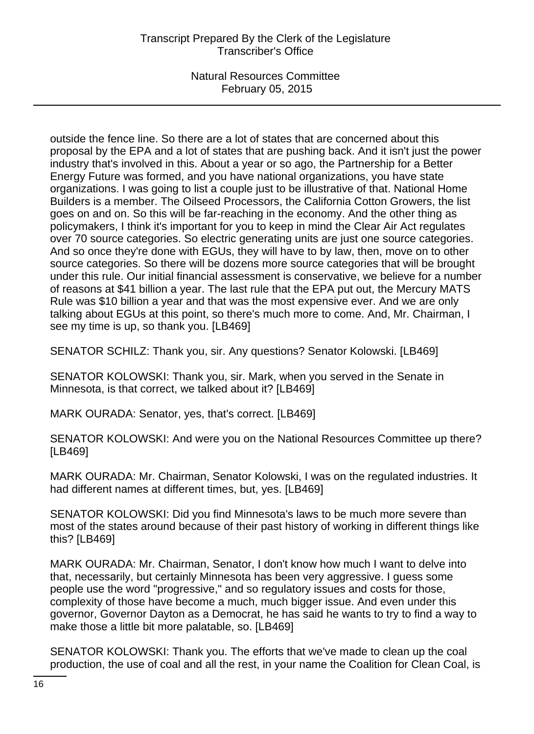outside the fence line. So there are a lot of states that are concerned about this proposal by the EPA and a lot of states that are pushing back. And it isn't just the power industry that's involved in this. About a year or so ago, the Partnership for a Better Energy Future was formed, and you have national organizations, you have state organizations. I was going to list a couple just to be illustrative of that. National Home Builders is a member. The Oilseed Processors, the California Cotton Growers, the list goes on and on. So this will be far-reaching in the economy. And the other thing as policymakers, I think it's important for you to keep in mind the Clear Air Act regulates over 70 source categories. So electric generating units are just one source categories. And so once they're done with EGUs, they will have to by law, then, move on to other source categories. So there will be dozens more source categories that will be brought under this rule. Our initial financial assessment is conservative, we believe for a number of reasons at $41 billion a year. The last rule that the EPA put out, the Mercury MATS Rule was $10 billion a year and that was the most expensive ever. And we are only talking about EGUs at this point, so there's much more to come. And, Mr. Chairman, I see my time is up, so thank you. [LB469]

SENATOR SCHILZ: Thank you, sir. Any questions? Senator Kolowski. [LB469]

SENATOR KOLOWSKI: Thank you, sir. Mark, when you served in the Senate in Minnesota, is that correct, we talked about it? [LB469]

MARK OURADA: Senator, yes, that's correct. [LB469]

SENATOR KOLOWSKI: And were you on the National Resources Committee up there? [LB469]

MARK OURADA: Mr. Chairman, Senator Kolowski, I was on the regulated industries. It had different names at different times, but, yes. [LB469]

SENATOR KOLOWSKI: Did you find Minnesota's laws to be much more severe than most of the states around because of their past history of working in different things like this? [LB469]

MARK OURADA: Mr. Chairman, Senator, I don't know how much I want to delve into that, necessarily, but certainly Minnesota has been very aggressive. I guess some people use the word "progressive," and so regulatory issues and costs for those, complexity of those have become a much, much bigger issue. And even under this governor, Governor Dayton as a Democrat, he has said he wants to try to find a way to make those a little bit more palatable, so. [LB469]

SENATOR KOLOWSKI: Thank you. The efforts that we've made to clean up the coal production, the use of coal and all the rest, in your name the Coalition for Clean Coal, is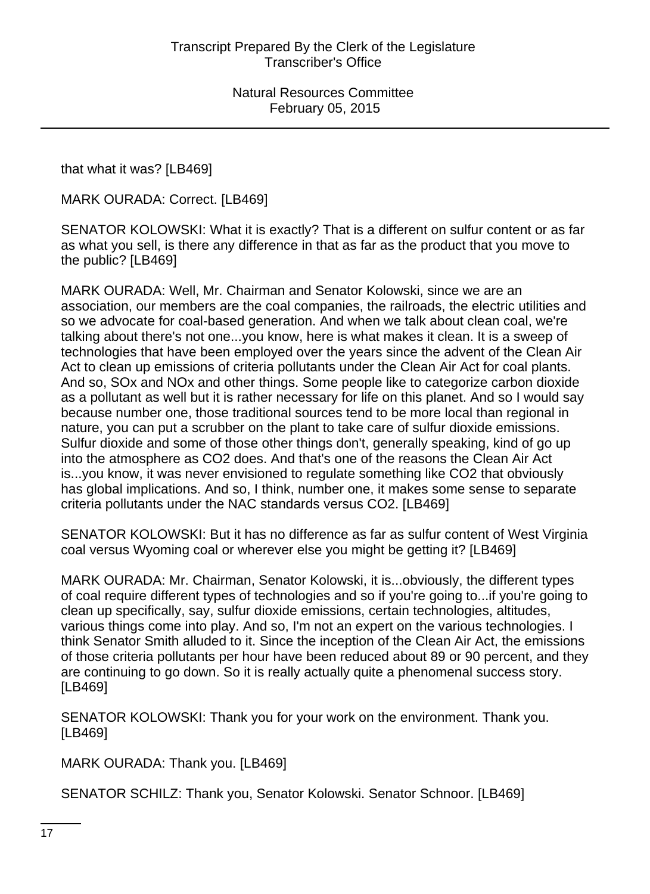that what it was? [LB469]

MARK OURADA: Correct. [LB469]

SENATOR KOLOWSKI: What it is exactly? That is a different on sulfur content or as far as what you sell, is there any difference in that as far as the product that you move to the public? [LB469]

MARK OURADA: Well, Mr. Chairman and Senator Kolowski, since we are an association, our members are the coal companies, the railroads, the electric utilities and so we advocate for coal-based generation. And when we talk about clean coal, we're talking about there's not one...you know, here is what makes it clean. It is a sweep of technologies that have been employed over the years since the advent of the Clean Air Act to clean up emissions of criteria pollutants under the Clean Air Act for coal plants. And so, SOx and NOx and other things. Some people like to categorize carbon dioxide as a pollutant as well but it is rather necessary for life on this planet. And so I would say because number one, those traditional sources tend to be more local than regional in nature, you can put a scrubber on the plant to take care of sulfur dioxide emissions. Sulfur dioxide and some of those other things don't, generally speaking, kind of go up into the atmosphere as $CO_2$ does. And that's one of the reasons the Clean Air Act is...you know, it was never envisioned to regulate something like $CO_2$ that obviously has global implications. And so, I think, number one, it makes some sense to separate criteria pollutants under the NAC standards versus $CO_2$. [LB469]

SENATOR KOLOWSKI: But it has no difference as far as sulfur content of West Virginia coal versus Wyoming coal or wherever else you might be getting it? [LB469]

MARK OURADA: Mr. Chairman, Senator Kolowski, it is...obviously, the different types of coal require different types of technologies and so if you're going to...if you're going to clean up specifically, say, sulfur dioxide emissions, certain technologies, altitudes, various things come into play. And so, I'm not an expert on the various technologies. I think Senator Smith alluded to it. Since the inception of the Clean Air Act, the emissions of those criteria pollutants per hour have been reduced about 89 or 90 percent, and they are continuing to go down. So it is really actually quite a phenomenal success story. [LB469]

SENATOR KOLOWSKI: Thank you for your work on the environment. Thank you. [LB469]

MARK OURADA: Thank you. [LB469]

SENATOR SCHILZ: Thank you, Senator Kolowski. Senator Schnoor. [LB469]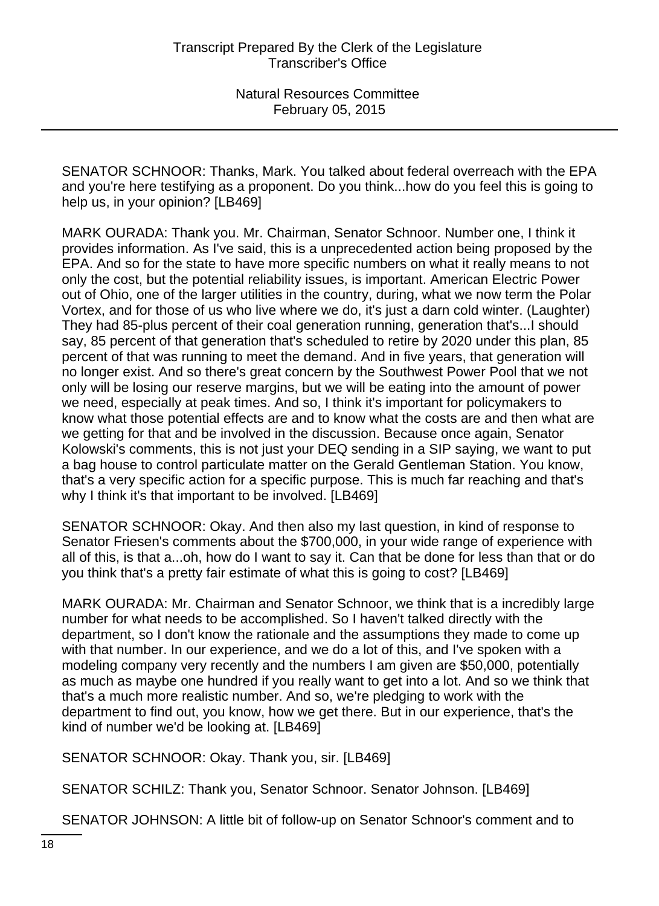SENATOR SCHNOOR: Thanks, Mark. You talked about federal overreach with the EPA and you're here testifying as a proponent. Do you think...how do you feel this is going to help us, in your opinion? [LB469]

MARK OURADA: Thank you. Mr. Chairman, Senator Schnoor. Number one, I think it provides information. As I've said, this is a unprecedented action being proposed by the EPA. And so for the state to have more specific numbers on what it really means to not only the cost, but the potential reliability issues, is important. American Electric Power out of Ohio, one of the larger utilities in the country, during, what we now term the Polar Vortex, and for those of us who live where we do, it's just a darn cold winter. (Laughter) They had 85-plus percent of their coal generation running, generation that's...I should say, 85 percent of that generation that's scheduled to retire by 2020 under this plan, 85 percent of that was running to meet the demand. And in five years, that generation will no longer exist. And so there's great concern by the Southwest Power Pool that we not only will be losing our reserve margins, but we will be eating into the amount of power we need, especially at peak times. And so, I think it's important for policymakers to know what those potential effects are and to know what the costs are and then what are we getting for that and be involved in the discussion. Because once again, Senator Kolowski's comments, this is not just your DEQ sending in a SIP saying, we want to put a bag house to control particulate matter on the Gerald Gentleman Station. You know, that's a very specific action for a specific purpose. This is much far reaching and that's why I think it's that important to be involved. [LB469]

SENATOR SCHNOOR: Okay. And then also my last question, in kind of response to Senator Friesen's comments about the $700,000, in your wide range of experience with all of this, is that a...oh, how do I want to say it. Can that be done for less than that or do you think that's a pretty fair estimate of what this is going to cost? [LB469]

MARK OURADA: Mr. Chairman and Senator Schnoor, we think that is a incredibly large number for what needs to be accomplished. So I haven't talked directly with the department, so I don't know the rationale and the assumptions they made to come up with that number. In our experience, and we do a lot of this, and I've spoken with a modeling company very recently and the numbers I am given are $50,000, potentially as much as maybe one hundred if you really want to get into a lot. And so we think that that's a much more realistic number. And so, we're pledging to work with the department to find out, you know, how we get there. But in our experience, that's the kind of number we'd be looking at. [LB469]

SENATOR SCHNOOR: Okay. Thank you, sir. [LB469]

SENATOR SCHILZ: Thank you, Senator Schnoor. Senator Johnson. [LB469]

SENATOR JOHNSON: A little bit of follow-up on Senator Schnoor's comment and to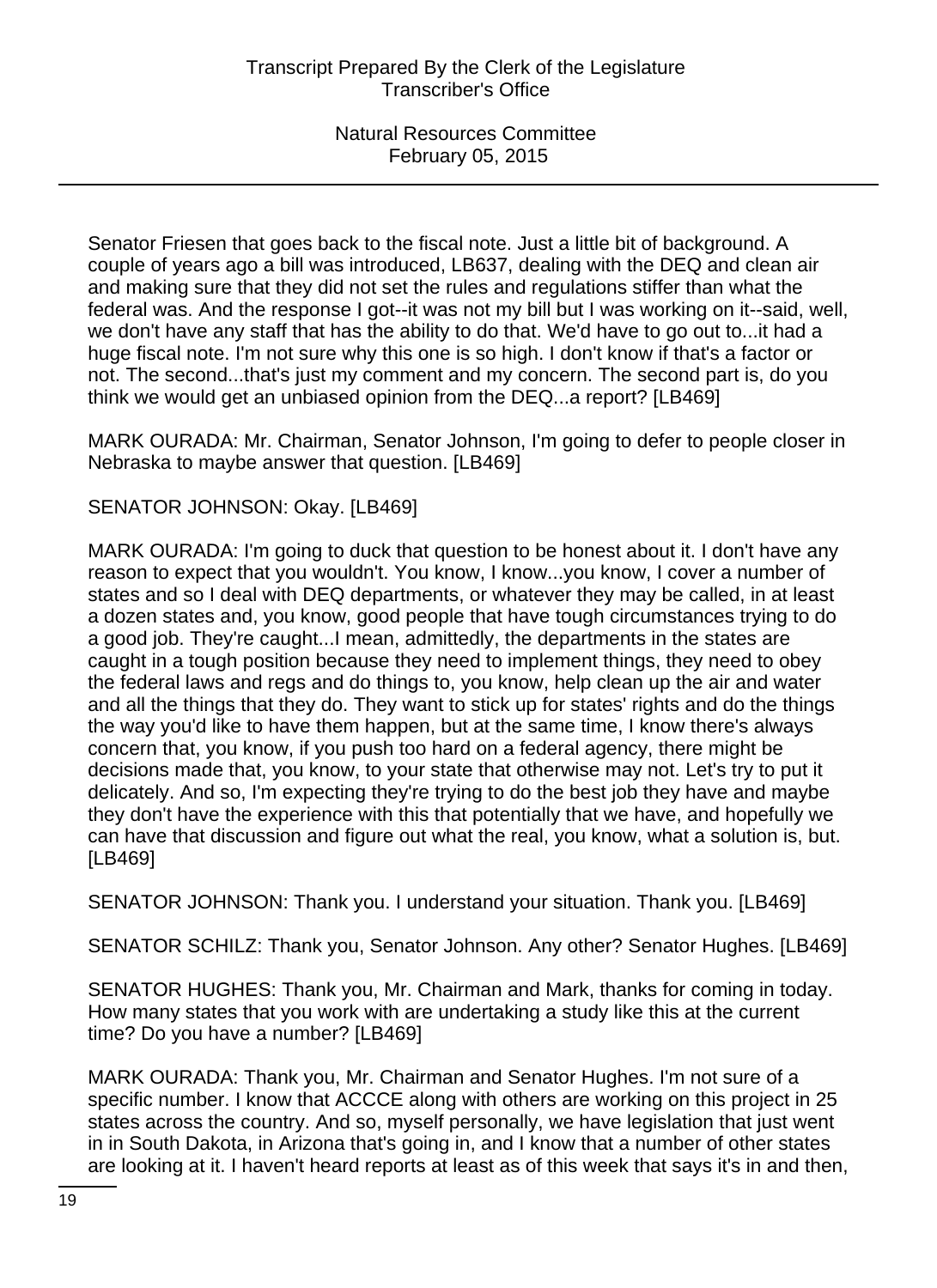Senator Friesen that goes back to the fiscal note. Just a little bit of background. A couple of years ago a bill was introduced, LB637, dealing with the DEQ and clean air and making sure that they did not set the rules and regulations stiffer than what the federal was. And the response I got--it was not my bill but I was working on it--said, well, we don't have any staff that has the ability to do that. We'd have to go out to...it had a huge fiscal note. I'm not sure why this one is so high. I don't know if that's a factor or not. The second...that's just my comment and my concern. The second part is, do you think we would get an unbiased opinion from the DEQ...a report? [LB469]

MARK OURADA: Mr. Chairman, Senator Johnson, I'm going to defer to people closer in Nebraska to maybe answer that question. [LB469]

SENATOR JOHNSON: Okay. [LB469]

MARK OURADA: I'm going to duck that question to be honest about it. I don't have any reason to expect that you wouldn't. You know, I know...you know, I cover a number of states and so I deal with DEQ departments, or whatever they may be called, in at least a dozen states and, you know, good people that have tough circumstances trying to do a good job. They're caught...I mean, admittedly, the departments in the states are caught in a tough position because they need to implement things, they need to obey the federal laws and regs and do things to, you know, help clean up the air and water and all the things that they do. They want to stick up for states' rights and do the things the way you'd like to have them happen, but at the same time, I know there's always concern that, you know, if you push too hard on a federal agency, there might be decisions made that, you know, to your state that otherwise may not. Let's try to put it delicately. And so, I'm expecting they're trying to do the best job they have and maybe they don't have the experience with this that potentially that we have, and hopefully we can have that discussion and figure out what the real, you know, what a solution is, but. [LB469]

SENATOR JOHNSON: Thank you. I understand your situation. Thank you. [LB469]

SENATOR SCHILZ: Thank you, Senator Johnson. Any other? Senator Hughes. [LB469]

SENATOR HUGHES: Thank you, Mr. Chairman and Mark, thanks for coming in today. How many states that you work with are undertaking a study like this at the current time? Do you have a number? [LB469]

MARK OURADA: Thank you, Mr. Chairman and Senator Hughes. I'm not sure of a specific number. I know that ACCCE along with others are working on this project in 25 states across the country. And so, myself personally, we have legislation that just went in in South Dakota, in Arizona that's going in, and I know that a number of other states are looking at it. I haven't heard reports at least as of this week that says it's in and then,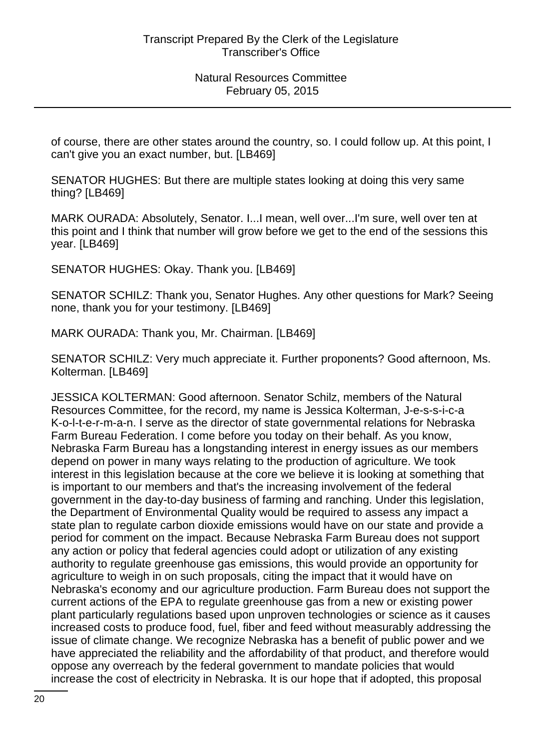of course, there are other states around the country, so. I could follow up. At this point, I can't give you an exact number, but. [LB469]

SENATOR HUGHES: But there are multiple states looking at doing this very same thing? [LB469]

MARK OURADA: Absolutely, Senator. I...I mean, well over...I'm sure, well over ten at this point and I think that number will grow before we get to the end of the sessions this year. [LB469]

SENATOR HUGHES: Okay. Thank you. [LB469]

SENATOR SCHILZ: Thank you, Senator Hughes. Any other questions for Mark? Seeing none, thank you for your testimony. [LB469]

MARK OURADA: Thank you, Mr. Chairman. [LB469]

SENATOR SCHILZ: Very much appreciate it. Further proponents? Good afternoon, Ms. Kolterman. [LB469]

JESSICA KOLTERMAN: Good afternoon. Senator Schilz, members of the Natural Resources Committee, for the record, my name is Jessica Kolterman, J-e-s-s-i-c-a K-o-l-t-e-r-m-a-n. I serve as the director of state governmental relations for Nebraska Farm Bureau Federation. I come before you today on their behalf. As you know, Nebraska Farm Bureau has a longstanding interest in energy issues as our members depend on power in many ways relating to the production of agriculture. We took interest in this legislation because at the core we believe it is looking at something that is important to our members and that's the increasing involvement of the federal government in the day-to-day business of farming and ranching. Under this legislation, the Department of Environmental Quality would be required to assess any impact a state plan to regulate carbon dioxide emissions would have on our state and provide a period for comment on the impact. Because Nebraska Farm Bureau does not support any action or policy that federal agencies could adopt or utilization of any existing authority to regulate greenhouse gas emissions, this would provide an opportunity for agriculture to weigh in on such proposals, citing the impact that it would have on Nebraska's economy and our agriculture production. Farm Bureau does not support the current actions of the EPA to regulate greenhouse gas from a new or existing power plant particularly regulations based upon unproven technologies or science as it causes increased costs to produce food, fuel, fiber and feed without measurably addressing the issue of climate change. We recognize Nebraska has a benefit of public power and we have appreciated the reliability and the affordability of that product, and therefore would oppose any overreach by the federal government to mandate policies that would increase the cost of electricity in Nebraska. It is our hope that if adopted, this proposal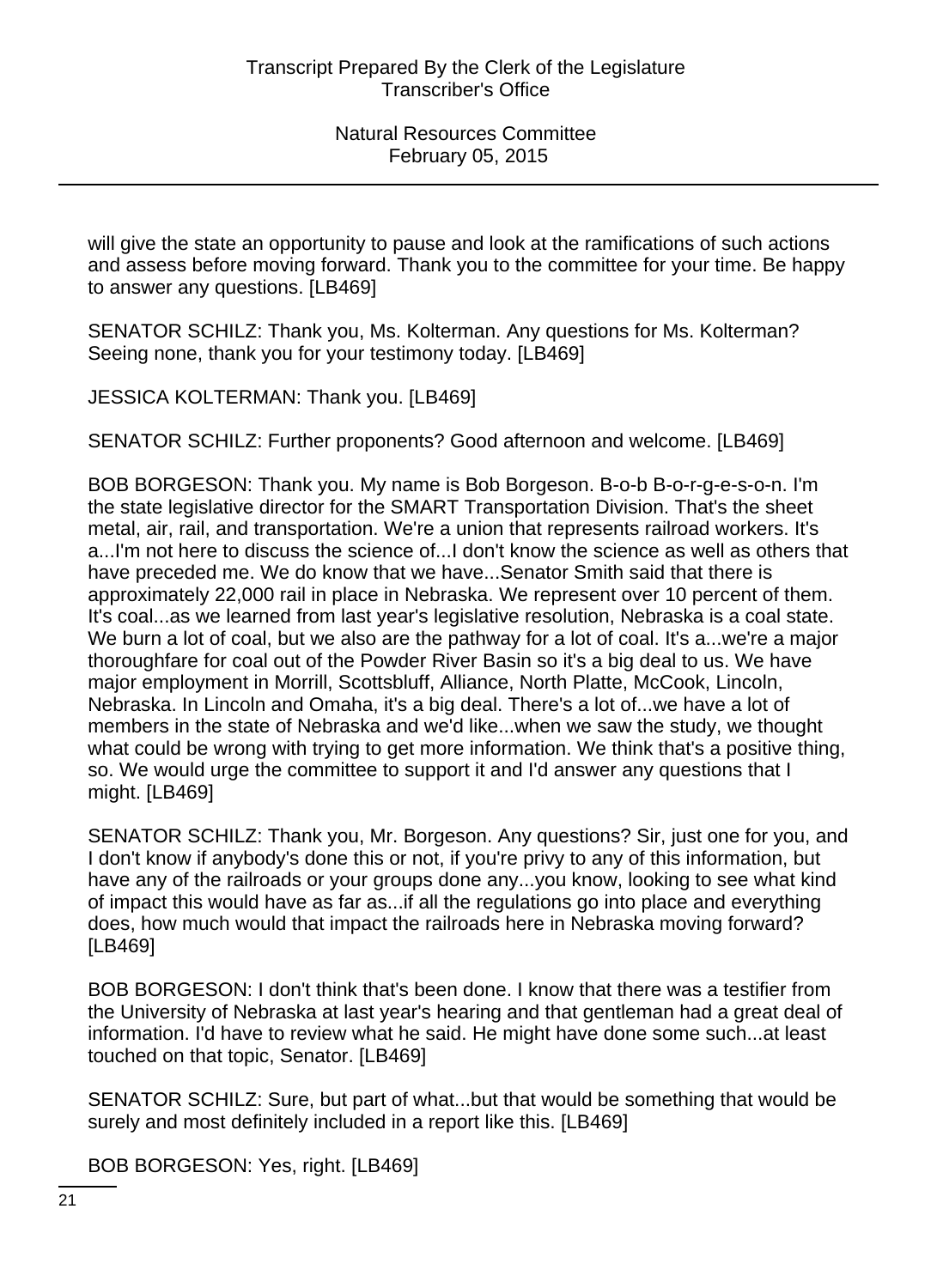will give the state an opportunity to pause and look at the ramifications of such actions and assess before moving forward. Thank you to the committee for your time. Be happy to answer any questions. [LB469]

SENATOR SCHILZ: Thank you, Ms. Kolterman. Any questions for Ms. Kolterman? Seeing none, thank you for your testimony today. [LB469]

JESSICA KOLTERMAN: Thank you. [LB469]

SENATOR SCHILZ: Further proponents? Good afternoon and welcome. [LB469]

BOB BORGESON: Thank you. My name is Bob Borgeson. B-o-b B-o-r-g-e-s-o-n. I'm the state legislative director for the SMART Transportation Division. That's the sheet metal, air, rail, and transportation. We're a union that represents railroad workers. It's a...I'm not here to discuss the science of...I don't know the science as well as others that have preceded me. We do know that we have...Senator Smith said that there is approximately 22,000 rail in place in Nebraska. We represent over 10 percent of them. It's coal...as we learned from last year's legislative resolution, Nebraska is a coal state. We burn a lot of coal, but we also are the pathway for a lot of coal. It's a...we're a major thoroughfare for coal out of the Powder River Basin so it's a big deal to us. We have major employment in Morrill, Scottsbluff, Alliance, North Platte, McCook, Lincoln, Nebraska. In Lincoln and Omaha, it's a big deal. There's a lot of...we have a lot of members in the state of Nebraska and we'd like...when we saw the study, we thought what could be wrong with trying to get more information. We think that's a positive thing, so. We would urge the committee to support it and I'd answer any questions that I might. [LB469]

SENATOR SCHILZ: Thank you, Mr. Borgeson. Any questions? Sir, just one for you, and I don't know if anybody's done this or not, if you're privy to any of this information, but have any of the railroads or your groups done any...you know, looking to see what kind of impact this would have as far as...if all the regulations go into place and everything does, how much would that impact the railroads here in Nebraska moving forward? [LB469]

BOB BORGESON: I don't think that's been done. I know that there was a testifier from the University of Nebraska at last year's hearing and that gentleman had a great deal of information. I'd have to review what he said. He might have done some such...at least touched on that topic, Senator. [LB469]

SENATOR SCHILZ: Sure, but part of what...but that would be something that would be surely and most definitely included in a report like this. [LB469]

BOB BORGESON: Yes, right. [LB469]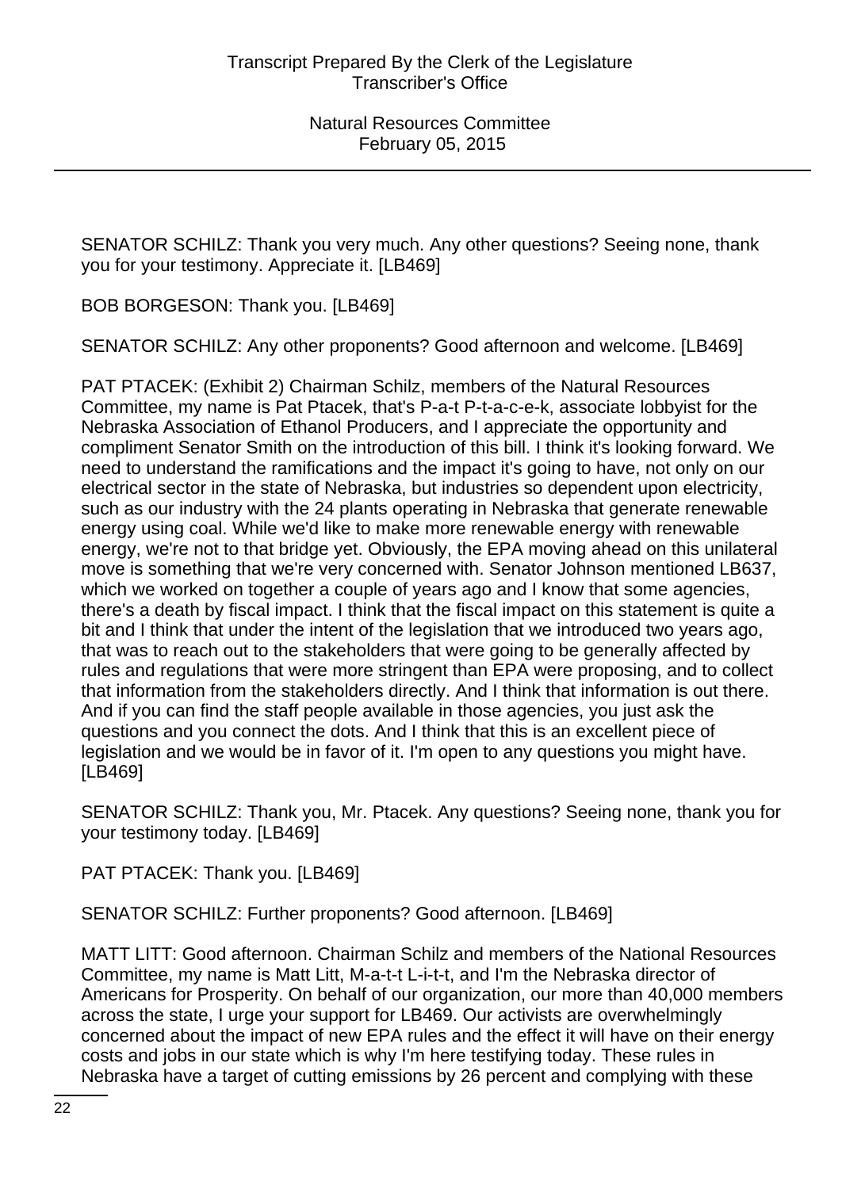SENATOR SCHILZ: Thank you very much. Any other questions? Seeing none, thank you for your testimony. Appreciate it. [LB469]

BOB BORGESON: Thank you. [LB469]

SENATOR SCHILZ: Any other proponents? Good afternoon and welcome. [LB469]

PAT PTACEK: (Exhibit 2) Chairman Schilz, members of the Natural Resources Committee, my name is Pat Ptacek, that's P-a-t P-t-a-c-e-k, associate lobbyist for the Nebraska Association of Ethanol Producers, and I appreciate the opportunity and compliment Senator Smith on the introduction of this bill. I think it's looking forward. We need to understand the ramifications and the impact it's going to have, not only on our electrical sector in the state of Nebraska, but industries so dependent upon electricity, such as our industry with the 24 plants operating in Nebraska that generate renewable energy using coal. While we'd like to make more renewable energy with renewable energy, we're not to that bridge yet. Obviously, the EPA moving ahead on this unilateral move is something that we're very concerned with. Senator Johnson mentioned LB637, which we worked on together a couple of years ago and I know that some agencies, there's a death by fiscal impact. I think that the fiscal impact on this statement is quite a bit and I think that under the intent of the legislation that we introduced two years ago, that was to reach out to the stakeholders that were going to be generally affected by rules and regulations that were more stringent than EPA were proposing, and to collect that information from the stakeholders directly. And I think that information is out there. And if you can find the staff people available in those agencies, you just ask the questions and you connect the dots. And I think that this is an excellent piece of legislation and we would be in favor of it. I'm open to any questions you might have. [LB469]

SENATOR SCHILZ: Thank you, Mr. Ptacek. Any questions? Seeing none, thank you for your testimony today. [LB469]

PAT PTACEK: Thank you. [LB469]

SENATOR SCHILZ: Further proponents? Good afternoon. [LB469]

MATT LITT: Good afternoon. Chairman Schilz and members of the National Resources Committee, my name is Matt Litt, M-a-t-t L-i-t-t, and I'm the Nebraska director of Americans for Prosperity. On behalf of our organization, our more than 40,000 members across the state, I urge your support for LB469. Our activists are overwhelmingly concerned about the impact of new EPA rules and the effect it will have on their energy costs and jobs in our state which is why I'm here testifying today. These rules in Nebraska have a target of cutting emissions by 26 percent and complying with these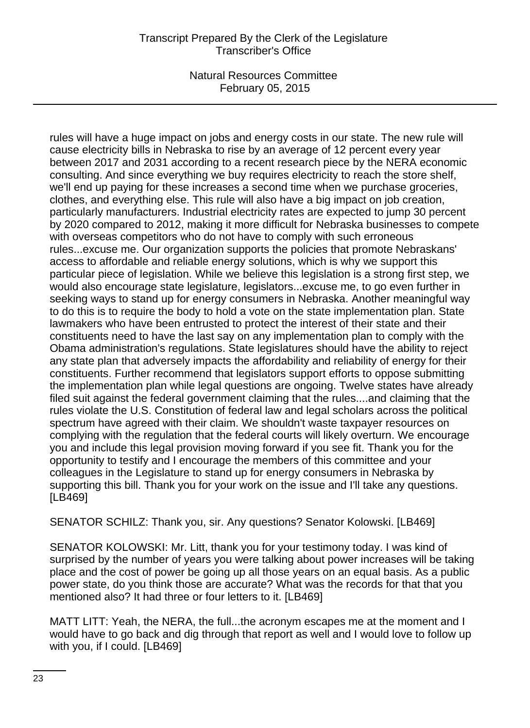rules will have a huge impact on jobs and energy costs in our state. The new rule will cause electricity bills in Nebraska to rise by an average of 12 percent every year between 2017 and 2031 according to a recent research piece by the NERA economic consulting. And since everything we buy requires electricity to reach the store shelf, we'll end up paying for these increases a second time when we purchase groceries, clothes, and everything else. This rule will also have a big impact on job creation, particularly manufacturers. Industrial electricity rates are expected to jump 30 percent by 2020 compared to 2012, making it more difficult for Nebraska businesses to compete with overseas competitors who do not have to comply with such erroneous rules...excuse me. Our organization supports the policies that promote Nebraskans' access to affordable and reliable energy solutions, which is why we support this particular piece of legislation. While we believe this legislation is a strong first step, we would also encourage state legislature, legislators...excuse me, to go even further in seeking ways to stand up for energy consumers in Nebraska. Another meaningful way to do this is to require the body to hold a vote on the state implementation plan. State lawmakers who have been entrusted to protect the interest of their state and their constituents need to have the last say on any implementation plan to comply with the Obama administration's regulations. State legislatures should have the ability to reject any state plan that adversely impacts the affordability and reliability of energy for their constituents. Further recommend that legislators support efforts to oppose submitting the implementation plan while legal questions are ongoing. Twelve states have already filed suit against the federal government claiming that the rules....and claiming that the rules violate the U.S. Constitution of federal law and legal scholars across the political spectrum have agreed with their claim. We shouldn't waste taxpayer resources on complying with the regulation that the federal courts will likely overturn. We encourage you and include this legal provision moving forward if you see fit. Thank you for the opportunity to testify and I encourage the members of this committee and your colleagues in the Legislature to stand up for energy consumers in Nebraska by supporting this bill. Thank you for your work on the issue and I'll take any questions. [LB469]

SENATOR SCHILZ: Thank you, sir. Any questions? Senator Kolowski. [LB469]

SENATOR KOLOWSKI: Mr. Litt, thank you for your testimony today. I was kind of surprised by the number of years you were talking about power increases will be taking place and the cost of power be going up all those years on an equal basis. As a public power state, do you think those are accurate? What was the records for that that you mentioned also? It had three or four letters to it. [LB469]

MATT LITT: Yeah, the NERA, the full...the acronym escapes me at the moment and I would have to go back and dig through that report as well and I would love to follow up with you, if I could. [LB469]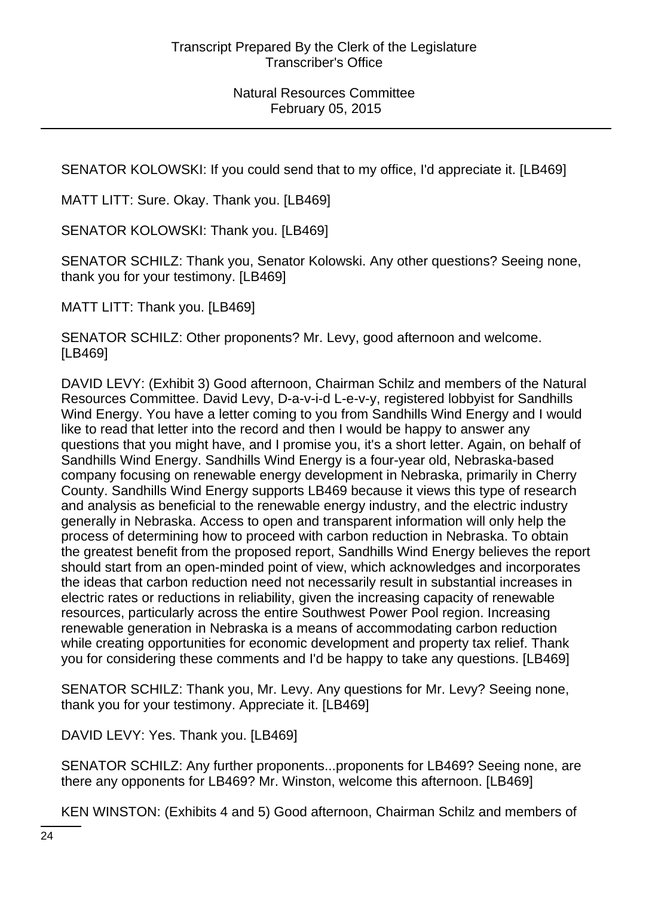SENATOR KOLOWSKI: If you could send that to my office, I'd appreciate it. [LB469]

MATT LITT: Sure. Okay. Thank you. [LB469]

SENATOR KOLOWSKI: Thank you. [LB469]

SENATOR SCHILZ: Thank you, Senator Kolowski. Any other questions? Seeing none, thank you for your testimony. [LB469]

MATT LITT: Thank you. [LB469]

SENATOR SCHILZ: Other proponents? Mr. Levy, good afternoon and welcome. [LB469]

DAVID LEVY: (Exhibit 3) Good afternoon, Chairman Schilz and members of the Natural Resources Committee. David Levy, D-a-v-i-d L-e-v-y, registered lobbyist for Sandhills Wind Energy. You have a letter coming to you from Sandhills Wind Energy and I would like to read that letter into the record and then I would be happy to answer any questions that you might have, and I promise you, it's a short letter. Again, on behalf of Sandhills Wind Energy. Sandhills Wind Energy is a four-year old, Nebraska-based company focusing on renewable energy development in Nebraska, primarily in Cherry County. Sandhills Wind Energy supports LB469 because it views this type of research and analysis as beneficial to the renewable energy industry, and the electric industry generally in Nebraska. Access to open and transparent information will only help the process of determining how to proceed with carbon reduction in Nebraska. To obtain the greatest benefit from the proposed report, Sandhills Wind Energy believes the report should start from an open-minded point of view, which acknowledges and incorporates the ideas that carbon reduction need not necessarily result in substantial increases in electric rates or reductions in reliability, given the increasing capacity of renewable resources, particularly across the entire Southwest Power Pool region. Increasing renewable generation in Nebraska is a means of accommodating carbon reduction while creating opportunities for economic development and property tax relief. Thank you for considering these comments and I'd be happy to take any questions. [LB469]

SENATOR SCHILZ: Thank you, Mr. Levy. Any questions for Mr. Levy? Seeing none, thank you for your testimony. Appreciate it. [LB469]

DAVID LEVY: Yes. Thank you. [LB469]

SENATOR SCHILZ: Any further proponents...proponents for LB469? Seeing none, are there any opponents for LB469? Mr. Winston, welcome this afternoon. [LB469]

KEN WINSTON: (Exhibits 4 and 5) Good afternoon, Chairman Schilz and members of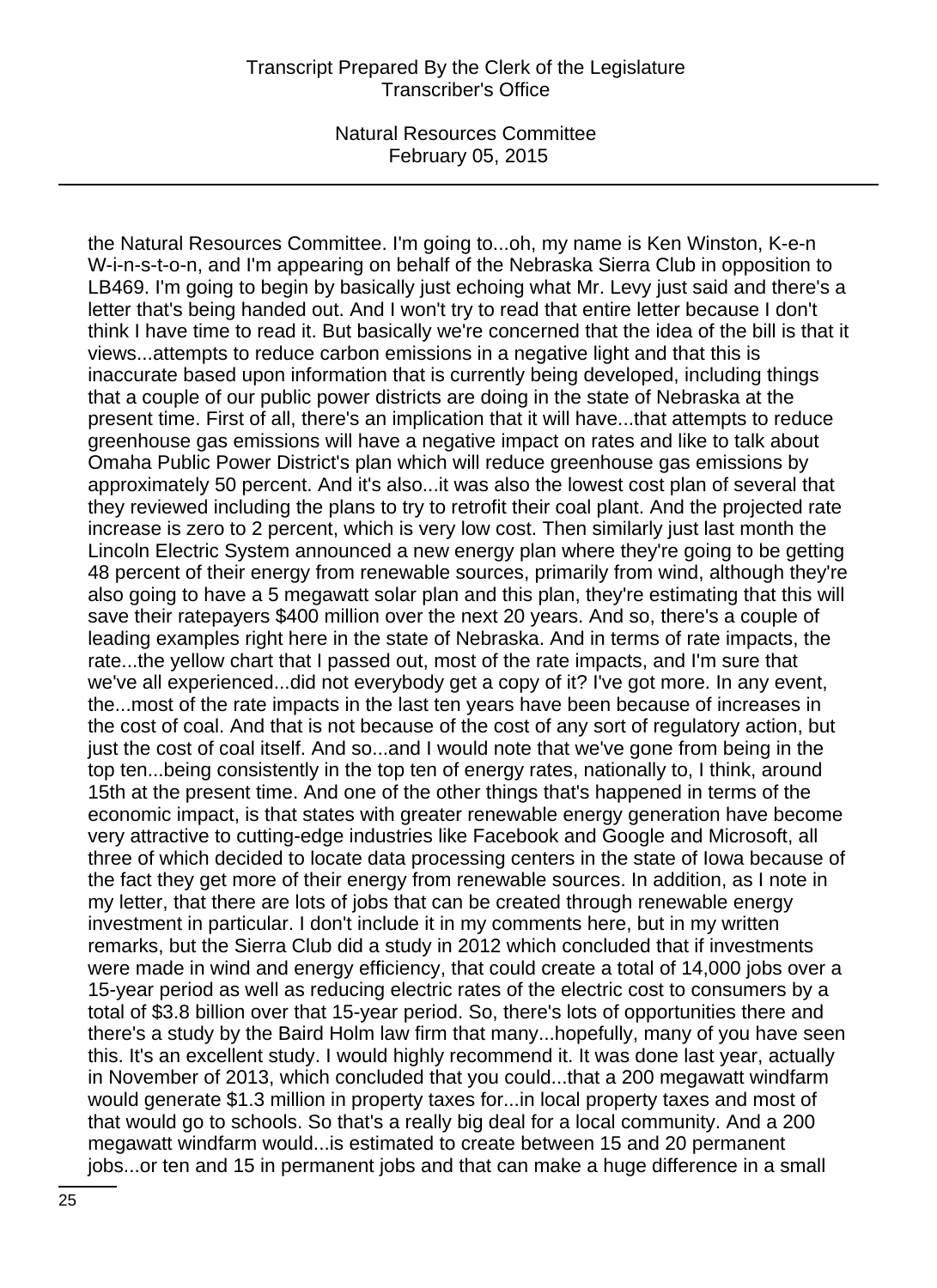the Natural Resources Committee. I'm going to...oh, my name is Ken Winston, K-e-n W-i-n-s-t-o-n, and I'm appearing on behalf of the Nebraska Sierra Club in opposition to LB469. I'm going to begin by basically just echoing what Mr. Levy just said and there's a letter that's being handed out. And I won't try to read that entire letter because I don't think I have time to read it. But basically we're concerned that the idea of the bill is that it views...attempts to reduce carbon emissions in a negative light and that this is inaccurate based upon information that is currently being developed, including things that a couple of our public power districts are doing in the state of Nebraska at the present time. First of all, there's an implication that it will have...that attempts to reduce greenhouse gas emissions will have a negative impact on rates and like to talk about Omaha Public Power District's plan which will reduce greenhouse gas emissions by approximately 50 percent. And it's also...it was also the lowest cost plan of several that they reviewed including the plans to try to retrofit their coal plant. And the projected rate increase is zero to 2 percent, which is very low cost. Then similarly just last month the Lincoln Electric System announced a new energy plan where they're going to be getting 48 percent of their energy from renewable sources, primarily from wind, although they're also going to have a 5 megawatt solar plan and this plan, they're estimating that this will save their ratepayers $400 million over the next 20 years. And so, there's a couple of leading examples right here in the state of Nebraska. And in terms of rate impacts, the rate...the yellow chart that I passed out, most of the rate impacts, and I'm sure that we've all experienced...did not everybody get a copy of it? I've got more. In any event, the...most of the rate impacts in the last ten years have been because of increases in the cost of coal. And that is not because of the cost of any sort of regulatory action, but just the cost of coal itself. And so...and I would note that we've gone from being in the top ten...being consistently in the top ten of energy rates, nationally to, I think, around 15th at the present time. And one of the other things that's happened in terms of the economic impact, is that states with greater renewable energy generation have become very attractive to cutting-edge industries like Facebook and Google and Microsoft, all three of which decided to locate data processing centers in the state of Iowa because of the fact they get more of their energy from renewable sources. In addition, as I note in my letter, that there are lots of jobs that can be created through renewable energy investment in particular. I don't include it in my comments here, but in my written remarks, but the Sierra Club did a study in 2012 which concluded that if investments were made in wind and energy efficiency, that could create a total of 14,000 jobs over a 15-year period as well as reducing electric rates of the electric cost to consumers by a total of $3.8 billion over that 15-year period. So, there's lots of opportunities there and there's a study by the Baird Holm law firm that many...hopefully, many of you have seen this. It's an excellent study. I would highly recommend it. It was done last year, actually in November of 2013, which concluded that you could...that a 200 megawatt windfarm would generate $1.3 million in property taxes for...in local property taxes and most of that would go to schools. So that's a really big deal for a local community. And a 200 megawatt windfarm would...is estimated to create between 15 and 20 permanent jobs...or ten and 15 in permanent jobs and that can make a huge difference in a small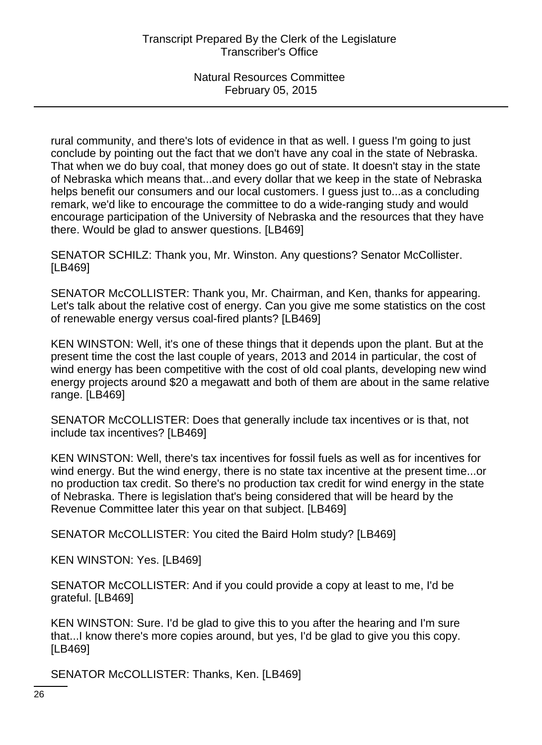rural community, and there's lots of evidence in that as well. I guess I'm going to just conclude by pointing out the fact that we don't have any coal in the state of Nebraska. That when we do buy coal, that money does go out of state. It doesn't stay in the state of Nebraska which means that...and every dollar that we keep in the state of Nebraska helps benefit our consumers and our local customers. I guess just to...as a concluding remark, we'd like to encourage the committee to do a wide-ranging study and would encourage participation of the University of Nebraska and the resources that they have there. Would be glad to answer questions. [LB469]

SENATOR SCHILZ: Thank you, Mr. Winston. Any questions? Senator McCollister. [LB469]

SENATOR McCOLLISTER: Thank you, Mr. Chairman, and Ken, thanks for appearing. Let's talk about the relative cost of energy. Can you give me some statistics on the cost of renewable energy versus coal-fired plants? [LB469]

KEN WINSTON: Well, it's one of these things that it depends upon the plant. But at the present time the cost the last couple of years, 2013 and 2014 in particular, the cost of wind energy has been competitive with the cost of old coal plants, developing new wind energy projects around $20 a megawatt and both of them are about in the same relative range. [LB469]

SENATOR McCOLLISTER: Does that generally include tax incentives or is that, not include tax incentives? [LB469]

KEN WINSTON: Well, there's tax incentives for fossil fuels as well as for incentives for wind energy. But the wind energy, there is no state tax incentive at the present time...or no production tax credit. So there's no production tax credit for wind energy in the state of Nebraska. There is legislation that's being considered that will be heard by the Revenue Committee later this year on that subject. [LB469]

SENATOR McCOLLISTER: You cited the Baird Holm study? [LB469]

KEN WINSTON: Yes. [LB469]

SENATOR McCOLLISTER: And if you could provide a copy at least to me, I'd be grateful. [LB469]

KEN WINSTON: Sure. I'd be glad to give this to you after the hearing and I'm sure that...I know there's more copies around, but yes, I'd be glad to give you this copy. [LB469]

SENATOR McCOLLISTER: Thanks, Ken. [LB469]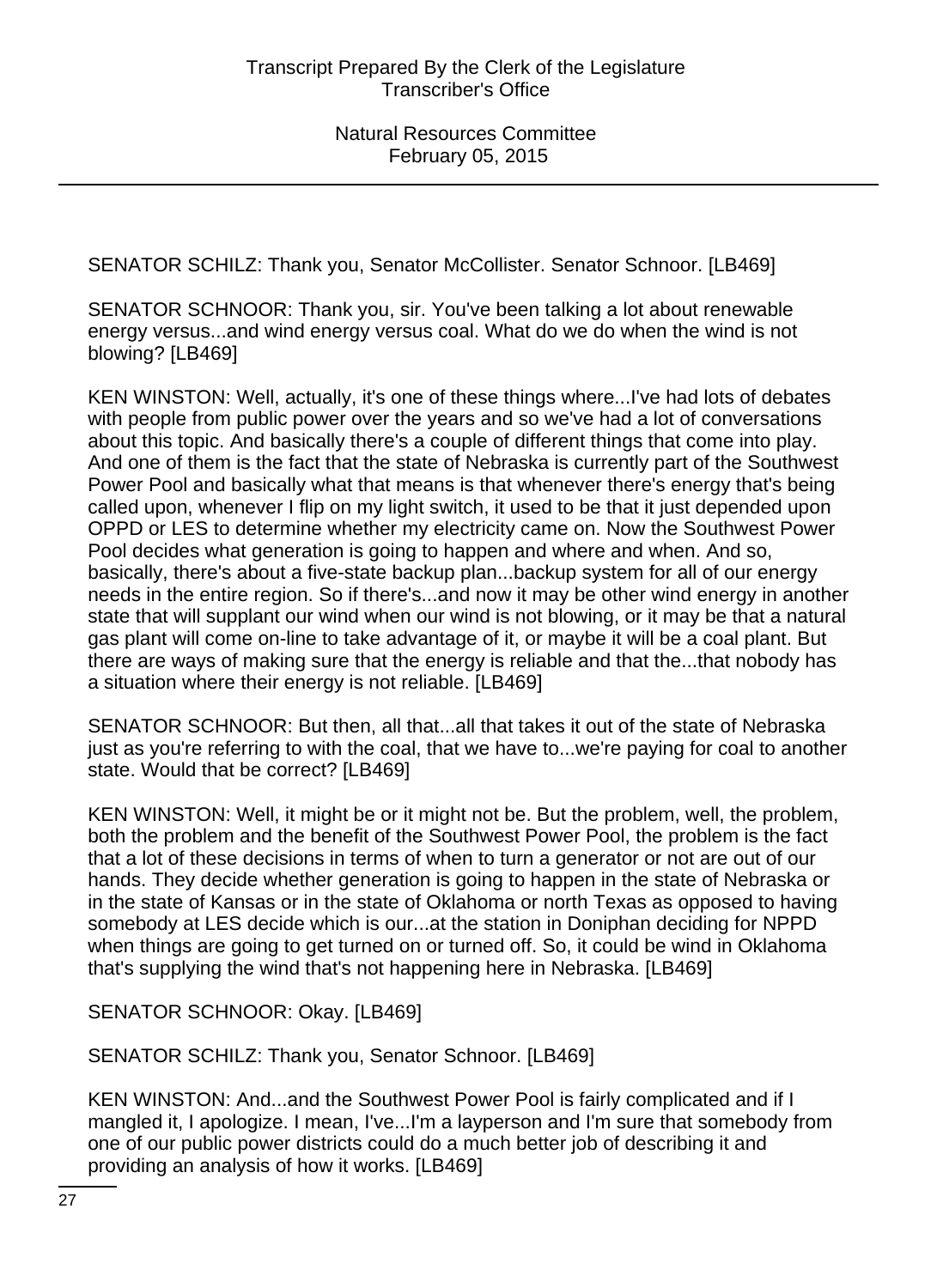SENATOR SCHILZ: Thank you, Senator McCollister. Senator Schnoor. [LB469]

SENATOR SCHNOOR: Thank you, sir. You've been talking a lot about renewable energy versus...and wind energy versus coal. What do we do when the wind is not blowing? [LB469]

KEN WINSTON: Well, actually, it's one of these things where...I've had lots of debates with people from public power over the years and so we've had a lot of conversations about this topic. And basically there's a couple of different things that come into play. And one of them is the fact that the state of Nebraska is currently part of the Southwest Power Pool and basically what that means is that whenever there's energy that's being called upon, whenever I flip on my light switch, it used to be that it just depended upon OPPD or LES to determine whether my electricity came on. Now the Southwest Power Pool decides what generation is going to happen and where and when. And so, basically, there's about a five-state backup plan...backup system for all of our energy needs in the entire region. So if there's...and now it may be other wind energy in another state that will supplant our wind when our wind is not blowing, or it may be that a natural gas plant will come on-line to take advantage of it, or maybe it will be a coal plant. But there are ways of making sure that the energy is reliable and that the...that nobody has a situation where their energy is not reliable. [LB469]

SENATOR SCHNOOR: But then, all that...all that takes it out of the state of Nebraska just as you're referring to with the coal, that we have to...we're paying for coal to another state. Would that be correct? [LB469]

KEN WINSTON: Well, it might be or it might not be. But the problem, well, the problem, both the problem and the benefit of the Southwest Power Pool, the problem is the fact that a lot of these decisions in terms of when to turn a generator or not are out of our hands. They decide whether generation is going to happen in the state of Nebraska or in the state of Kansas or in the state of Oklahoma or north Texas as opposed to having somebody at LES decide which is our...at the station in Doniphan deciding for NPPD when things are going to get turned on or turned off. So, it could be wind in Oklahoma that's supplying the wind that's not happening here in Nebraska. [LB469]

SENATOR SCHNOOR: Okay. [LB469]

SENATOR SCHILZ: Thank you, Senator Schnoor. [LB469]

KEN WINSTON: And...and the Southwest Power Pool is fairly complicated and if I mangled it, I apologize. I mean, I've...I'm a layperson and I'm sure that somebody from one of our public power districts could do a much better job of describing it and providing an analysis of how it works. [LB469]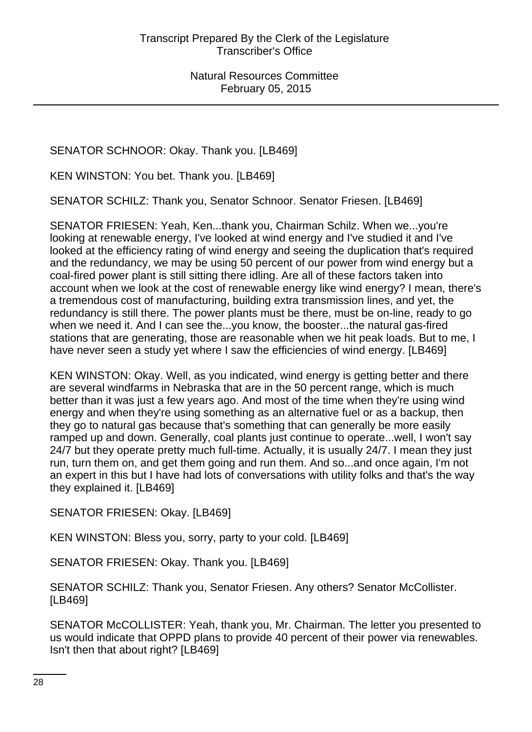SENATOR SCHNOOR: Okay. Thank you. [LB469]

KEN WINSTON: You bet. Thank you. [LB469]

SENATOR SCHILZ: Thank you, Senator Schnoor. Senator Friesen. [LB469]

SENATOR FRIESEN: Yeah, Ken...thank you, Chairman Schilz. When we...you're looking at renewable energy, I've looked at wind energy and I've studied it and I've looked at the efficiency rating of wind energy and seeing the duplication that's required and the redundancy, we may be using 50 percent of our power from wind energy but a coal-fired power plant is still sitting there idling. Are all of these factors taken into account when we look at the cost of renewable energy like wind energy? I mean, there's a tremendous cost of manufacturing, building extra transmission lines, and yet, the redundancy is still there. The power plants must be there, must be on-line, ready to go when we need it. And I can see the...you know, the booster...the natural gas-fired stations that are generating, those are reasonable when we hit peak loads. But to me, I have never seen a study yet where I saw the efficiencies of wind energy. [LB469]

KEN WINSTON: Okay. Well, as you indicated, wind energy is getting better and there are several windfarms in Nebraska that are in the 50 percent range, which is much better than it was just a few years ago. And most of the time when they're using wind energy and when they're using something as an alternative fuel or as a backup, then they go to natural gas because that's something that can generally be more easily ramped up and down. Generally, coal plants just continue to operate...well, I won't say 24/7 but they operate pretty much full-time. Actually, it is usually 24/7. I mean they just run, turn them on, and get them going and run them. And so...and once again, I'm not an expert in this but I have had lots of conversations with utility folks and that's the way they explained it. [LB469]

SENATOR FRIESEN: Okay. [LB469]

KEN WINSTON: Bless you, sorry, party to your cold. [LB469]

SENATOR FRIESEN: Okay. Thank you. [LB469]

SENATOR SCHILZ: Thank you, Senator Friesen. Any others? Senator McCollister. [LB469]

SENATOR McCOLLISTER: Yeah, thank you, Mr. Chairman. The letter you presented to us would indicate that OPPD plans to provide 40 percent of their power via renewables. Isn't then that about right? [LB469]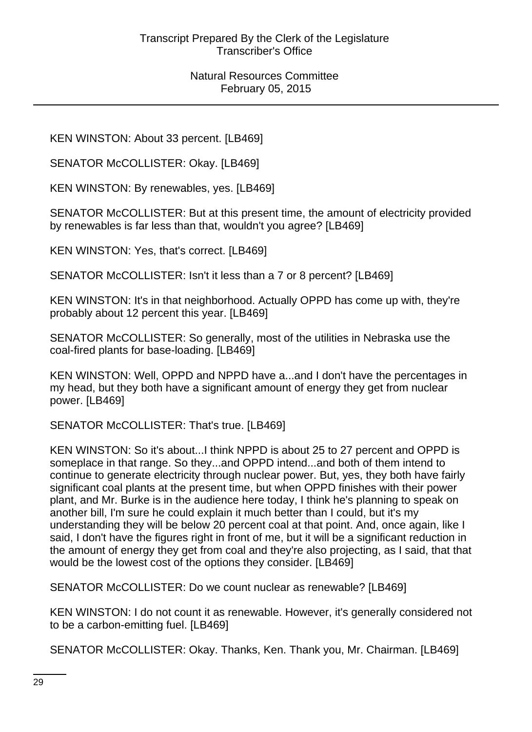KEN WINSTON: About 33 percent. [LB469]

SENATOR McCOLLISTER: Okay. [LB469]

KEN WINSTON: By renewables, yes. [LB469]

SENATOR McCOLLISTER: But at this present time, the amount of electricity provided by renewables is far less than that, wouldn't you agree? [LB469]

KEN WINSTON: Yes, that's correct. [LB469]

SENATOR McCOLLISTER: Isn't it less than a 7 or 8 percent? [LB469]

KEN WINSTON: It's in that neighborhood. Actually OPPD has come up with, they're probably about 12 percent this year. [LB469]

SENATOR McCOLLISTER: So generally, most of the utilities in Nebraska use the coal-fired plants for base-loading. [LB469]

KEN WINSTON: Well, OPPD and NPPD have a...and I don't have the percentages in my head, but they both have a significant amount of energy they get from nuclear power. [LB469]

SENATOR McCOLLISTER: That's true. [LB469]

KEN WINSTON: So it's about...I think NPPD is about 25 to 27 percent and OPPD is someplace in that range. So they...and OPPD intend...and both of them intend to continue to generate electricity through nuclear power. But, yes, they both have fairly significant coal plants at the present time, but when OPPD finishes with their power plant, and Mr. Burke is in the audience here today, I think he's planning to speak on another bill, I'm sure he could explain it much better than I could, but it's my understanding they will be below 20 percent coal at that point. And, once again, like I said, I don't have the figures right in front of me, but it will be a significant reduction in the amount of energy they get from coal and they're also projecting, as I said, that that would be the lowest cost of the options they consider. [LB469]

SENATOR McCOLLISTER: Do we count nuclear as renewable? [LB469]

KEN WINSTON: I do not count it as renewable. However, it's generally considered not to be a carbon-emitting fuel. [LB469]

SENATOR McCOLLISTER: Okay. Thanks, Ken. Thank you, Mr. Chairman. [LB469]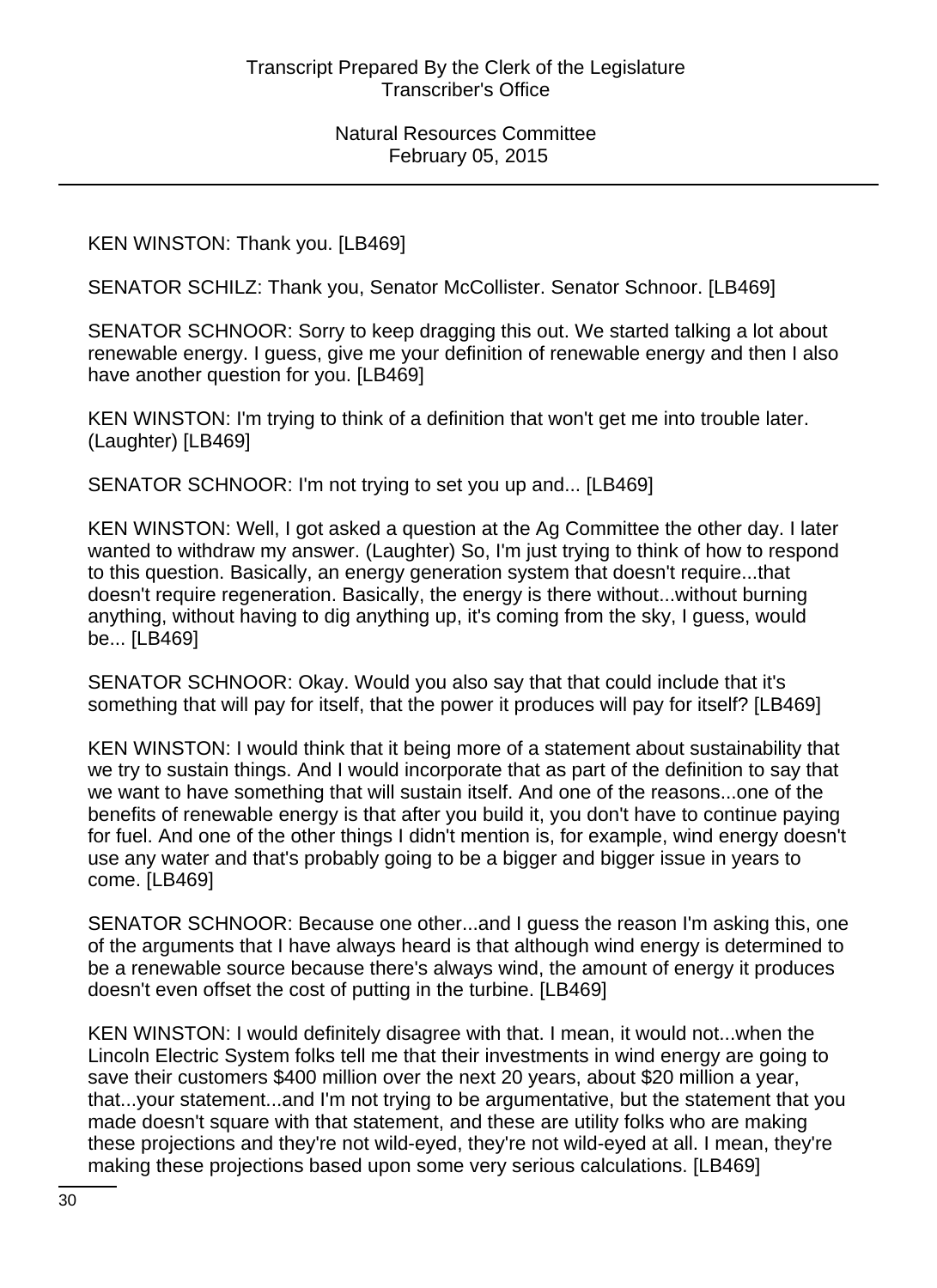KEN WINSTON: Thank you. [LB469]

SENATOR SCHILZ: Thank you, Senator McCollister. Senator Schnoor. [LB469]

SENATOR SCHNOOR: Sorry to keep dragging this out. We started talking a lot about renewable energy. I guess, give me your definition of renewable energy and then I also have another question for you. [LB469]

KEN WINSTON: I'm trying to think of a definition that won't get me into trouble later. (Laughter) [LB469]

SENATOR SCHNOOR: I'm not trying to set you up and... [LB469]

KEN WINSTON: Well, I got asked a question at the Ag Committee the other day. I later wanted to withdraw my answer. (Laughter) So, I'm just trying to think of how to respond to this question. Basically, an energy generation system that doesn't require...that doesn't require regeneration. Basically, the energy is there without...without burning anything, without having to dig anything up, it's coming from the sky, I guess, would be... [LB469]

SENATOR SCHNOOR: Okay. Would you also say that that could include that it's something that will pay for itself, that the power it produces will pay for itself? [LB469]

KEN WINSTON: I would think that it being more of a statement about sustainability that we try to sustain things. And I would incorporate that as part of the definition to say that we want to have something that will sustain itself. And one of the reasons...one of the benefits of renewable energy is that after you build it, you don't have to continue paying for fuel. And one of the other things I didn't mention is, for example, wind energy doesn't use any water and that's probably going to be a bigger and bigger issue in years to come. [LB469]

SENATOR SCHNOOR: Because one other...and I guess the reason I'm asking this, one of the arguments that I have always heard is that although wind energy is determined to be a renewable source because there's always wind, the amount of energy it produces doesn't even offset the cost of putting in the turbine. [LB469]

KEN WINSTON: I would definitely disagree with that. I mean, it would not...when the Lincoln Electric System folks tell me that their investments in wind energy are going to save their customers $400 million over the next 20 years, about $20 million a year, that...your statement...and I'm not trying to be argumentative, but the statement that you made doesn't square with that statement, and these are utility folks who are making these projections and they're not wild-eyed, they're not wild-eyed at all. I mean, they're making these projections based upon some very serious calculations. [LB469]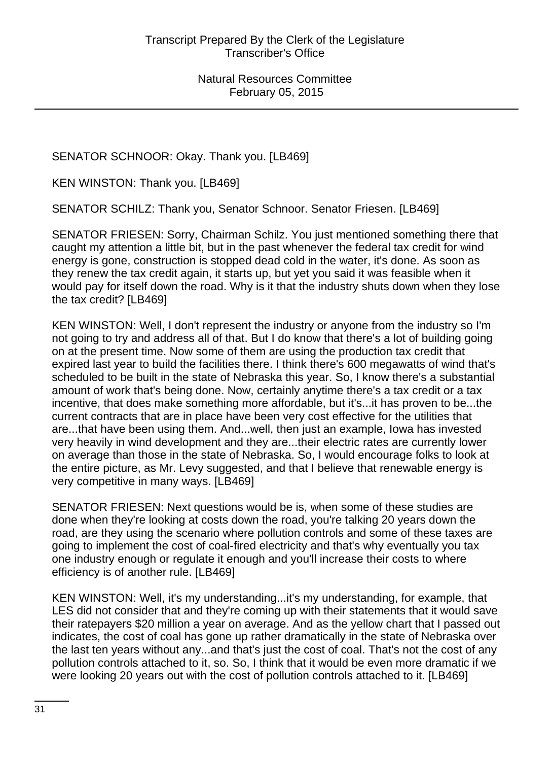SENATOR SCHNOOR: Okay. Thank you. [LB469]

KEN WINSTON: Thank you. [LB469]

SENATOR SCHILZ: Thank you, Senator Schnoor. Senator Friesen. [LB469]

SENATOR FRIESEN: Sorry, Chairman Schilz. You just mentioned something there that caught my attention a little bit, but in the past whenever the federal tax credit for wind energy is gone, construction is stopped dead cold in the water, it's done. As soon as they renew the tax credit again, it starts up, but yet you said it was feasible when it would pay for itself down the road. Why is it that the industry shuts down when they lose the tax credit? [LB469]

KEN WINSTON: Well, I don't represent the industry or anyone from the industry so I'm not going to try and address all of that. But I do know that there's a lot of building going on at the present time. Now some of them are using the production tax credit that expired last year to build the facilities there. I think there's 600 megawatts of wind that's scheduled to be built in the state of Nebraska this year. So, I know there's a substantial amount of work that's being done. Now, certainly anytime there's a tax credit or a tax incentive, that does make something more affordable, but it's...it has proven to be...the current contracts that are in place have been very cost effective for the utilities that are...that have been using them. And...well, then just an example, Iowa has invested very heavily in wind development and they are...their electric rates are currently lower on average than those in the state of Nebraska. So, I would encourage folks to look at the entire picture, as Mr. Levy suggested, and that I believe that renewable energy is very competitive in many ways. [LB469]

SENATOR FRIESEN: Next questions would be is, when some of these studies are done when they're looking at costs down the road, you're talking 20 years down the road, are they using the scenario where pollution controls and some of these taxes are going to implement the cost of coal-fired electricity and that's why eventually you tax one industry enough or regulate it enough and you'll increase their costs to where efficiency is of another rule. [LB469]

KEN WINSTON: Well, it's my understanding...it's my understanding, for example, that LES did not consider that and they're coming up with their statements that it would save their ratepayers $20 million a year on average. And as the yellow chart that I passed out indicates, the cost of coal has gone up rather dramatically in the state of Nebraska over the last ten years without any...and that's just the cost of coal. That's not the cost of any pollution controls attached to it, so. So, I think that it would be even more dramatic if we were looking 20 years out with the cost of pollution controls attached to it. [LB469]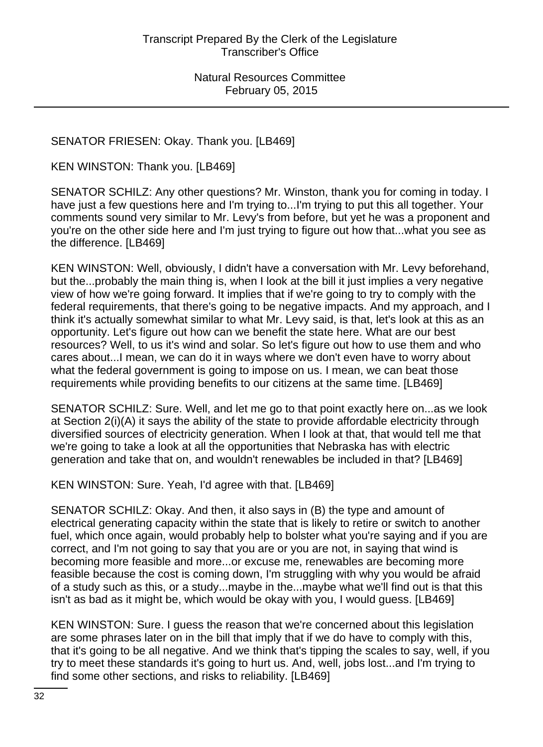SENATOR FRIESEN: Okay. Thank you. [LB469]

KEN WINSTON: Thank you. [LB469]

SENATOR SCHILZ: Any other questions? Mr. Winston, thank you for coming in today. I have just a few questions here and I'm trying to...I'm trying to put this all together. Your comments sound very similar to Mr. Levy's from before, but yet he was a proponent and you're on the other side here and I'm just trying to figure out how that...what you see as the difference. [LB469]

KEN WINSTON: Well, obviously, I didn't have a conversation with Mr. Levy beforehand, but the...probably the main thing is, when I look at the bill it just implies a very negative view of how we're going forward. It implies that if we're going to try to comply with the federal requirements, that there's going to be negative impacts. And my approach, and I think it's actually somewhat similar to what Mr. Levy said, is that, let's look at this as an opportunity. Let's figure out how can we benefit the state here. What are our best resources? Well, to us it's wind and solar. So let's figure out how to use them and who cares about...I mean, we can do it in ways where we don't even have to worry about what the federal government is going to impose on us. I mean, we can beat those requirements while providing benefits to our citizens at the same time. [LB469]

SENATOR SCHILZ: Sure. Well, and let me go to that point exactly here on...as we look at Section 2(i)(A) it says the ability of the state to provide affordable electricity through diversified sources of electricity generation. When I look at that, that would tell me that we're going to take a look at all the opportunities that Nebraska has with electric generation and take that on, and wouldn't renewables be included in that? [LB469]

KEN WINSTON: Sure. Yeah, I'd agree with that. [LB469]

SENATOR SCHILZ: Okay. And then, it also says in (B) the type and amount of electrical generating capacity within the state that is likely to retire or switch to another fuel, which once again, would probably help to bolster what you're saying and if you are correct, and I'm not going to say that you are or you are not, in saying that wind is becoming more feasible and more...or excuse me, renewables are becoming more feasible because the cost is coming down, I'm struggling with why you would be afraid of a study such as this, or a study...maybe in the...maybe what we'll find out is that this isn't as bad as it might be, which would be okay with you, I would guess. [LB469]

KEN WINSTON: Sure. I guess the reason that we're concerned about this legislation are some phrases later on in the bill that imply that if we do have to comply with this, that it's going to be all negative. And we think that's tipping the scales to say, well, if you try to meet these standards it's going to hurt us. And, well, jobs lost...and I'm trying to find some other sections, and risks to reliability. [LB469]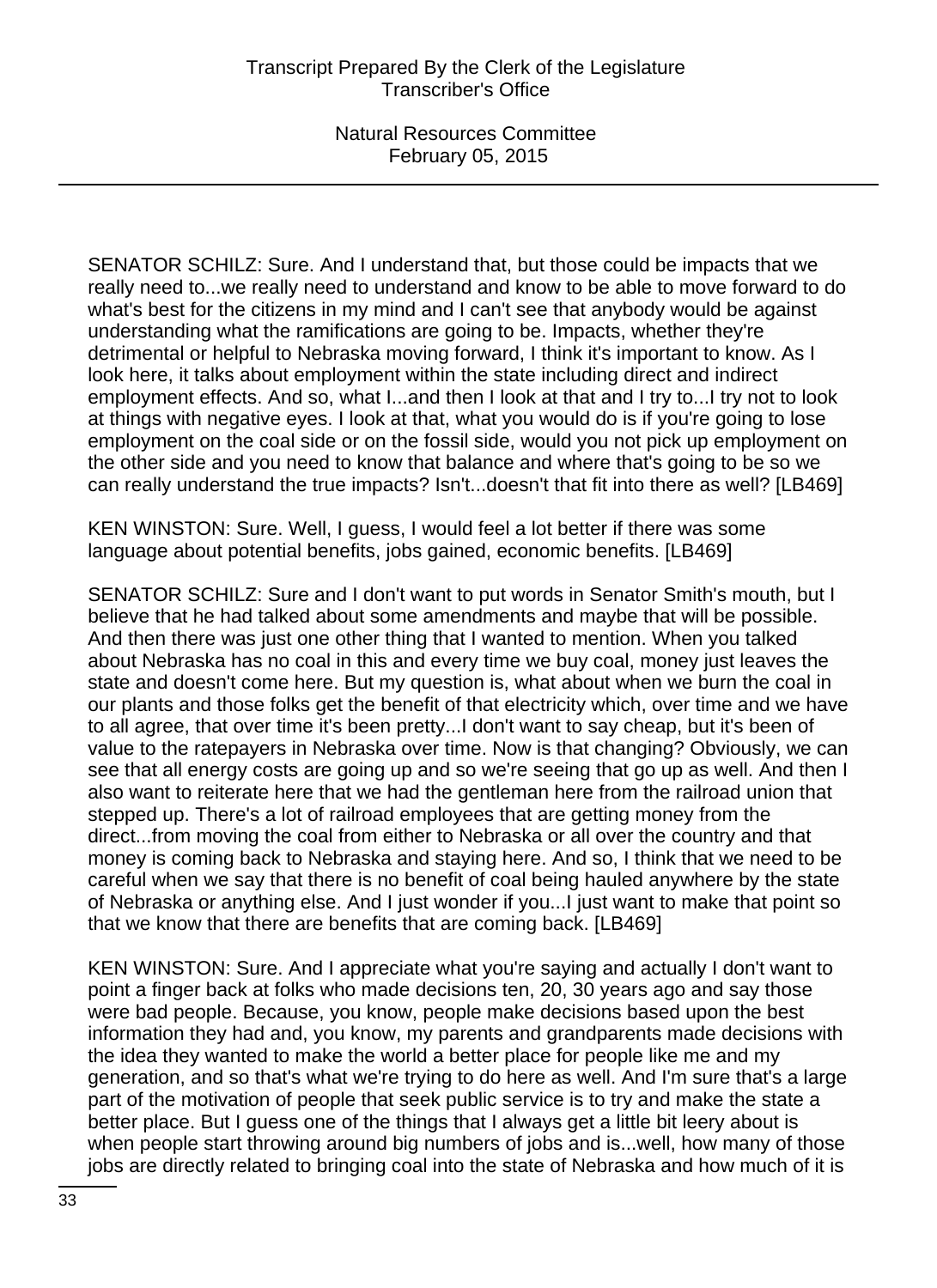SENATOR SCHILZ: Sure. And I understand that, but those could be impacts that we really need to...we really need to understand and know to be able to move forward to do what's best for the citizens in my mind and I can't see that anybody would be against understanding what the ramifications are going to be. Impacts, whether they're detrimental or helpful to Nebraska moving forward, I think it's important to know. As I look here, it talks about employment within the state including direct and indirect employment effects. And so, what I...and then I look at that and I try to...I try not to look at things with negative eyes. I look at that, what you would do is if you're going to lose employment on the coal side or on the fossil side, would you not pick up employment on the other side and you need to know that balance and where that's going to be so we can really understand the true impacts? Isn't...doesn't that fit into there as well? [LB469]

KEN WINSTON: Sure. Well, I guess, I would feel a lot better if there was some language about potential benefits, jobs gained, economic benefits. [LB469]

SENATOR SCHILZ: Sure and I don't want to put words in Senator Smith's mouth, but I believe that he had talked about some amendments and maybe that will be possible. And then there was just one other thing that I wanted to mention. When you talked about Nebraska has no coal in this and every time we buy coal, money just leaves the state and doesn't come here. But my question is, what about when we burn the coal in our plants and those folks get the benefit of that electricity which, over time and we have to all agree, that over time it's been pretty...I don't want to say cheap, but it's been of value to the ratepayers in Nebraska over time. Now is that changing? Obviously, we can see that all energy costs are going up and so we're seeing that go up as well. And then I also want to reiterate here that we had the gentleman here from the railroad union that stepped up. There's a lot of railroad employees that are getting money from the direct...from moving the coal from either to Nebraska or all over the country and that money is coming back to Nebraska and staying here. And so, I think that we need to be careful when we say that there is no benefit of coal being hauled anywhere by the state of Nebraska or anything else. And I just wonder if you...I just want to make that point so that we know that there are benefits that are coming back. [LB469]

KEN WINSTON: Sure. And I appreciate what you're saying and actually I don't want to point a finger back at folks who made decisions ten, 20, 30 years ago and say those were bad people. Because, you know, people make decisions based upon the best information they had and, you know, my parents and grandparents made decisions with the idea they wanted to make the world a better place for people like me and my generation, and so that's what we're trying to do here as well. And I'm sure that's a large part of the motivation of people that seek public service is to try and make the state a better place. But I guess one of the things that I always get a little bit leery about is when people start throwing around big numbers of jobs and is...well, how many of those jobs are directly related to bringing coal into the state of Nebraska and how much of it is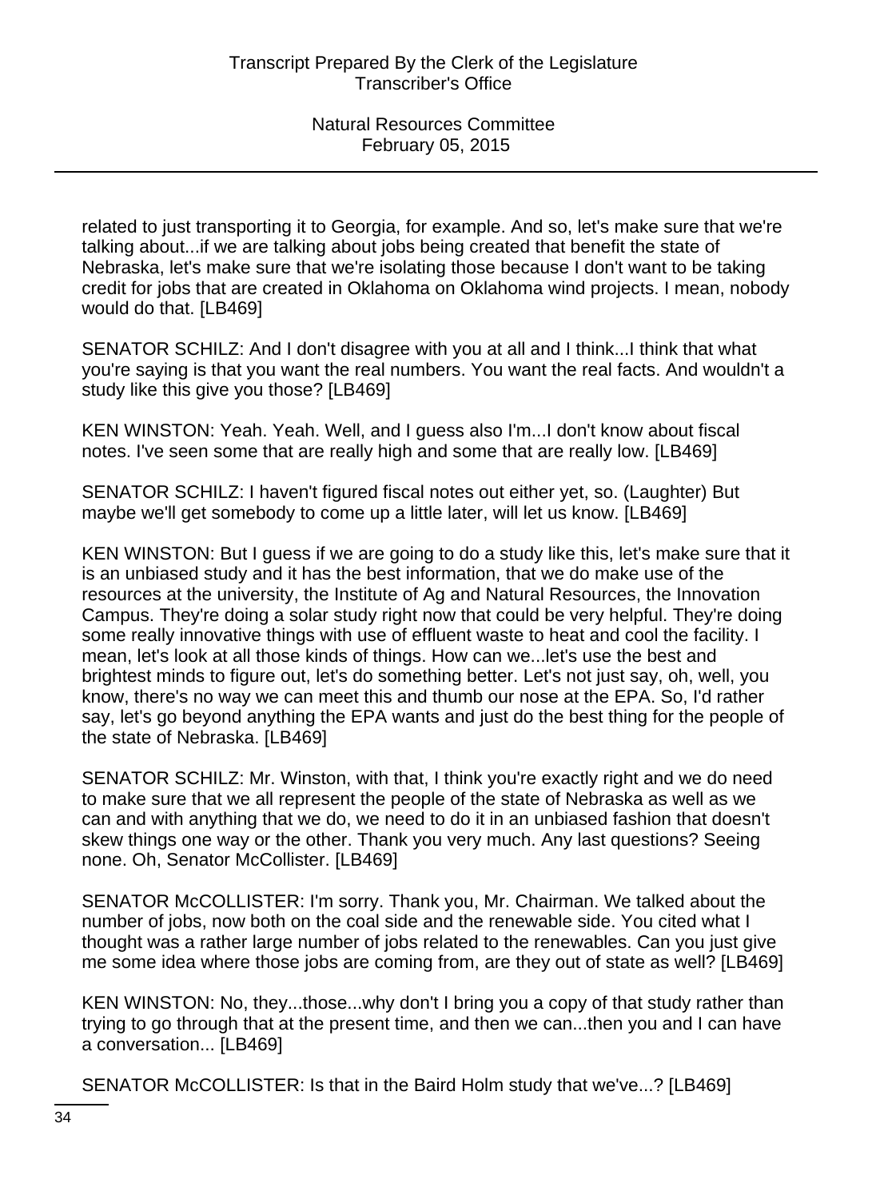related to just transporting it to Georgia, for example. And so, let's make sure that we're talking about...if we are talking about jobs being created that benefit the state of Nebraska, let's make sure that we're isolating those because I don't want to be taking credit for jobs that are created in Oklahoma on Oklahoma wind projects. I mean, nobody would do that. [LB469]

SENATOR SCHILZ: And I don't disagree with you at all and I think...I think that what you're saying is that you want the real numbers. You want the real facts. And wouldn't a study like this give you those? [LB469]

KEN WINSTON: Yeah. Yeah. Well, and I guess also I'm...I don't know about fiscal notes. I've seen some that are really high and some that are really low. [LB469]

SENATOR SCHILZ: I haven't figured fiscal notes out either yet, so. (Laughter) But maybe we'll get somebody to come up a little later, will let us know. [LB469]

KEN WINSTON: But I guess if we are going to do a study like this, let's make sure that it is an unbiased study and it has the best information, that we do make use of the resources at the university, the Institute of Ag and Natural Resources, the Innovation Campus. They're doing a solar study right now that could be very helpful. They're doing some really innovative things with use of effluent waste to heat and cool the facility. I mean, let's look at all those kinds of things. How can we...let's use the best and brightest minds to figure out, let's do something better. Let's not just say, oh, well, you know, there's no way we can meet this and thumb our nose at the EPA. So, I'd rather say, let's go beyond anything the EPA wants and just do the best thing for the people of the state of Nebraska. [LB469]

SENATOR SCHILZ: Mr. Winston, with that, I think you're exactly right and we do need to make sure that we all represent the people of the state of Nebraska as well as we can and with anything that we do, we need to do it in an unbiased fashion that doesn't skew things one way or the other. Thank you very much. Any last questions? Seeing none. Oh, Senator McCollister. [LB469]

SENATOR McCOLLISTER: I'm sorry. Thank you, Mr. Chairman. We talked about the number of jobs, now both on the coal side and the renewable side. You cited what I thought was a rather large number of jobs related to the renewables. Can you just give me some idea where those jobs are coming from, are they out of state as well? [LB469]

KEN WINSTON: No, they...those...why don't I bring you a copy of that study rather than trying to go through that at the present time, and then we can...then you and I can have a conversation... [LB469]

SENATOR McCOLLISTER: Is that in the Baird Holm study that we've...? [LB469]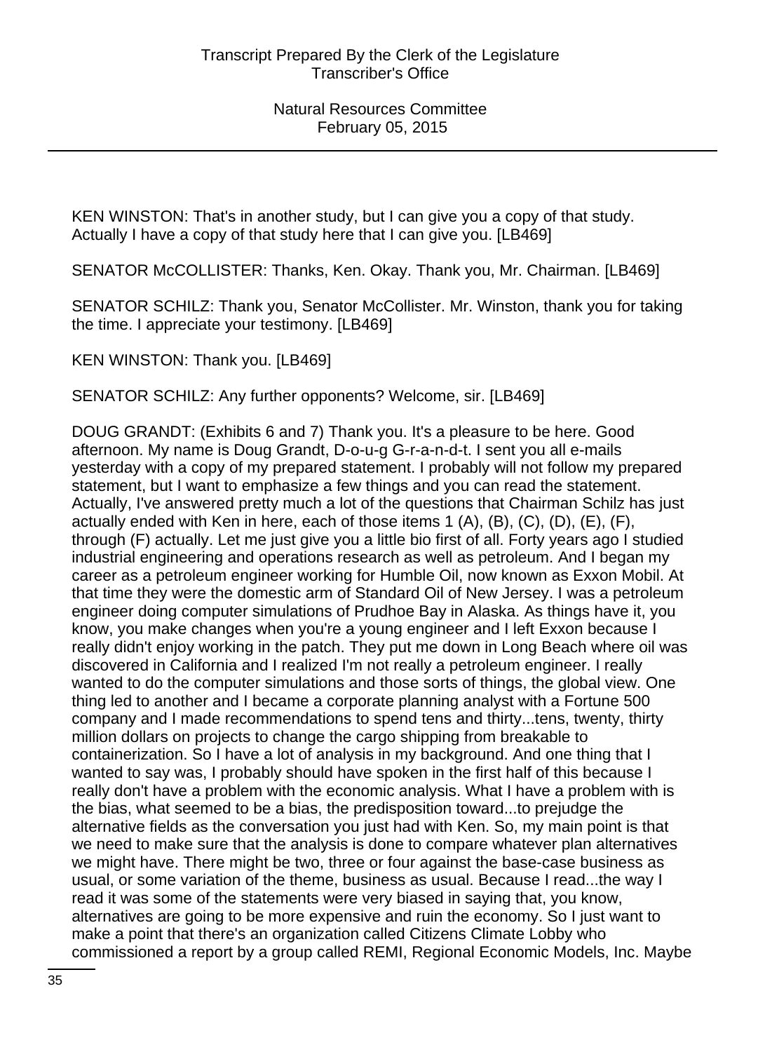KEN WINSTON: That's in another study, but I can give you a copy of that study. Actually I have a copy of that study here that I can give you. [LB469]

SENATOR McCOLLISTER: Thanks, Ken. Okay. Thank you, Mr. Chairman. [LB469]

SENATOR SCHILZ: Thank you, Senator McCollister. Mr. Winston, thank you for taking the time. I appreciate your testimony. [LB469]

KEN WINSTON: Thank you. [LB469]

SENATOR SCHILZ: Any further opponents? Welcome, sir. [LB469]

DOUG GRANDT: (Exhibits 6 and 7) Thank you. It's a pleasure to be here. Good afternoon. My name is Doug Grandt, D-o-u-g G-r-a-n-d-t. I sent you all e-mails yesterday with a copy of my prepared statement. I probably will not follow my prepared statement, but I want to emphasize a few things and you can read the statement. Actually, I've answered pretty much a lot of the questions that Chairman Schilz has just actually ended with Ken in here, each of those items 1 (A), (B), (C), (D), (E), (F), through (F) actually. Let me just give you a little bio first of all. Forty years ago I studied industrial engineering and operations research as well as petroleum. And I began my career as a petroleum engineer working for Humble Oil, now known as Exxon Mobil. At that time they were the domestic arm of Standard Oil of New Jersey. I was a petroleum engineer doing computer simulations of Prudhoe Bay in Alaska. As things have it, you know, you make changes when you're a young engineer and I left Exxon because I really didn't enjoy working in the patch. They put me down in Long Beach where oil was discovered in California and I realized I'm not really a petroleum engineer. I really wanted to do the computer simulations and those sorts of things, the global view. One thing led to another and I became a corporate planning analyst with a Fortune 500 company and I made recommendations to spend tens and thirty...tens, twenty, thirty million dollars on projects to change the cargo shipping from breakable to containerization. So I have a lot of analysis in my background. And one thing that I wanted to say was, I probably should have spoken in the first half of this because I really don't have a problem with the economic analysis. What I have a problem with is the bias, what seemed to be a bias, the predisposition toward...to prejudge the alternative fields as the conversation you just had with Ken. So, my main point is that we need to make sure that the analysis is done to compare whatever plan alternatives we might have. There might be two, three or four against the base-case business as usual, or some variation of the theme, business as usual. Because I read...the way I read it was some of the statements were very biased in saying that, you know, alternatives are going to be more expensive and ruin the economy. So I just want to make a point that there's an organization called Citizens Climate Lobby who commissioned a report by a group called REMI, Regional Economic Models, Inc. Maybe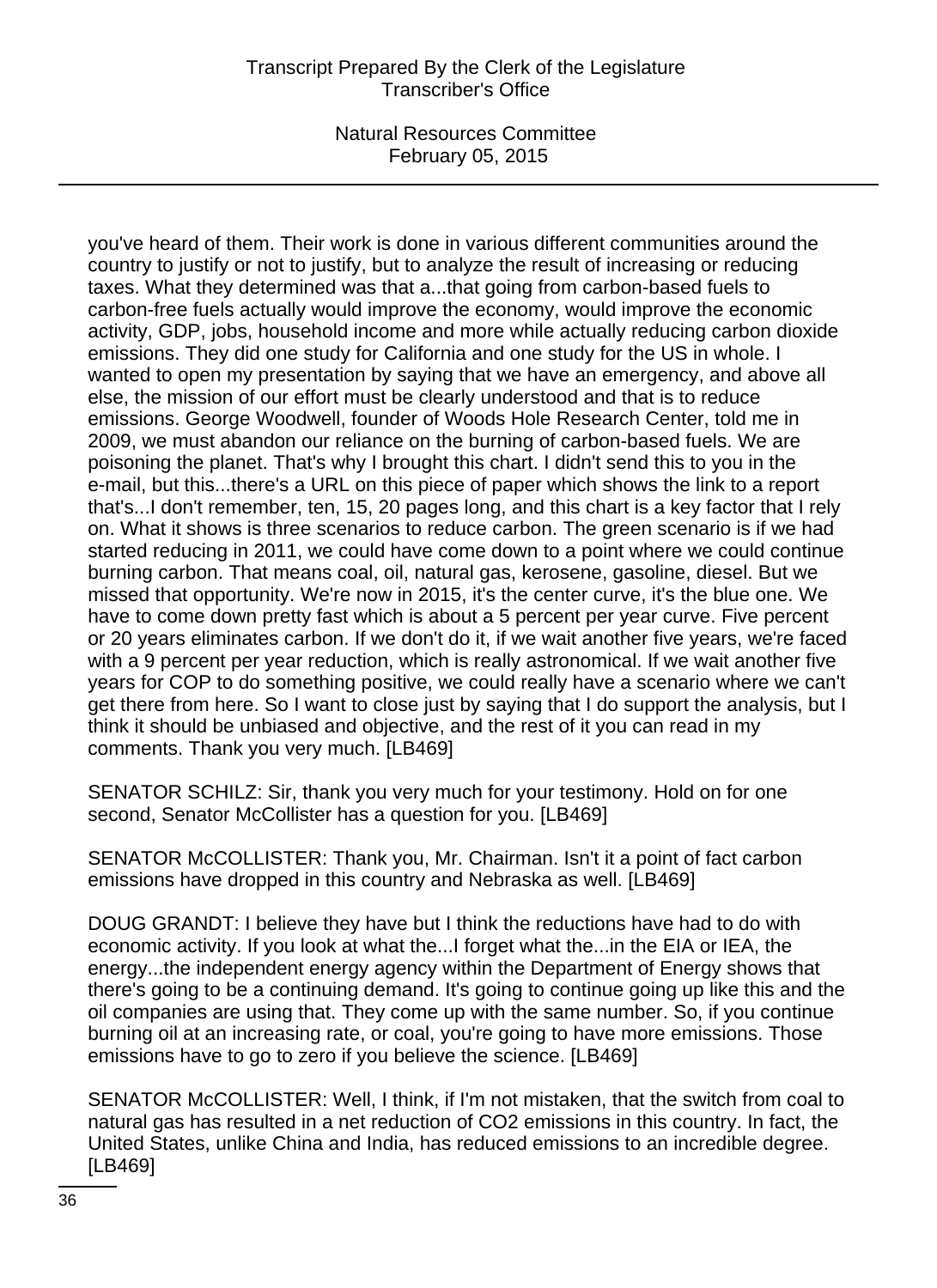you've heard of them. Their work is done in various different communities around the country to justify or not to justify, but to analyze the result of increasing or reducing taxes. What they determined was that a...that going from carbon-based fuels to carbon-free fuels actually would improve the economy, would improve the economic activity, GDP, jobs, household income and more while actually reducing carbon dioxide emissions. They did one study for California and one study for the US in whole. I wanted to open my presentation by saying that we have an emergency, and above all else, the mission of our effort must be clearly understood and that is to reduce emissions. George Woodwell, founder of Woods Hole Research Center, told me in 2009, we must abandon our reliance on the burning of carbon-based fuels. We are poisoning the planet. That's why I brought this chart. I didn't send this to you in the e-mail, but this...there's a URL on this piece of paper which shows the link to a report that's...I don't remember, ten, 15, 20 pages long, and this chart is a key factor that I rely on. What it shows is three scenarios to reduce carbon. The green scenario is if we had started reducing in 2011, we could have come down to a point where we could continue burning carbon. That means coal, oil, natural gas, kerosene, gasoline, diesel. But we missed that opportunity. We're now in 2015, it's the center curve, it's the blue one. We have to come down pretty fast which is about a 5 percent per year curve. Five percent or 20 years eliminates carbon. If we don't do it, if we wait another five years, we're faced with a 9 percent per year reduction, which is really astronomical. If we wait another five years for COP to do something positive, we could really have a scenario where we can't get there from here. So I want to close just by saying that I do support the analysis, but I think it should be unbiased and objective, and the rest of it you can read in my comments. Thank you very much. [LB469]

SENATOR SCHILZ: Sir, thank you very much for your testimony. Hold on for one second, Senator McCollister has a question for you. [LB469]

SENATOR McCOLLISTER: Thank you, Mr. Chairman. Isn't it a point of fact carbon emissions have dropped in this country and Nebraska as well. [LB469]

DOUG GRANDT: I believe they have but I think the reductions have had to do with economic activity. If you look at what the...I forget what the...in the EIA or IEA, the energy...the independent energy agency within the Department of Energy shows that there's going to be a continuing demand. It's going to continue going up like this and the oil companies are using that. They come up with the same number. So, if you continue burning oil at an increasing rate, or coal, you're going to have more emissions. Those emissions have to go to zero if you believe the science. [LB469]

SENATOR McCOLLISTER: Well, I think, if I'm not mistaken, that the switch from coal to natural gas has resulted in a net reduction of $CO_2$ emissions in this country. In fact, the United States, unlike China and India, has reduced emissions to an incredible degree. [LB469]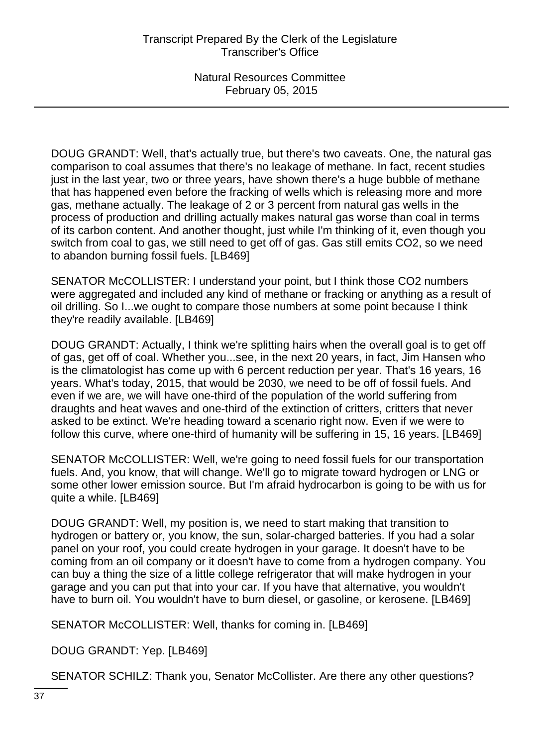DOUG GRANDT: Well, that's actually true, but there's two caveats. One, the natural gas comparison to coal assumes that there's no leakage of methane. In fact, recent studies just in the last year, two or three years, have shown there's a huge bubble of methane that has happened even before the fracking of wells which is releasing more and more gas, methane actually. The leakage of 2 or 3 percent from natural gas wells in the process of production and drilling actually makes natural gas worse than coal in terms of its carbon content. And another thought, just while I'm thinking of it, even though you switch from coal to gas, we still need to get off of gas. Gas still emits CO2, so we need to abandon burning fossil fuels. [LB469]

SENATOR McCOLLISTER: I understand your point, but I think those CO2 numbers were aggregated and included any kind of methane or fracking or anything as a result of oil drilling. So I...we ought to compare those numbers at some point because I think they're readily available. [LB469]

DOUG GRANDT: Actually, I think we're splitting hairs when the overall goal is to get off of gas, get off of coal. Whether you...see, in the next 20 years, in fact, Jim Hansen who is the climatologist has come up with 6 percent reduction per year. That's 16 years, 16 years. What's today, 2015, that would be 2030, we need to be off of fossil fuels. And even if we are, we will have one-third of the population of the world suffering from draughts and heat waves and one-third of the extinction of critters, critters that never asked to be extinct. We're heading toward a scenario right now. Even if we were to follow this curve, where one-third of humanity will be suffering in 15, 16 years. [LB469]

SENATOR McCOLLISTER: Well, we're going to need fossil fuels for our transportation fuels. And, you know, that will change. We'll go to migrate toward hydrogen or LNG or some other lower emission source. But I'm afraid hydrocarbon is going to be with us for quite a while. [LB469]

DOUG GRANDT: Well, my position is, we need to start making that transition to hydrogen or battery or, you know, the sun, solar-charged batteries. If you had a solar panel on your roof, you could create hydrogen in your garage. It doesn't have to be coming from an oil company or it doesn't have to come from a hydrogen company. You can buy a thing the size of a little college refrigerator that will make hydrogen in your garage and you can put that into your car. If you have that alternative, you wouldn't have to burn oil. You wouldn't have to burn diesel, or gasoline, or kerosene. [LB469]

SENATOR McCOLLISTER: Well, thanks for coming in. [LB469]

DOUG GRANDT: Yep. [LB469]

SENATOR SCHILZ: Thank you, Senator McCollister. Are there any other questions?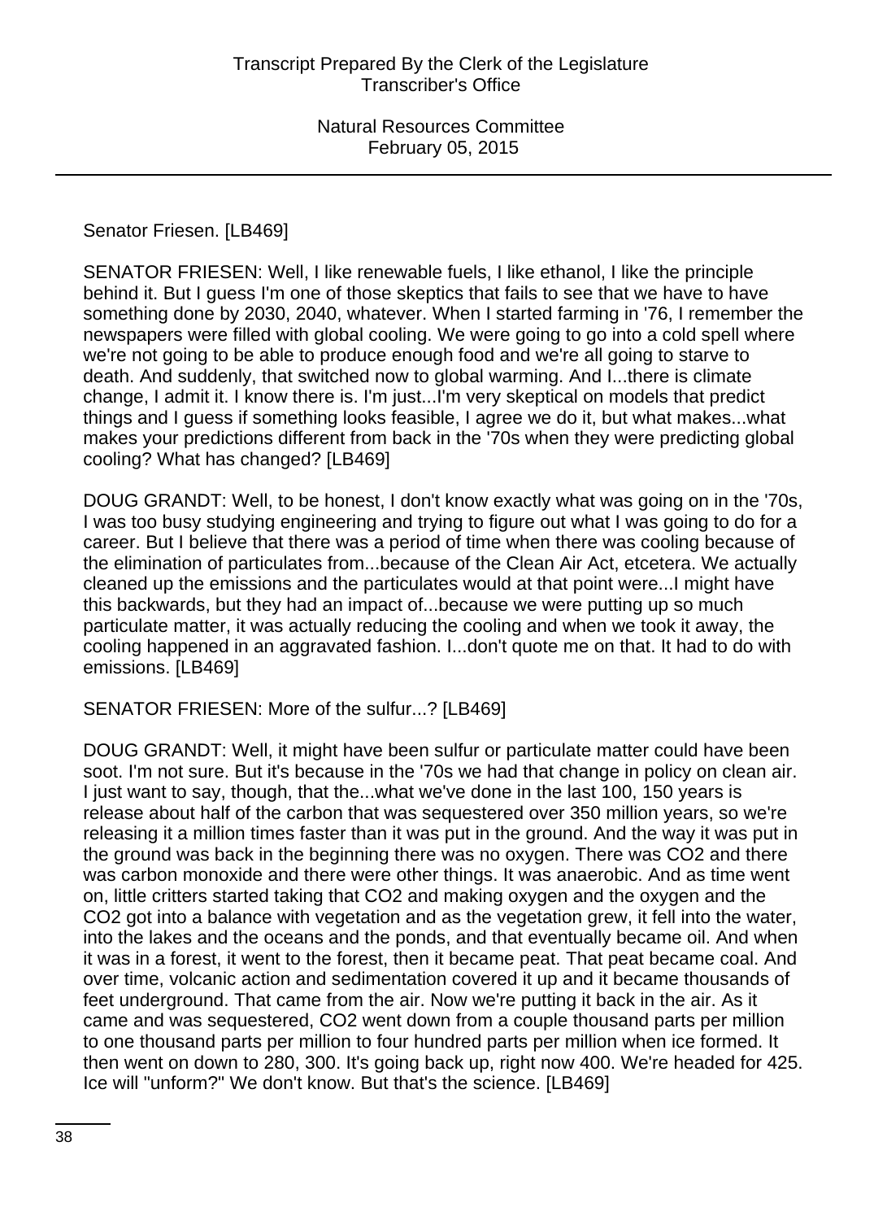Senator Friesen. [LB469]

SENATOR FRIESEN: Well, I like renewable fuels, I like ethanol, I like the principle behind it. But I guess I'm one of those skeptics that fails to see that we have to have something done by 2030, 2040, whatever. When I started farming in '76, I remember the newspapers were filled with global cooling. We were going to go into a cold spell where we're not going to be able to produce enough food and we're all going to starve to death. And suddenly, that switched now to global warming. And I...there is climate change, I admit it. I know there is. I'm just...I'm very skeptical on models that predict things and I guess if something looks feasible, I agree we do it, but what makes...what makes your predictions different from back in the '70s when they were predicting global cooling? What has changed? [LB469]

DOUG GRANDT: Well, to be honest, I don't know exactly what was going on in the '70s, I was too busy studying engineering and trying to figure out what I was going to do for a career. But I believe that there was a period of time when there was cooling because of the elimination of particulates from...because of the Clean Air Act, etcetera. We actually cleaned up the emissions and the particulates would at that point were...I might have this backwards, but they had an impact of...because we were putting up so much particulate matter, it was actually reducing the cooling and when we took it away, the cooling happened in an aggravated fashion. I...don't quote me on that. It had to do with emissions. [LB469]

SENATOR FRIESEN: More of the sulfur...? [LB469]

DOUG GRANDT: Well, it might have been sulfur or particulate matter could have been soot. I'm not sure. But it's because in the '70s we had that change in policy on clean air. I just want to say, though, that the...what we've done in the last 100, 150 years is release about half of the carbon that was sequestered over 350 million years, so we're releasing it a million times faster than it was put in the ground. And the way it was put in the ground was back in the beginning there was no oxygen. There was $CO_2$ and there was carbon monoxide and there were other things. It was anaerobic. And as time went on, little critters started taking that $CO_2$ and making oxygen and the oxygen and the $CO_2$ got into a balance with vegetation and as the vegetation grew, it fell into the water, into the lakes and the oceans and the ponds, and that eventually became oil. And when it was in a forest, it went to the forest, then it became peat. That peat became coal. And over time, volcanic action and sedimentation covered it up and it became thousands of feet underground. That came from the air. Now we're putting it back in the air. As it came and was sequestered, $CO_2$ went down from a couple thousand parts per million to one thousand parts per million to four hundred parts per million when ice formed. It then went on down to 280, 300. It's going back up, right now 400. We're headed for 425. Ice will "unform?" We don't know. But that's the science. [LB469]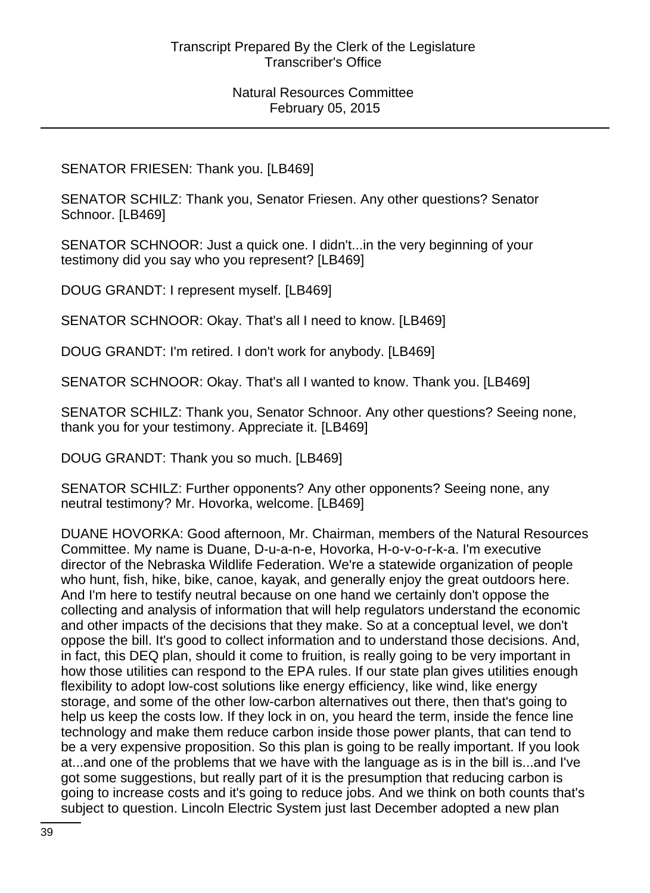SENATOR FRIESEN: Thank you. [LB469]

SENATOR SCHILZ: Thank you, Senator Friesen. Any other questions? Senator Schnoor. [LB469]

SENATOR SCHNOOR: Just a quick one. I didn't...in the very beginning of your testimony did you say who you represent? [LB469]

DOUG GRANDT: I represent myself. [LB469]

SENATOR SCHNOOR: Okay. That's all I need to know. [LB469]

DOUG GRANDT: I'm retired. I don't work for anybody. [LB469]

SENATOR SCHNOOR: Okay. That's all I wanted to know. Thank you. [LB469]

SENATOR SCHILZ: Thank you, Senator Schnoor. Any other questions? Seeing none, thank you for your testimony. Appreciate it. [LB469]

DOUG GRANDT: Thank you so much. [LB469]

SENATOR SCHILZ: Further opponents? Any other opponents? Seeing none, any neutral testimony? Mr. Hovorka, welcome. [LB469]

DUANE HOVORKA: Good afternoon, Mr. Chairman, members of the Natural Resources Committee. My name is Duane, D-u-a-n-e, Hovorka, H-o-v-o-r-k-a. I'm executive director of the Nebraska Wildlife Federation. We're a statewide organization of people who hunt, fish, hike, bike, canoe, kayak, and generally enjoy the great outdoors here. And I'm here to testify neutral because on one hand we certainly don't oppose the collecting and analysis of information that will help regulators understand the economic and other impacts of the decisions that they make. So at a conceptual level, we don't oppose the bill. It's good to collect information and to understand those decisions. And, in fact, this DEQ plan, should it come to fruition, is really going to be very important in how those utilities can respond to the EPA rules. If our state plan gives utilities enough flexibility to adopt low-cost solutions like energy efficiency, like wind, like energy storage, and some of the other low-carbon alternatives out there, then that's going to help us keep the costs low. If they lock in on, you heard the term, inside the fence line technology and make them reduce carbon inside those power plants, that can tend to be a very expensive proposition. So this plan is going to be really important. If you look at...and one of the problems that we have with the language as is in the bill is...and I've got some suggestions, but really part of it is the presumption that reducing carbon is going to increase costs and it's going to reduce jobs. And we think on both counts that's subject to question. Lincoln Electric System just last December adopted a new plan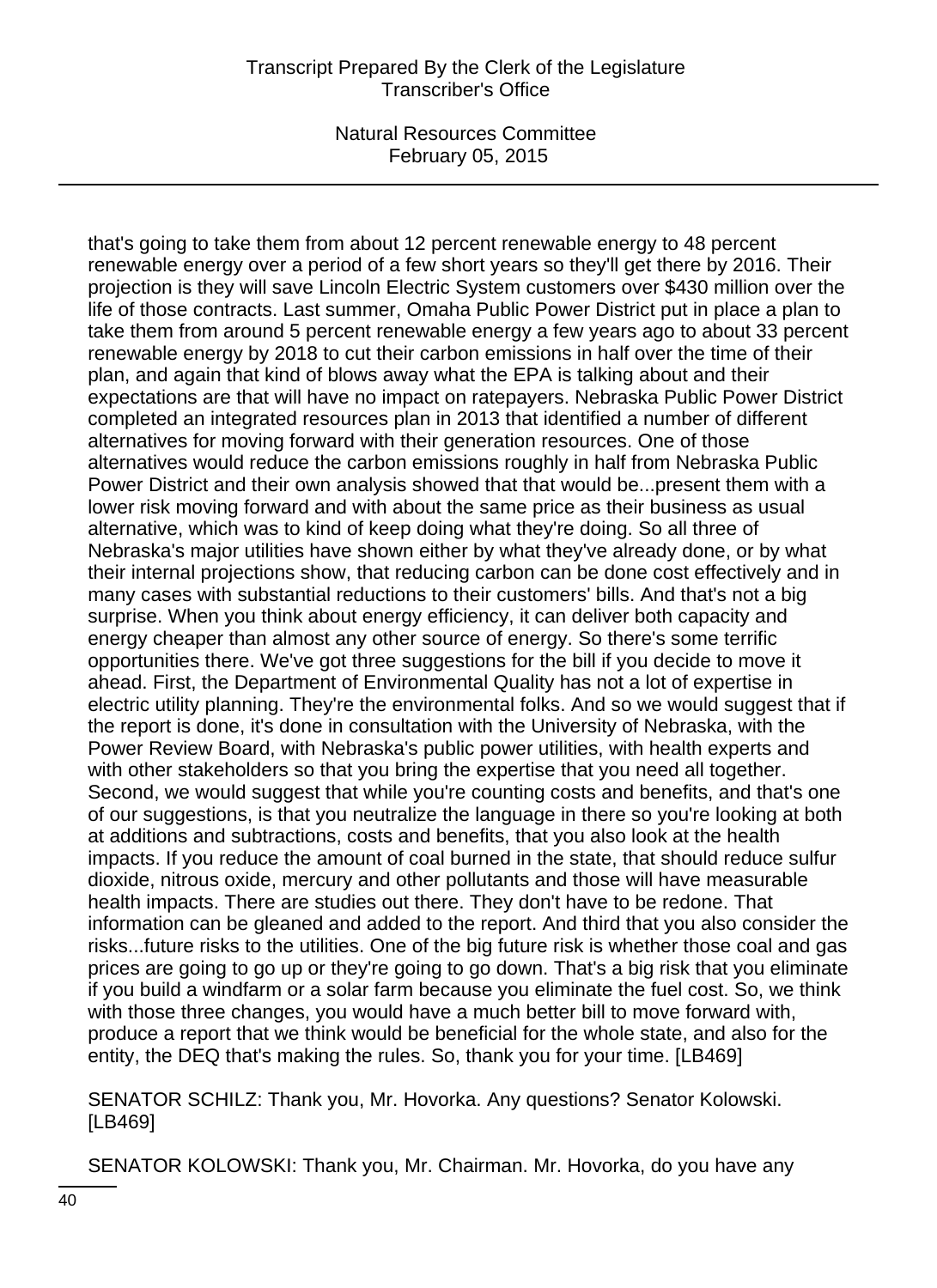that's going to take them from about 12 percent renewable energy to 48 percent renewable energy over a period of a few short years so they'll get there by 2016. Their projection is they will save Lincoln Electric System customers over $430 million over the life of those contracts. Last summer, Omaha Public Power District put in place a plan to take them from around 5 percent renewable energy a few years ago to about 33 percent renewable energy by 2018 to cut their carbon emissions in half over the time of their plan, and again that kind of blows away what the EPA is talking about and their expectations are that will have no impact on ratepayers. Nebraska Public Power District completed an integrated resources plan in 2013 that identified a number of different alternatives for moving forward with their generation resources. One of those alternatives would reduce the carbon emissions roughly in half from Nebraska Public Power District and their own analysis showed that that would be...present them with a lower risk moving forward and with about the same price as their business as usual alternative, which was to kind of keep doing what they're doing. So all three of Nebraska's major utilities have shown either by what they've already done, or by what their internal projections show, that reducing carbon can be done cost effectively and in many cases with substantial reductions to their customers' bills. And that's not a big surprise. When you think about energy efficiency, it can deliver both capacity and energy cheaper than almost any other source of energy. So there's some terrific opportunities there. We've got three suggestions for the bill if you decide to move it ahead. First, the Department of Environmental Quality has not a lot of expertise in electric utility planning. They're the environmental folks. And so we would suggest that if the report is done, it's done in consultation with the University of Nebraska, with the Power Review Board, with Nebraska's public power utilities, with health experts and with other stakeholders so that you bring the expertise that you need all together. Second, we would suggest that while you're counting costs and benefits, and that's one of our suggestions, is that you neutralize the language in there so you're looking at both at additions and subtractions, costs and benefits, that you also look at the health impacts. If you reduce the amount of coal burned in the state, that should reduce sulfur dioxide, nitrous oxide, mercury and other pollutants and those will have measurable health impacts. There are studies out there. They don't have to be redone. That information can be gleaned and added to the report. And third that you also consider the risks...future risks to the utilities. One of the big future risk is whether those coal and gas prices are going to go up or they're going to go down. That's a big risk that you eliminate if you build a windfarm or a solar farm because you eliminate the fuel cost. So, we think with those three changes, you would have a much better bill to move forward with, produce a report that we think would be beneficial for the whole state, and also for the entity, the DEQ that's making the rules. So, thank you for your time. [LB469]

SENATOR SCHILZ: Thank you, Mr. Hovorka. Any questions? Senator Kolowski. [LB469]

SENATOR KOLOWSKI: Thank you, Mr. Chairman. Mr. Hovorka, do you have any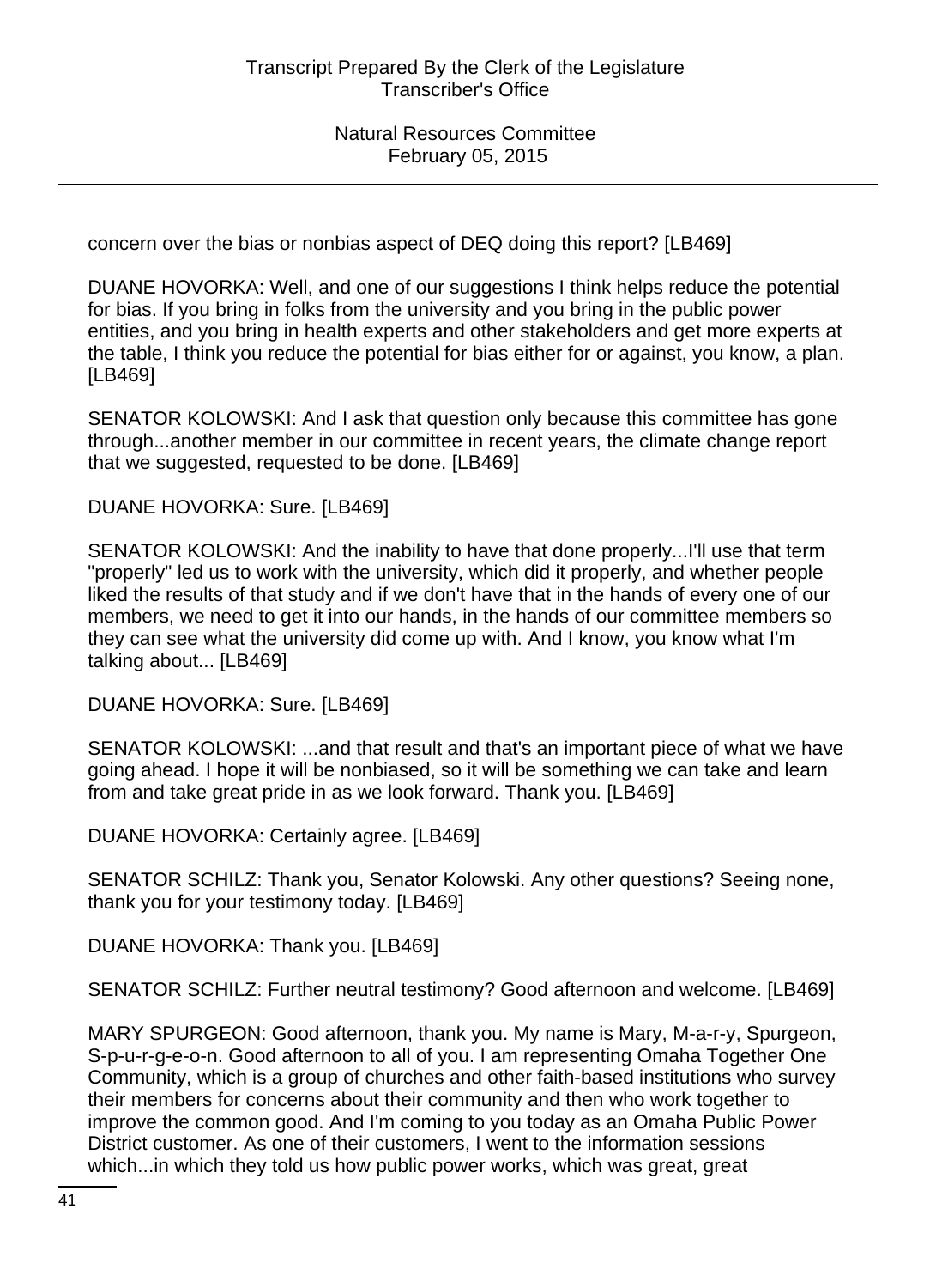concern over the bias or nonbias aspect of DEQ doing this report? [LB469]

DUANE HOVORKA: Well, and one of our suggestions I think helps reduce the potential for bias. If you bring in folks from the university and you bring in the public power entities, and you bring in health experts and other stakeholders and get more experts at the table, I think you reduce the potential for bias either for or against, you know, a plan. [LB469]

SENATOR KOLOWSKI: And I ask that question only because this committee has gone through...another member in our committee in recent years, the climate change report that we suggested, requested to be done. [LB469]

DUANE HOVORKA: Sure. [LB469]

SENATOR KOLOWSKI: And the inability to have that done properly...I'll use that term "properly" led us to work with the university, which did it properly, and whether people liked the results of that study and if we don't have that in the hands of every one of our members, we need to get it into our hands, in the hands of our committee members so they can see what the university did come up with. And I know, you know what I'm talking about... [LB469]

DUANE HOVORKA: Sure. [LB469]

SENATOR KOLOWSKI: ...and that result and that's an important piece of what we have going ahead. I hope it will be nonbiased, so it will be something we can take and learn from and take great pride in as we look forward. Thank you. [LB469]

DUANE HOVORKA: Certainly agree. [LB469]

SENATOR SCHILZ: Thank you, Senator Kolowski. Any other questions? Seeing none, thank you for your testimony today. [LB469]

DUANE HOVORKA: Thank you. [LB469]

SENATOR SCHILZ: Further neutral testimony? Good afternoon and welcome. [LB469]

MARY SPURGEON: Good afternoon, thank you. My name is Mary, M-a-r-y, Spurgeon, S-p-u-r-g-e-o-n. Good afternoon to all of you. I am representing Omaha Together One Community, which is a group of churches and other faith-based institutions who survey their members for concerns about their community and then who work together to improve the common good. And I'm coming to you today as an Omaha Public Power District customer. As one of their customers, I went to the information sessions which...in which they told us how public power works, which was great, great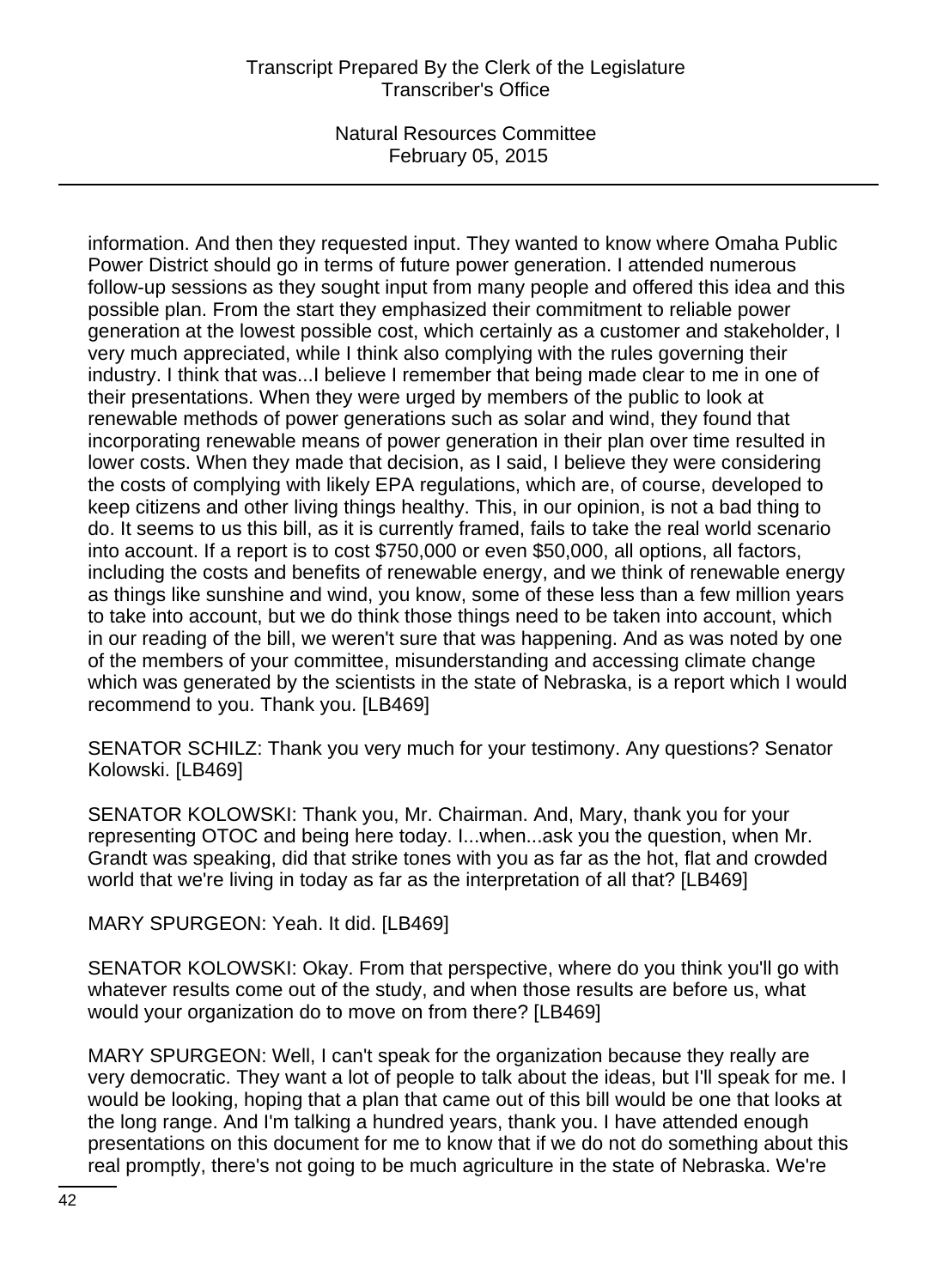information. And then they requested input. They wanted to know where Omaha Public Power District should go in terms of future power generation. I attended numerous follow-up sessions as they sought input from many people and offered this idea and this possible plan. From the start they emphasized their commitment to reliable power generation at the lowest possible cost, which certainly as a customer and stakeholder, I very much appreciated, while I think also complying with the rules governing their industry. I think that was...I believe I remember that being made clear to me in one of their presentations. When they were urged by members of the public to look at renewable methods of power generations such as solar and wind, they found that incorporating renewable means of power generation in their plan over time resulted in lower costs. When they made that decision, as I said, I believe they were considering the costs of complying with likely EPA regulations, which are, of course, developed to keep citizens and other living things healthy. This, in our opinion, is not a bad thing to do. It seems to us this bill, as it is currently framed, fails to take the real world scenario into account. If a report is to cost $750,000 or even $50,000, all options, all factors, including the costs and benefits of renewable energy, and we think of renewable energy as things like sunshine and wind, you know, some of these less than a few million years to take into account, but we do think those things need to be taken into account, which in our reading of the bill, we weren't sure that was happening. And as was noted by one of the members of your committee, misunderstanding and accessing climate change which was generated by the scientists in the state of Nebraska, is a report which I would recommend to you. Thank you. [LB469]

SENATOR SCHILZ: Thank you very much for your testimony. Any questions? Senator Kolowski. [LB469]

SENATOR KOLOWSKI: Thank you, Mr. Chairman. And, Mary, thank you for your representing OTOC and being here today. I...when...ask you the question, when Mr. Grandt was speaking, did that strike tones with you as far as the hot, flat and crowded world that we're living in today as far as the interpretation of all that? [LB469]

MARY SPURGEON: Yeah. It did. [LB469]

SENATOR KOLOWSKI: Okay. From that perspective, where do you think you'll go with whatever results come out of the study, and when those results are before us, what would your organization do to move on from there? [LB469]

MARY SPURGEON: Well, I can't speak for the organization because they really are very democratic. They want a lot of people to talk about the ideas, but I'll speak for me. I would be looking, hoping that a plan that came out of this bill would be one that looks at the long range. And I'm talking a hundred years, thank you. I have attended enough presentations on this document for me to know that if we do not do something about this real promptly, there's not going to be much agriculture in the state of Nebraska. We're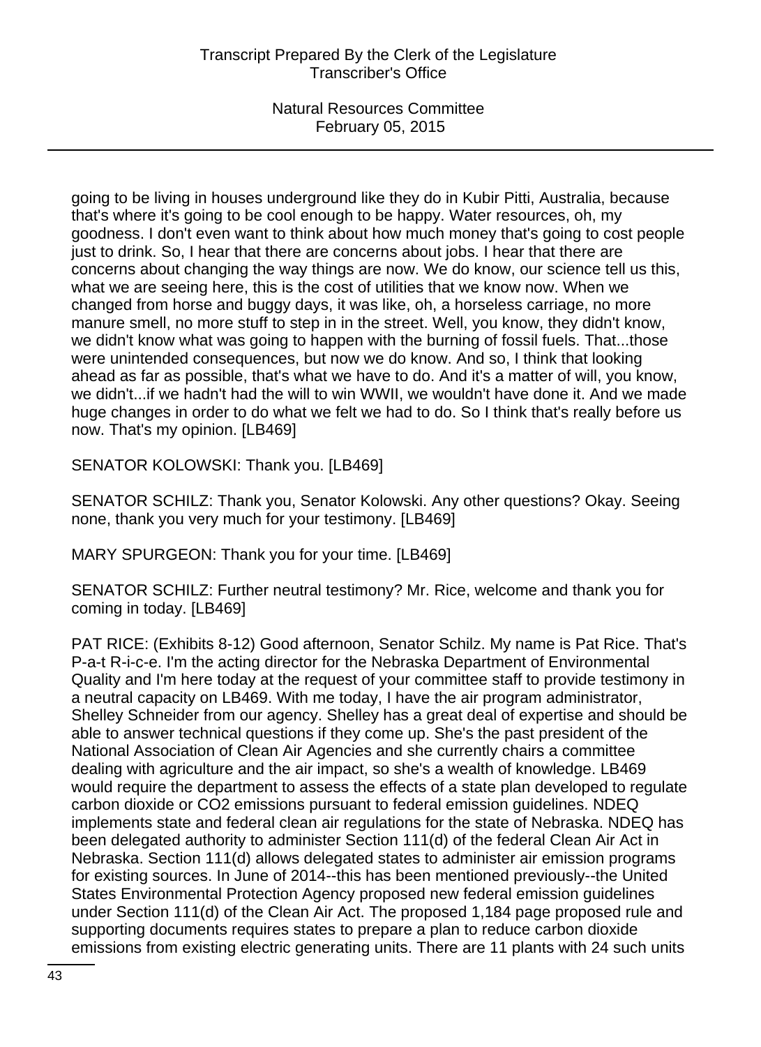going to be living in houses underground like they do in Kubir Pitti, Australia, because that's where it's going to be cool enough to be happy. Water resources, oh, my goodness. I don't even want to think about how much money that's going to cost people just to drink. So, I hear that there are concerns about jobs. I hear that there are concerns about changing the way things are now. We do know, our science tell us this, what we are seeing here, this is the cost of utilities that we know now. When we changed from horse and buggy days, it was like, oh, a horseless carriage, no more manure smell, no more stuff to step in in the street. Well, you know, they didn't know, we didn't know what was going to happen with the burning of fossil fuels. That...those were unintended consequences, but now we do know. And so, I think that looking ahead as far as possible, that's what we have to do. And it's a matter of will, you know, we didn't...if we hadn't had the will to win WWII, we wouldn't have done it. And we made huge changes in order to do what we felt we had to do. So I think that's really before us now. That's my opinion. [LB469]

SENATOR KOLOWSKI: Thank you. [LB469]

SENATOR SCHILZ: Thank you, Senator Kolowski. Any other questions? Okay. Seeing none, thank you very much for your testimony. [LB469]

MARY SPURGEON: Thank you for your time. [LB469]

SENATOR SCHILZ: Further neutral testimony? Mr. Rice, welcome and thank you for coming in today. [LB469]

PAT RICE: (Exhibits 8-12) Good afternoon, Senator Schilz. My name is Pat Rice. That's P-a-t R-i-c-e. I'm the acting director for the Nebraska Department of Environmental Quality and I'm here today at the request of your committee staff to provide testimony in a neutral capacity on LB469. With me today, I have the air program administrator, Shelley Schneider from our agency. Shelley has a great deal of expertise and should be able to answer technical questions if they come up. She's the past president of the National Association of Clean Air Agencies and she currently chairs a committee dealing with agriculture and the air impact, so she's a wealth of knowledge. LB469 would require the department to assess the effects of a state plan developed to regulate carbon dioxide or $CO_2$ emissions pursuant to federal emission guidelines. NDEQ implements state and federal clean air regulations for the state of Nebraska. NDEQ has been delegated authority to administer Section 111(d) of the federal Clean Air Act in Nebraska. Section 111(d) allows delegated states to administer air emission programs for existing sources. In June of 2014--this has been mentioned previously--the United States Environmental Protection Agency proposed new federal emission guidelines under Section 111(d) of the Clean Air Act. The proposed 1,184 page proposed rule and supporting documents requires states to prepare a plan to reduce carbon dioxide emissions from existing electric generating units. There are 11 plants with 24 such units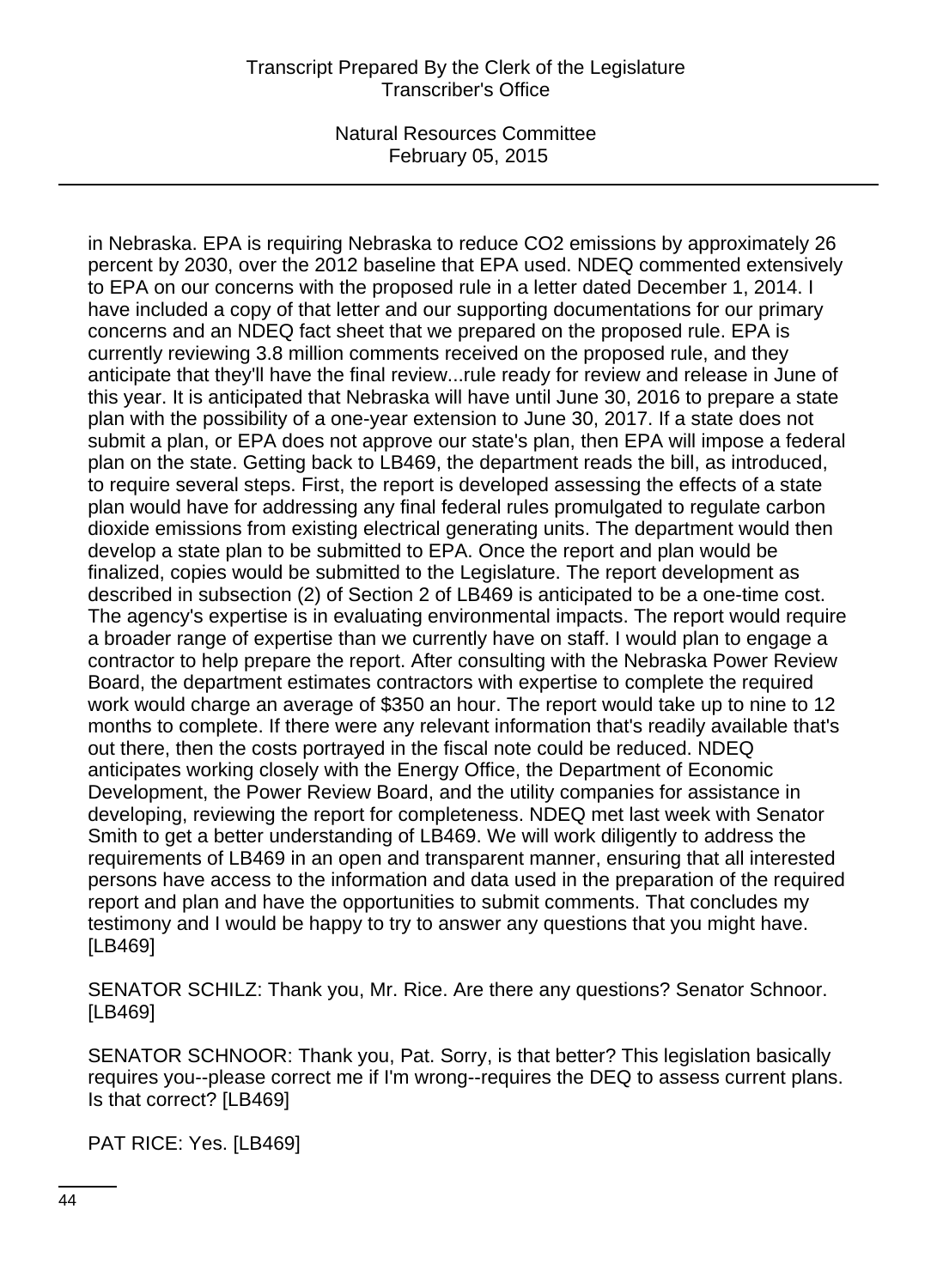in Nebraska. EPA is requiring Nebraska to reduce $CO_2$ emissions by approximately 26 percent by 2030, over the 2012 baseline that EPA used. NDEQ commented extensively to EPA on our concerns with the proposed rule in a letter dated December 1, 2014. I have included a copy of that letter and our supporting documentations for our primary concerns and an NDEQ fact sheet that we prepared on the proposed rule. EPA is currently reviewing 3.8 million comments received on the proposed rule, and they anticipate that they'll have the final review...rule ready for review and release in June of this year. It is anticipated that Nebraska will have until June 30, 2016 to prepare a state plan with the possibility of a one-year extension to June 30, 2017. If a state does not submit a plan, or EPA does not approve our state's plan, then EPA will impose a federal plan on the state. Getting back to LB469, the department reads the bill, as introduced, to require several steps. First, the report is developed assessing the effects of a state plan would have for addressing any final federal rules promulgated to regulate carbon dioxide emissions from existing electrical generating units. The department would then develop a state plan to be submitted to EPA. Once the report and plan would be finalized, copies would be submitted to the Legislature. The report development as described in subsection (2) of Section 2 of LB469 is anticipated to be a one-time cost. The agency's expertise is in evaluating environmental impacts. The report would require a broader range of expertise than we currently have on staff. I would plan to engage a contractor to help prepare the report. After consulting with the Nebraska Power Review Board, the department estimates contractors with expertise to complete the required work would charge an average of $350 an hour. The report would take up to nine to 12 months to complete. If there were any relevant information that's readily available that's out there, then the costs portrayed in the fiscal note could be reduced. NDEQ anticipates working closely with the Energy Office, the Department of Economic Development, the Power Review Board, and the utility companies for assistance in developing, reviewing the report for completeness. NDEQ met last week with Senator Smith to get a better understanding of LB469. We will work diligently to address the requirements of LB469 in an open and transparent manner, ensuring that all interested persons have access to the information and data used in the preparation of the required report and plan and have the opportunities to submit comments. That concludes my testimony and I would be happy to try to answer any questions that you might have. [LB469]

SENATOR SCHILZ: Thank you, Mr. Rice. Are there any questions? Senator Schnoor. [LB469]

SENATOR SCHNOOR: Thank you, Pat. Sorry, is that better? This legislation basically requires you--please correct me if I'm wrong--requires the DEQ to assess current plans. Is that correct? [LB469]

PAT RICE: Yes. [LB469]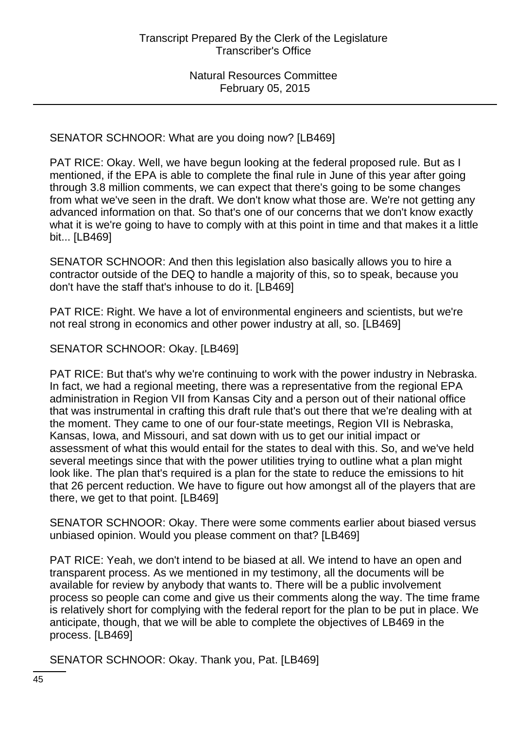SENATOR SCHNOOR: What are you doing now? [LB469]

PAT RICE: Okay. Well, we have begun looking at the federal proposed rule. But as I mentioned, if the EPA is able to complete the final rule in June of this year after going through 3.8 million comments, we can expect that there's going to be some changes from what we've seen in the draft. We don't know what those are. We're not getting any advanced information on that. So that's one of our concerns that we don't know exactly what it is we're going to have to comply with at this point in time and that makes it a little bit... [LB469]

SENATOR SCHNOOR: And then this legislation also basically allows you to hire a contractor outside of the DEQ to handle a majority of this, so to speak, because you don't have the staff that's inhouse to do it. [LB469]

PAT RICE: Right. We have a lot of environmental engineers and scientists, but we're not real strong in economics and other power industry at all, so. [LB469]

SENATOR SCHNOOR: Okay. [LB469]

PAT RICE: But that's why we're continuing to work with the power industry in Nebraska. In fact, we had a regional meeting, there was a representative from the regional EPA administration in Region VII from Kansas City and a person out of their national office that was instrumental in crafting this draft rule that's out there that we're dealing with at the moment. They came to one of our four-state meetings, Region VII is Nebraska, Kansas, Iowa, and Missouri, and sat down with us to get our initial impact or assessment of what this would entail for the states to deal with this. So, and we've held several meetings since that with the power utilities trying to outline what a plan might look like. The plan that's required is a plan for the state to reduce the emissions to hit that 26 percent reduction. We have to figure out how amongst all of the players that are there, we get to that point. [LB469]

SENATOR SCHNOOR: Okay. There were some comments earlier about biased versus unbiased opinion. Would you please comment on that? [LB469]

PAT RICE: Yeah, we don't intend to be biased at all. We intend to have an open and transparent process. As we mentioned in my testimony, all the documents will be available for review by anybody that wants to. There will be a public involvement process so people can come and give us their comments along the way. The time frame is relatively short for complying with the federal report for the plan to be put in place. We anticipate, though, that we will be able to complete the objectives of LB469 in the process. [LB469]

SENATOR SCHNOOR: Okay. Thank you, Pat. [LB469]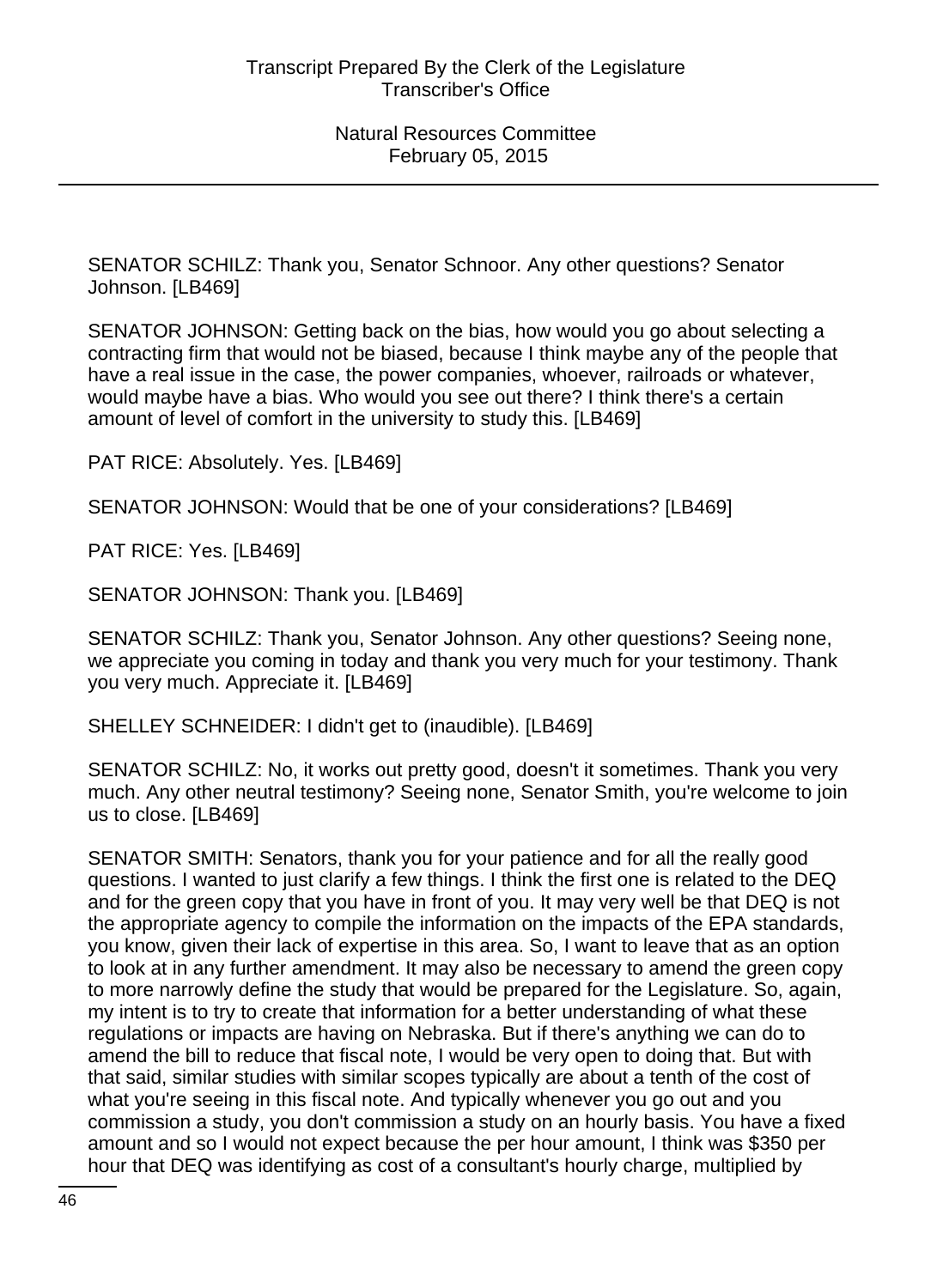SENATOR SCHILZ: Thank you, Senator Schnoor. Any other questions? Senator Johnson. [LB469]

SENATOR JOHNSON: Getting back on the bias, how would you go about selecting a contracting firm that would not be biased, because I think maybe any of the people that have a real issue in the case, the power companies, whoever, railroads or whatever, would maybe have a bias. Who would you see out there? I think there's a certain amount of level of comfort in the university to study this. [LB469]

PAT RICE: Absolutely. Yes. [LB469]

SENATOR JOHNSON: Would that be one of your considerations? [LB469]

PAT RICE: Yes. [LB469]

SENATOR JOHNSON: Thank you. [LB469]

SENATOR SCHILZ: Thank you, Senator Johnson. Any other questions? Seeing none, we appreciate you coming in today and thank you very much for your testimony. Thank you very much. Appreciate it. [LB469]

SHELLEY SCHNEIDER: I didn't get to (inaudible). [LB469]

SENATOR SCHILZ: No, it works out pretty good, doesn't it sometimes. Thank you very much. Any other neutral testimony? Seeing none, Senator Smith, you're welcome to join us to close. [LB469]

SENATOR SMITH: Senators, thank you for your patience and for all the really good questions. I wanted to just clarify a few things. I think the first one is related to the DEQ and for the green copy that you have in front of you. It may very well be that DEQ is not the appropriate agency to compile the information on the impacts of the EPA standards, you know, given their lack of expertise in this area. So, I want to leave that as an option to look at in any further amendment. It may also be necessary to amend the green copy to more narrowly define the study that would be prepared for the Legislature. So, again, my intent is to try to create that information for a better understanding of what these regulations or impacts are having on Nebraska. But if there's anything we can do to amend the bill to reduce that fiscal note, I would be very open to doing that. But with that said, similar studies with similar scopes typically are about a tenth of the cost of what you're seeing in this fiscal note. And typically whenever you go out and you commission a study, you don't commission a study on an hourly basis. You have a fixed amount and so I would not expect because the per hour amount, I think was $350 per hour that DEQ was identifying as cost of a consultant's hourly charge, multiplied by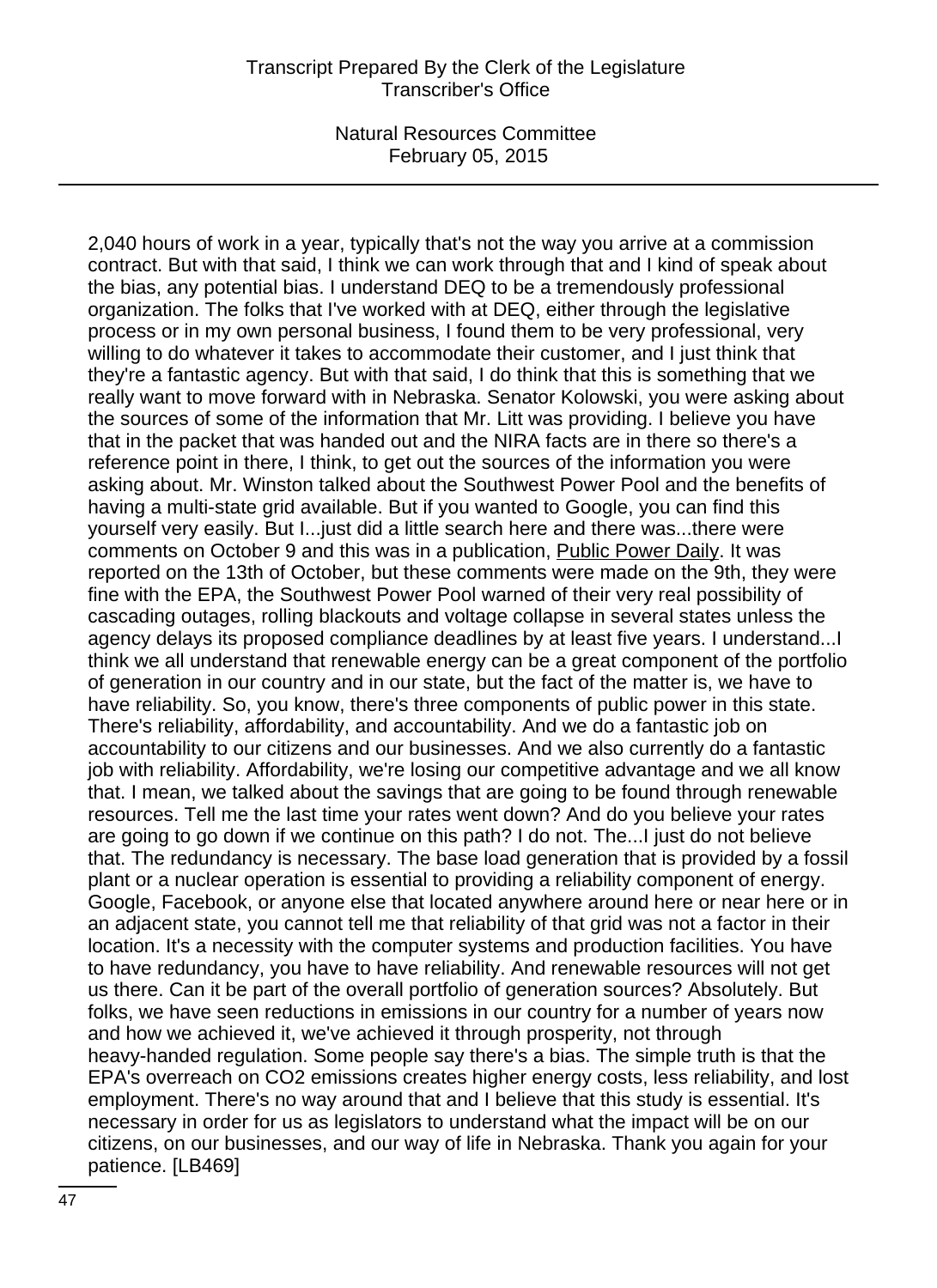2,040 hours of work in a year, typically that's not the way you arrive at a commission contract. But with that said, I think we can work through that and I kind of speak about the bias, any potential bias. I understand DEQ to be a tremendously professional organization. The folks that I've worked with at DEQ, either through the legislative process or in my own personal business, I found them to be very professional, very willing to do whatever it takes to accommodate their customer, and I just think that they're a fantastic agency. But with that said, I do think that this is something that we really want to move forward with in Nebraska. Senator Kolowski, you were asking about the sources of some of the information that Mr. Litt was providing. I believe you have that in the packet that was handed out and the NIRA facts are in there so there's a reference point in there, I think, to get out the sources of the information you were asking about. Mr. Winston talked about the Southwest Power Pool and the benefits of having a multi-state grid available. But if you wanted to Google, you can find this yourself very easily. But I...just did a little search here and there was...there were comments on October 9 and this was in a publication, Public Power Daily. It was reported on the 13th of October, but these comments were made on the 9th, they were fine with the EPA, the Southwest Power Pool warned of their very real possibility of cascading outages, rolling blackouts and voltage collapse in several states unless the agency delays its proposed compliance deadlines by at least five years. I understand...I think we all understand that renewable energy can be a great component of the portfolio of generation in our country and in our state, but the fact of the matter is, we have to have reliability. So, you know, there's three components of public power in this state. There's reliability, affordability, and accountability. And we do a fantastic job on accountability to our citizens and our businesses. And we also currently do a fantastic job with reliability. Affordability, we're losing our competitive advantage and we all know that. I mean, we talked about the savings that are going to be found through renewable resources. Tell me the last time your rates went down? And do you believe your rates are going to go down if we continue on this path? I do not. The...I just do not believe that. The redundancy is necessary. The base load generation that is provided by a fossil plant or a nuclear operation is essential to providing a reliability component of energy. Google, Facebook, or anyone else that located anywhere around here or near here or in an adjacent state, you cannot tell me that reliability of that grid was not a factor in their location. It's a necessity with the computer systems and production facilities. You have to have redundancy, you have to have reliability. And renewable resources will not get us there. Can it be part of the overall portfolio of generation sources? Absolutely. But folks, we have seen reductions in emissions in our country for a number of years now and how we achieved it, we've achieved it through prosperity, not through heavy-handed regulation. Some people say there's a bias. The simple truth is that the EPA's overreach on CO2 emissions creates higher energy costs, less reliability, and lost employment. There's no way around that and I believe that this study is essential. It's necessary in order for us as legislators to understand what the impact will be on our citizens, on our businesses, and our way of life in Nebraska. Thank you again for your patience. [LB469]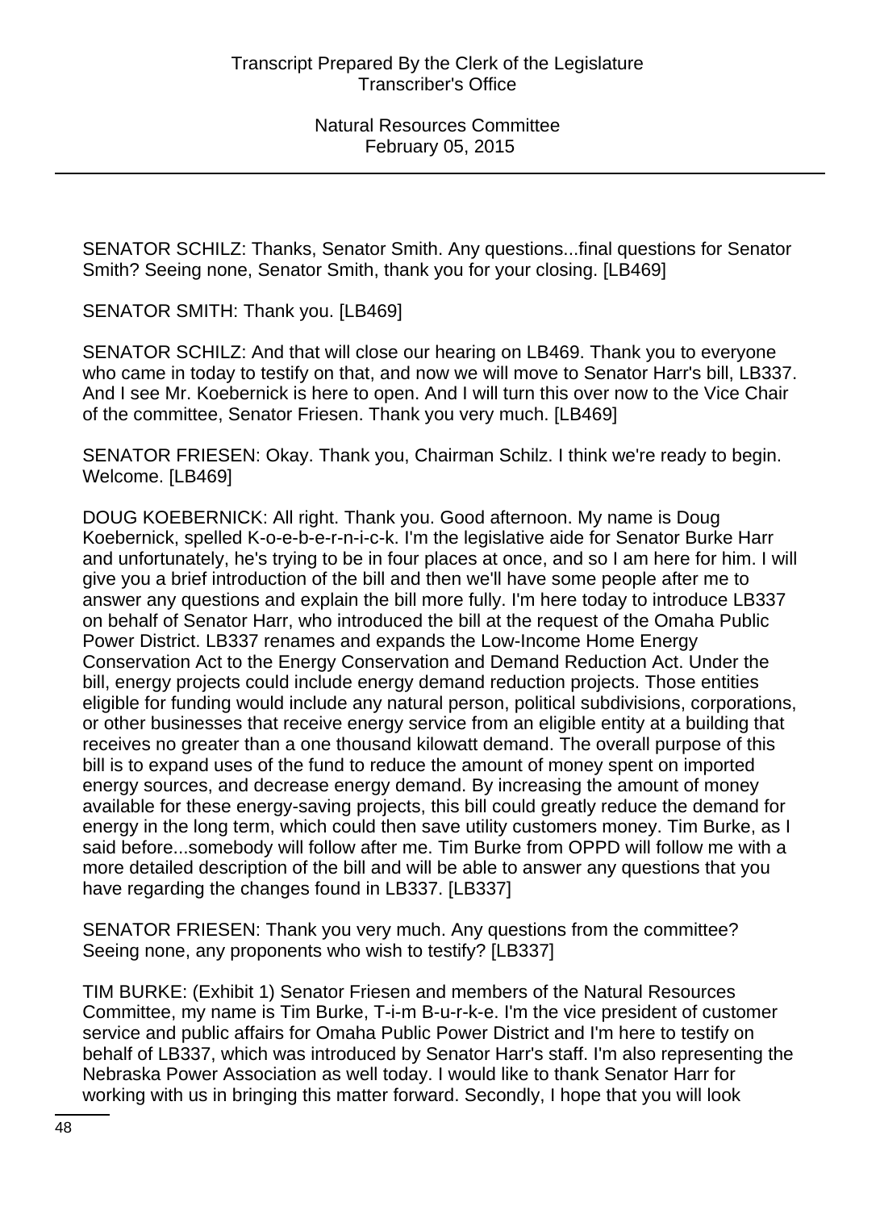SENATOR SCHILZ: Thanks, Senator Smith. Any questions...final questions for Senator Smith? Seeing none, Senator Smith, thank you for your closing. [LB469]

SENATOR SMITH: Thank you. [LB469]

SENATOR SCHILZ: And that will close our hearing on LB469. Thank you to everyone who came in today to testify on that, and now we will move to Senator Harr's bill, LB337. And I see Mr. Koebernick is here to open. And I will turn this over now to the Vice Chair of the committee, Senator Friesen. Thank you very much. [LB469]

SENATOR FRIESEN: Okay. Thank you, Chairman Schilz. I think we're ready to begin. Welcome. [LB469]

DOUG KOEBERNICK: All right. Thank you. Good afternoon. My name is Doug Koebernick, spelled K-o-e-b-e-r-n-i-c-k. I'm the legislative aide for Senator Burke Harr and unfortunately, he's trying to be in four places at once, and so I am here for him. I will give you a brief introduction of the bill and then we'll have some people after me to answer any questions and explain the bill more fully. I'm here today to introduce LB337 on behalf of Senator Harr, who introduced the bill at the request of the Omaha Public Power District. LB337 renames and expands the Low-Income Home Energy Conservation Act to the Energy Conservation and Demand Reduction Act. Under the bill, energy projects could include energy demand reduction projects. Those entities eligible for funding would include any natural person, political subdivisions, corporations, or other businesses that receive energy service from an eligible entity at a building that receives no greater than a one thousand kilowatt demand. The overall purpose of this bill is to expand uses of the fund to reduce the amount of money spent on imported energy sources, and decrease energy demand. By increasing the amount of money available for these energy-saving projects, this bill could greatly reduce the demand for energy in the long term, which could then save utility customers money. Tim Burke, as I said before...somebody will follow after me. Tim Burke from OPPD will follow me with a more detailed description of the bill and will be able to answer any questions that you have regarding the changes found in LB337. [LB337]

SENATOR FRIESEN: Thank you very much. Any questions from the committee? Seeing none, any proponents who wish to testify? [LB337]

TIM BURKE: (Exhibit 1) Senator Friesen and members of the Natural Resources Committee, my name is Tim Burke, T-i-m B-u-r-k-e. I'm the vice president of customer service and public affairs for Omaha Public Power District and I'm here to testify on behalf of LB337, which was introduced by Senator Harr's staff. I'm also representing the Nebraska Power Association as well today. I would like to thank Senator Harr for working with us in bringing this matter forward. Secondly, I hope that you will look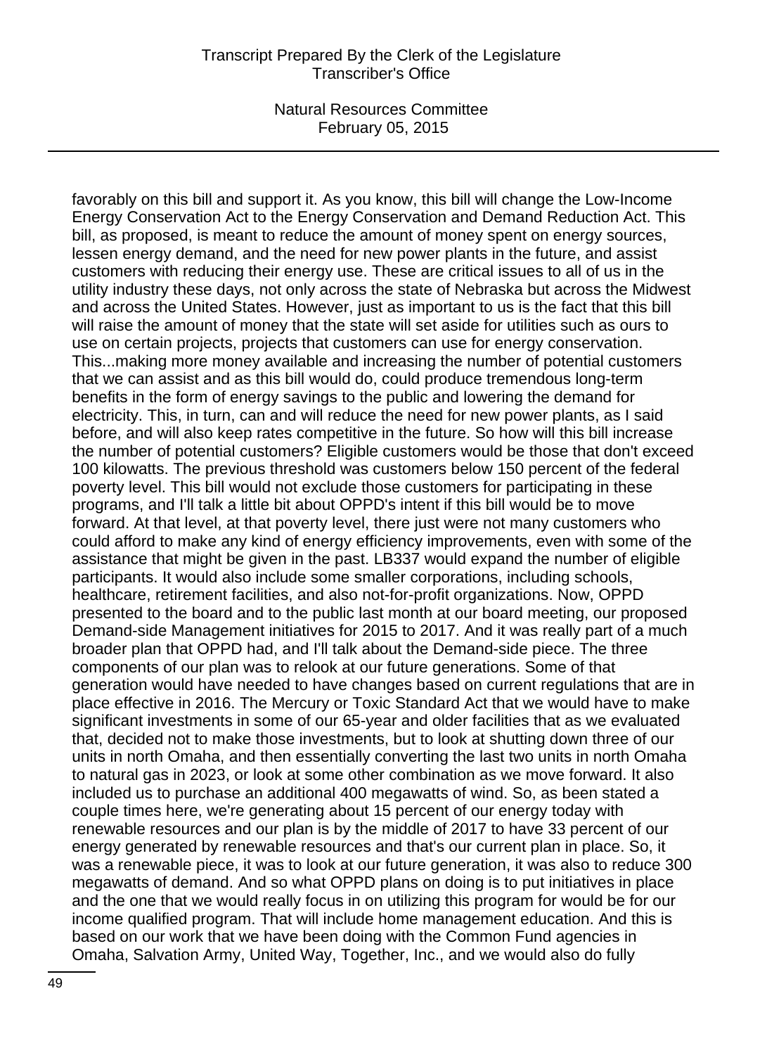favorably on this bill and support it. As you know, this bill will change the Low-Income Energy Conservation Act to the Energy Conservation and Demand Reduction Act. This bill, as proposed, is meant to reduce the amount of money spent on energy sources, lessen energy demand, and the need for new power plants in the future, and assist customers with reducing their energy use. These are critical issues to all of us in the utility industry these days, not only across the state of Nebraska but across the Midwest and across the United States. However, just as important to us is the fact that this bill will raise the amount of money that the state will set aside for utilities such as ours to use on certain projects, projects that customers can use for energy conservation. This...making more money available and increasing the number of potential customers that we can assist and as this bill would do, could produce tremendous long-term benefits in the form of energy savings to the public and lowering the demand for electricity. This, in turn, can and will reduce the need for new power plants, as I said before, and will also keep rates competitive in the future. So how will this bill increase the number of potential customers? Eligible customers would be those that don't exceed 100 kilowatts. The previous threshold was customers below 150 percent of the federal poverty level. This bill would not exclude those customers for participating in these programs, and I'll talk a little bit about OPPD's intent if this bill would be to move forward. At that level, at that poverty level, there just were not many customers who could afford to make any kind of energy efficiency improvements, even with some of the assistance that might be given in the past. LB337 would expand the number of eligible participants. It would also include some smaller corporations, including schools, healthcare, retirement facilities, and also not-for-profit organizations. Now, OPPD presented to the board and to the public last month at our board meeting, our proposed Demand-side Management initiatives for 2015 to 2017. And it was really part of a much broader plan that OPPD had, and I'll talk about the Demand-side piece. The three components of our plan was to relook at our future generations. Some of that generation would have needed to have changes based on current regulations that are in place effective in 2016. The Mercury or Toxic Standard Act that we would have to make significant investments in some of our 65-year and older facilities that as we evaluated that, decided not to make those investments, but to look at shutting down three of our units in north Omaha, and then essentially converting the last two units in north Omaha to natural gas in 2023, or look at some other combination as we move forward. It also included us to purchase an additional 400 megawatts of wind. So, as been stated a couple times here, we're generating about 15 percent of our energy today with renewable resources and our plan is by the middle of 2017 to have 33 percent of our energy generated by renewable resources and that's our current plan in place. So, it was a renewable piece, it was to look at our future generation, it was also to reduce 300 megawatts of demand. And so what OPPD plans on doing is to put initiatives in place and the one that we would really focus in on utilizing this program for would be for our income qualified program. That will include home management education. And this is based on our work that we have been doing with the Common Fund agencies in Omaha, Salvation Army, United Way, Together, Inc., and we would also do fully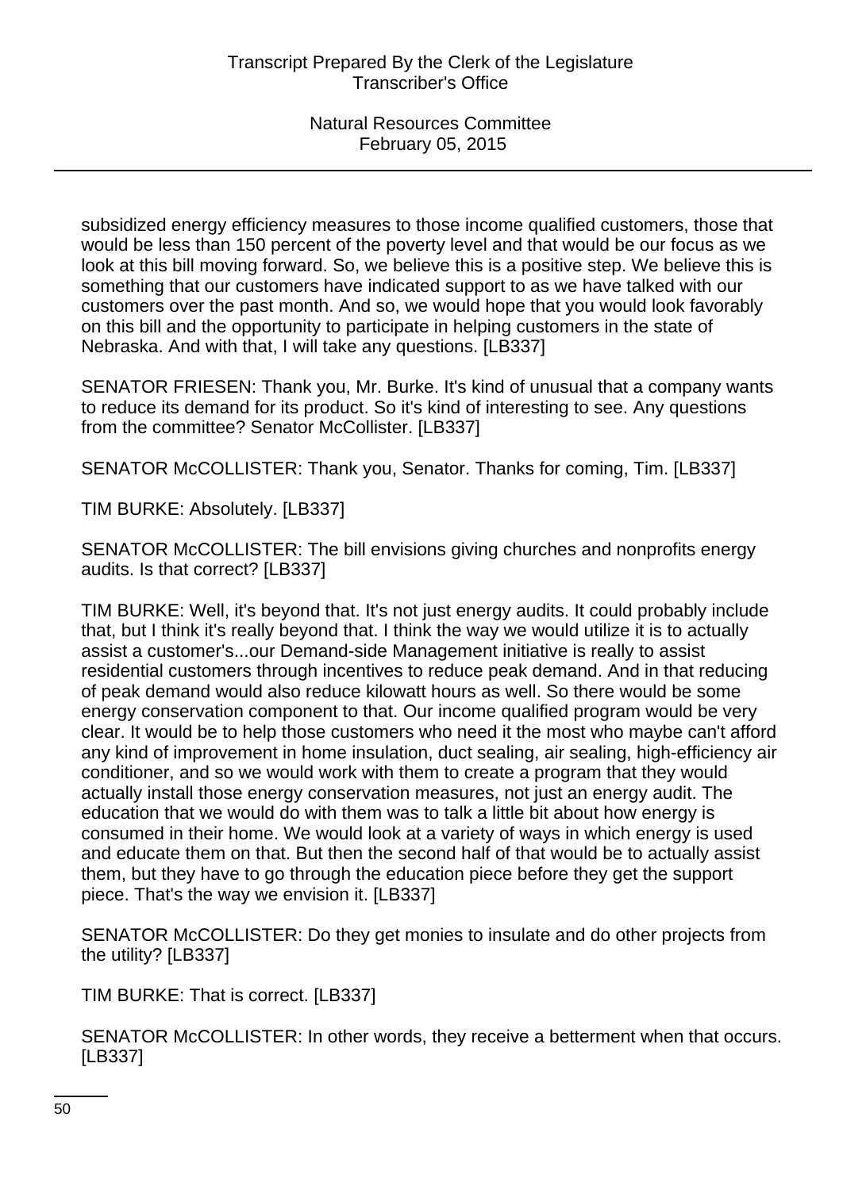subsidized energy efficiency measures to those income qualified customers, those that would be less than 150 percent of the poverty level and that would be our focus as we look at this bill moving forward. So, we believe this is a positive step. We believe this is something that our customers have indicated support to as we have talked with our customers over the past month. And so, we would hope that you would look favorably on this bill and the opportunity to participate in helping customers in the state of Nebraska. And with that, I will take any questions. [LB337]

SENATOR FRIESEN: Thank you, Mr. Burke. It's kind of unusual that a company wants to reduce its demand for its product. So it's kind of interesting to see. Any questions from the committee? Senator McCollister. [LB337]

SENATOR McCOLLISTER: Thank you, Senator. Thanks for coming, Tim. [LB337]

TIM BURKE: Absolutely. [LB337]

SENATOR McCOLLISTER: The bill envisions giving churches and nonprofits energy audits. Is that correct? [LB337]

TIM BURKE: Well, it's beyond that. It's not just energy audits. It could probably include that, but I think it's really beyond that. I think the way we would utilize it is to actually assist a customer's...our Demand-side Management initiative is really to assist residential customers through incentives to reduce peak demand. And in that reducing of peak demand would also reduce kilowatt hours as well. So there would be some energy conservation component to that. Our income qualified program would be very clear. It would be to help those customers who need it the most who maybe can't afford any kind of improvement in home insulation, duct sealing, air sealing, high-efficiency air conditioner, and so we would work with them to create a program that they would actually install those energy conservation measures, not just an energy audit. The education that we would do with them was to talk a little bit about how energy is consumed in their home. We would look at a variety of ways in which energy is used and educate them on that. But then the second half of that would be to actually assist them, but they have to go through the education piece before they get the support piece. That's the way we envision it. [LB337]

SENATOR McCOLLISTER: Do they get monies to insulate and do other projects from the utility? [LB337]

TIM BURKE: That is correct. [LB337]

SENATOR McCOLLISTER: In other words, they receive a betterment when that occurs. [LB337]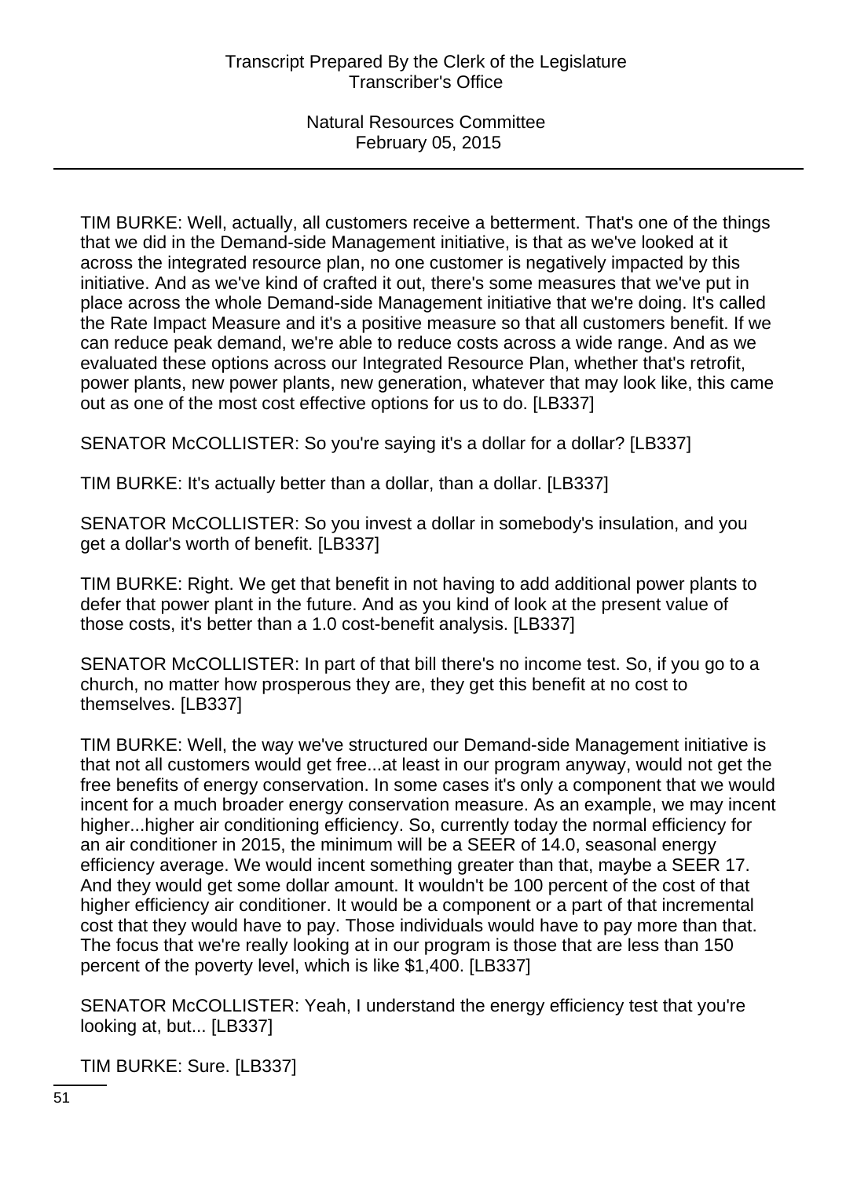TIM BURKE: Well, actually, all customers receive a betterment. That's one of the things that we did in the Demand-side Management initiative, is that as we've looked at it across the integrated resource plan, no one customer is negatively impacted by this initiative. And as we've kind of crafted it out, there's some measures that we've put in place across the whole Demand-side Management initiative that we're doing. It's called the Rate Impact Measure and it's a positive measure so that all customers benefit. If we can reduce peak demand, we're able to reduce costs across a wide range. And as we evaluated these options across our Integrated Resource Plan, whether that's retrofit, power plants, new power plants, new generation, whatever that may look like, this came out as one of the most cost effective options for us to do. [LB337]

SENATOR McCOLLISTER: So you're saying it's a dollar for a dollar? [LB337]

TIM BURKE: It's actually better than a dollar, than a dollar. [LB337]

SENATOR McCOLLISTER: So you invest a dollar in somebody's insulation, and you get a dollar's worth of benefit. [LB337]

TIM BURKE: Right. We get that benefit in not having to add additional power plants to defer that power plant in the future. And as you kind of look at the present value of those costs, it's better than a 1.0 cost-benefit analysis. [LB337]

SENATOR McCOLLISTER: In part of that bill there's no income test. So, if you go to a church, no matter how prosperous they are, they get this benefit at no cost to themselves. [LB337]

TIM BURKE: Well, the way we've structured our Demand-side Management initiative is that not all customers would get free...at least in our program anyway, would not get the free benefits of energy conservation. In some cases it's only a component that we would incent for a much broader energy conservation measure. As an example, we may incent higher...higher air conditioning efficiency. So, currently today the normal efficiency for an air conditioner in 2015, the minimum will be a SEER of 14.0, seasonal energy efficiency average. We would incent something greater than that, maybe a SEER 17. And they would get some dollar amount. It wouldn't be 100 percent of the cost of that higher efficiency air conditioner. It would be a component or a part of that incremental cost that they would have to pay. Those individuals would have to pay more than that. The focus that we're really looking at in our program is those that are less than 150 percent of the poverty level, which is like $1,400. [LB337]

SENATOR McCOLLISTER: Yeah, I understand the energy efficiency test that you're looking at, but... [LB337]

TIM BURKE: Sure. [LB337]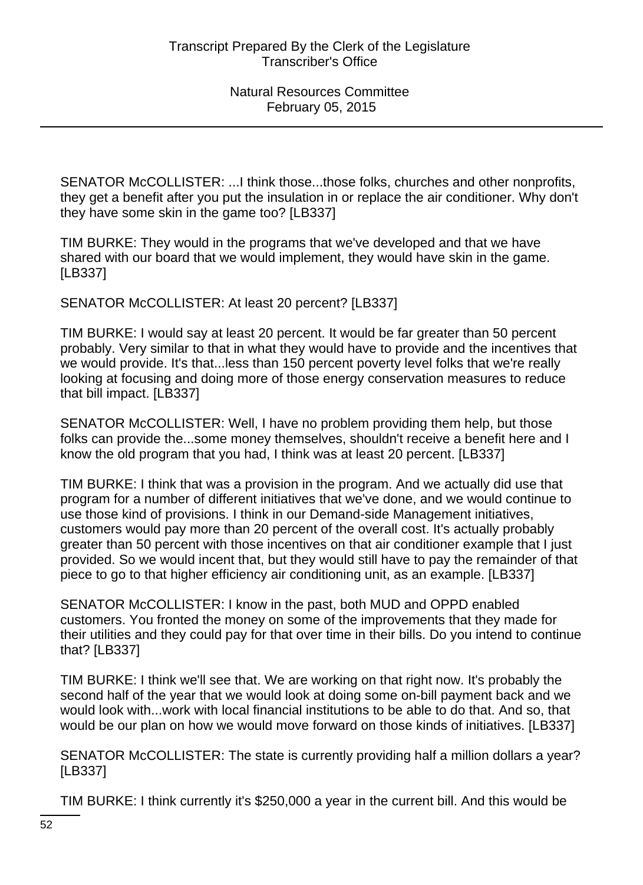SENATOR McCOLLISTER: ...I think those...those folks, churches and other nonprofits, they get a benefit after you put the insulation in or replace the air conditioner. Why don't they have some skin in the game too? [LB337]

TIM BURKE: They would in the programs that we've developed and that we have shared with our board that we would implement, they would have skin in the game. [LB337]

SENATOR McCOLLISTER: At least 20 percent? [LB337]

TIM BURKE: I would say at least 20 percent. It would be far greater than 50 percent probably. Very similar to that in what they would have to provide and the incentives that we would provide. It's that...less than 150 percent poverty level folks that we're really looking at focusing and doing more of those energy conservation measures to reduce that bill impact. [LB337]

SENATOR McCOLLISTER: Well, I have no problem providing them help, but those folks can provide the...some money themselves, shouldn't receive a benefit here and I know the old program that you had, I think was at least 20 percent. [LB337]

TIM BURKE: I think that was a provision in the program. And we actually did use that program for a number of different initiatives that we've done, and we would continue to use those kind of provisions. I think in our Demand-side Management initiatives, customers would pay more than 20 percent of the overall cost. It's actually probably greater than 50 percent with those incentives on that air conditioner example that I just provided. So we would incent that, but they would still have to pay the remainder of that piece to go to that higher efficiency air conditioning unit, as an example. [LB337]

SENATOR McCOLLISTER: I know in the past, both MUD and OPPD enabled customers. You fronted the money on some of the improvements that they made for their utilities and they could pay for that over time in their bills. Do you intend to continue that? [LB337]

TIM BURKE: I think we'll see that. We are working on that right now. It's probably the second half of the year that we would look at doing some on-bill payment back and we would look with...work with local financial institutions to be able to do that. And so, that would be our plan on how we would move forward on those kinds of initiatives. [LB337]

SENATOR McCOLLISTER: The state is currently providing half a million dollars a year? [LB337]

TIM BURKE: I think currently it's $250,000 a year in the current bill. And this would be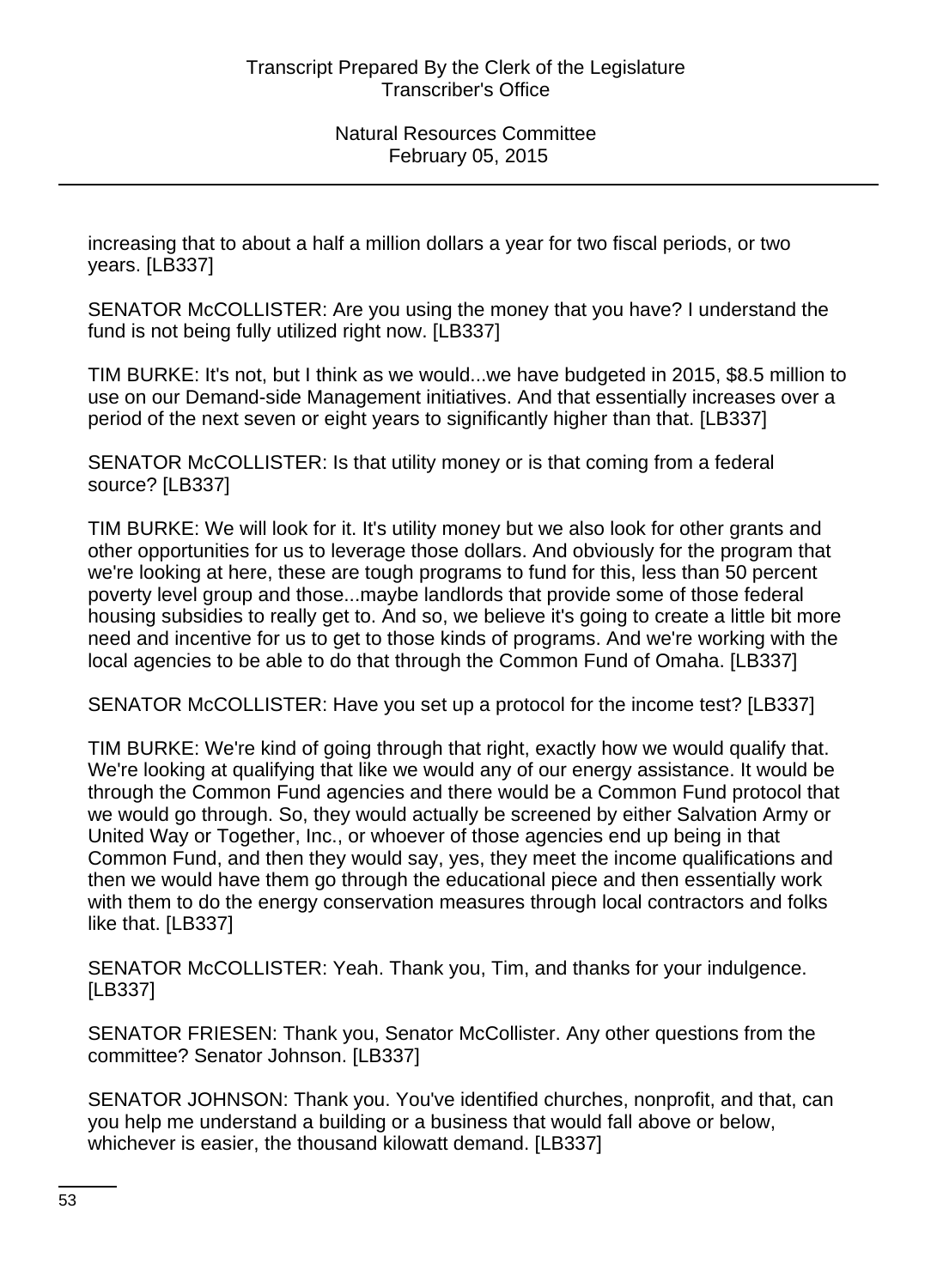increasing that to about a half a million dollars a year for two fiscal periods, or two years. [LB337]

SENATOR McCOLLISTER: Are you using the money that you have? I understand the fund is not being fully utilized right now. [LB337]

TIM BURKE: It's not, but I think as we would...we have budgeted in 2015, $8.5 million to use on our Demand-side Management initiatives. And that essentially increases over a period of the next seven or eight years to significantly higher than that. [LB337]

SENATOR McCOLLISTER: Is that utility money or is that coming from a federal source? [LB337]

TIM BURKE: We will look for it. It's utility money but we also look for other grants and other opportunities for us to leverage those dollars. And obviously for the program that we're looking at here, these are tough programs to fund for this, less than 50 percent poverty level group and those...maybe landlords that provide some of those federal housing subsidies to really get to. And so, we believe it's going to create a little bit more need and incentive for us to get to those kinds of programs. And we're working with the local agencies to be able to do that through the Common Fund of Omaha. [LB337]

SENATOR McCOLLISTER: Have you set up a protocol for the income test? [LB337]

TIM BURKE: We're kind of going through that right, exactly how we would qualify that. We're looking at qualifying that like we would any of our energy assistance. It would be through the Common Fund agencies and there would be a Common Fund protocol that we would go through. So, they would actually be screened by either Salvation Army or United Way or Together, Inc., or whoever of those agencies end up being in that Common Fund, and then they would say, yes, they meet the income qualifications and then we would have them go through the educational piece and then essentially work with them to do the energy conservation measures through local contractors and folks like that. [LB337]

SENATOR McCOLLISTER: Yeah. Thank you, Tim, and thanks for your indulgence. [LB337]

SENATOR FRIESEN: Thank you, Senator McCollister. Any other questions from the committee? Senator Johnson. [LB337]

SENATOR JOHNSON: Thank you. You've identified churches, nonprofit, and that, can you help me understand a building or a business that would fall above or below, whichever is easier, the thousand kilowatt demand. [LB337]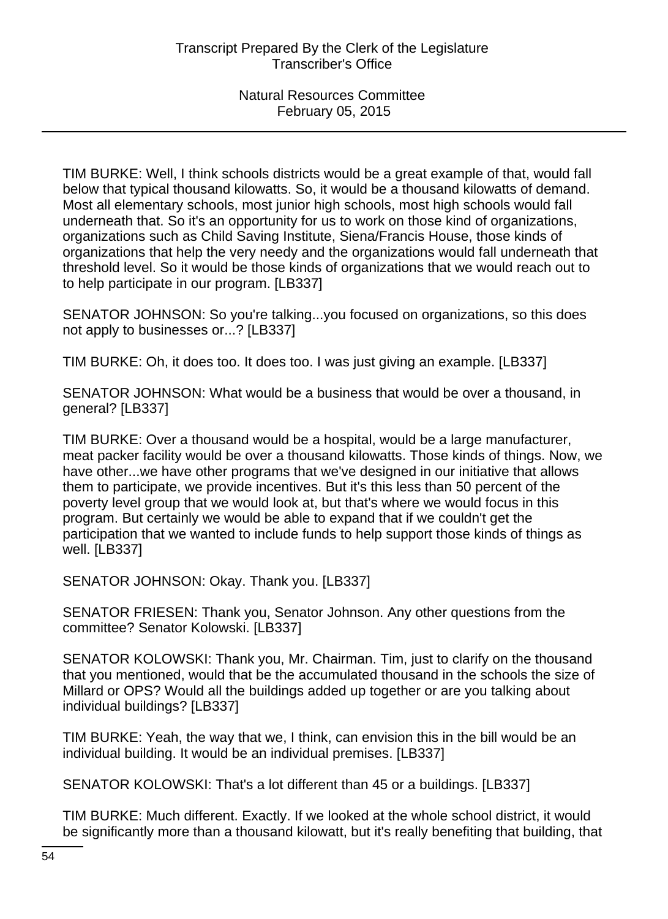TIM BURKE: Well, I think schools districts would be a great example of that, would fall below that typical thousand kilowatts. So, it would be a thousand kilowatts of demand. Most all elementary schools, most junior high schools, most high schools would fall underneath that. So it's an opportunity for us to work on those kind of organizations, organizations such as Child Saving Institute, Siena/Francis House, those kinds of organizations that help the very needy and the organizations would fall underneath that threshold level. So it would be those kinds of organizations that we would reach out to to help participate in our program. [LB337]

SENATOR JOHNSON: So you're talking...you focused on organizations, so this does not apply to businesses or...? [LB337]

TIM BURKE: Oh, it does too. It does too. I was just giving an example. [LB337]

SENATOR JOHNSON: What would be a business that would be over a thousand, in general? [LB337]

TIM BURKE: Over a thousand would be a hospital, would be a large manufacturer, meat packer facility would be over a thousand kilowatts. Those kinds of things. Now, we have other...we have other programs that we've designed in our initiative that allows them to participate, we provide incentives. But it's this less than 50 percent of the poverty level group that we would look at, but that's where we would focus in this program. But certainly we would be able to expand that if we couldn't get the participation that we wanted to include funds to help support those kinds of things as well. [LB337]

SENATOR JOHNSON: Okay. Thank you. [LB337]

SENATOR FRIESEN: Thank you, Senator Johnson. Any other questions from the committee? Senator Kolowski. [LB337]

SENATOR KOLOWSKI: Thank you, Mr. Chairman. Tim, just to clarify on the thousand that you mentioned, would that be the accumulated thousand in the schools the size of Millard or OPS? Would all the buildings added up together or are you talking about individual buildings? [LB337]

TIM BURKE: Yeah, the way that we, I think, can envision this in the bill would be an individual building. It would be an individual premises. [LB337]

SENATOR KOLOWSKI: That's a lot different than 45 or a buildings. [LB337]

TIM BURKE: Much different. Exactly. If we looked at the whole school district, it would be significantly more than a thousand kilowatt, but it's really benefiting that building, that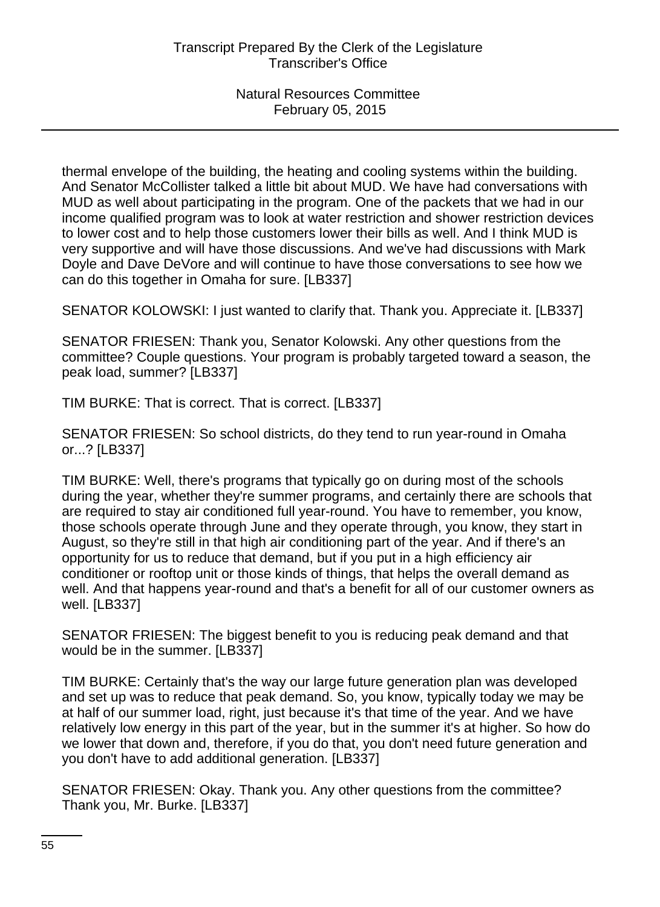thermal envelope of the building, the heating and cooling systems within the building. And Senator McCollister talked a little bit about MUD. We have had conversations with MUD as well about participating in the program. One of the packets that we had in our income qualified program was to look at water restriction and shower restriction devices to lower cost and to help those customers lower their bills as well. And I think MUD is very supportive and will have those discussions. And we've had discussions with Mark Doyle and Dave DeVore and will continue to have those conversations to see how we can do this together in Omaha for sure. [LB337]

SENATOR KOLOWSKI: I just wanted to clarify that. Thank you. Appreciate it. [LB337]

SENATOR FRIESEN: Thank you, Senator Kolowski. Any other questions from the committee? Couple questions. Your program is probably targeted toward a season, the peak load, summer? [LB337]

TIM BURKE: That is correct. That is correct. [LB337]

SENATOR FRIESEN: So school districts, do they tend to run year-round in Omaha or...? [LB337]

TIM BURKE: Well, there's programs that typically go on during most of the schools during the year, whether they're summer programs, and certainly there are schools that are required to stay air conditioned full year-round. You have to remember, you know, those schools operate through June and they operate through, you know, they start in August, so they're still in that high air conditioning part of the year. And if there's an opportunity for us to reduce that demand, but if you put in a high efficiency air conditioner or rooftop unit or those kinds of things, that helps the overall demand as well. And that happens year-round and that's a benefit for all of our customer owners as well. [LB337]

SENATOR FRIESEN: The biggest benefit to you is reducing peak demand and that would be in the summer. [LB337]

TIM BURKE: Certainly that's the way our large future generation plan was developed and set up was to reduce that peak demand. So, you know, typically today we may be at half of our summer load, right, just because it's that time of the year. And we have relatively low energy in this part of the year, but in the summer it's at higher. So how do we lower that down and, therefore, if you do that, you don't need future generation and you don't have to add additional generation. [LB337]

SENATOR FRIESEN: Okay. Thank you. Any other questions from the committee? Thank you, Mr. Burke. [LB337]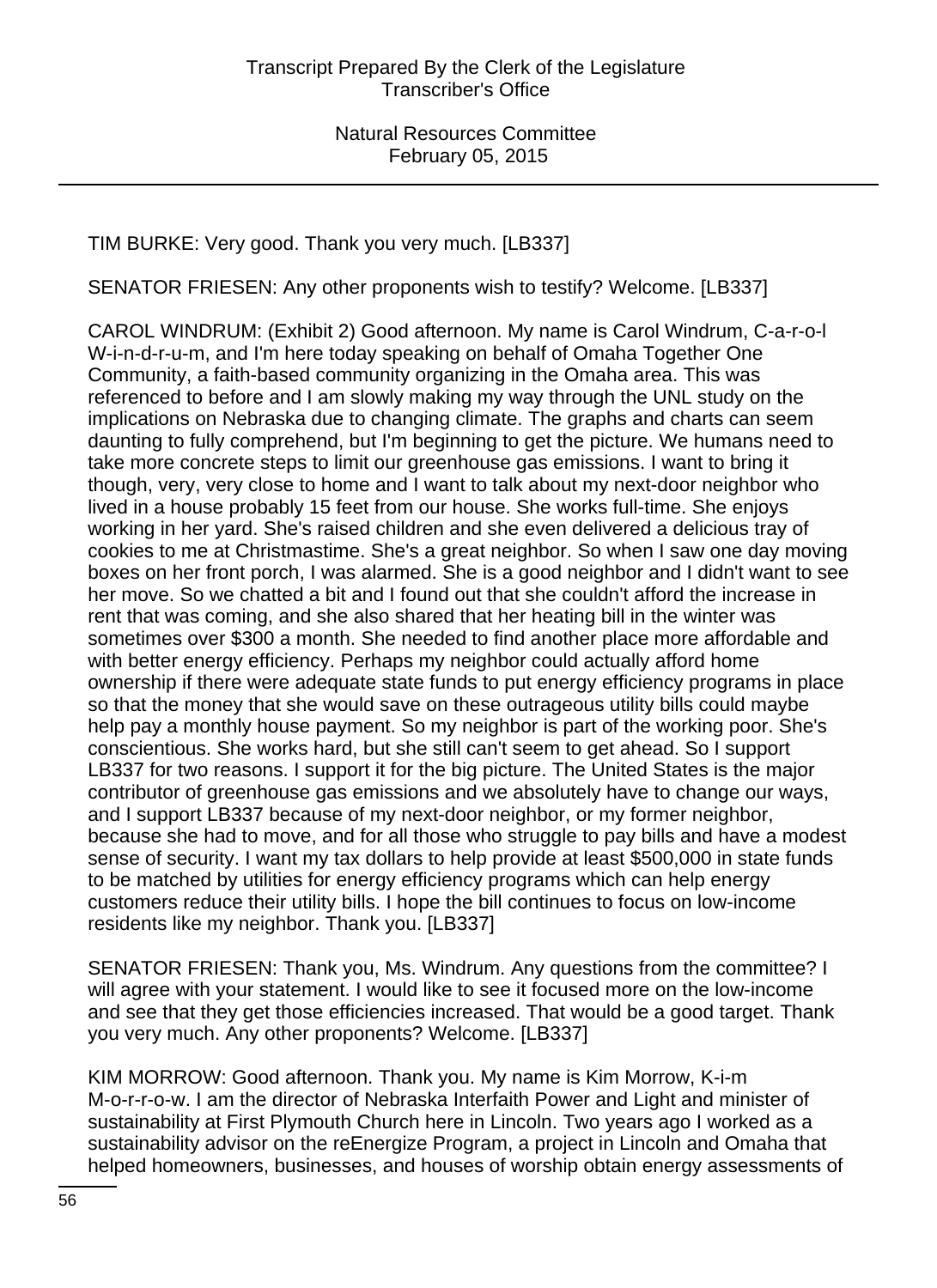TIM BURKE: Very good. Thank you very much. [LB337]

SENATOR FRIESEN: Any other proponents wish to testify? Welcome. [LB337]

CAROL WINDRUM: (Exhibit 2) Good afternoon. My name is Carol Windrum, C-a-r-o-l W-i-n-d-r-u-m, and I'm here today speaking on behalf of Omaha Together One Community, a faith-based community organizing in the Omaha area. This was referenced to before and I am slowly making my way through the UNL study on the implications on Nebraska due to changing climate. The graphs and charts can seem daunting to fully comprehend, but I'm beginning to get the picture. We humans need to take more concrete steps to limit our greenhouse gas emissions. I want to bring it though, very, very close to home and I want to talk about my next-door neighbor who lived in a house probably 15 feet from our house. She works full-time. She enjoys working in her yard. She's raised children and she even delivered a delicious tray of cookies to me at Christmastime. She's a great neighbor. So when I saw one day moving boxes on her front porch, I was alarmed. She is a good neighbor and I didn't want to see her move. So we chatted a bit and I found out that she couldn't afford the increase in rent that was coming, and she also shared that her heating bill in the winter was sometimes over $300 a month. She needed to find another place more affordable and with better energy efficiency. Perhaps my neighbor could actually afford home ownership if there were adequate state funds to put energy efficiency programs in place so that the money that she would save on these outrageous utility bills could maybe help pay a monthly house payment. So my neighbor is part of the working poor. She's conscientious. She works hard, but she still can't seem to get ahead. So I support LB337 for two reasons. I support it for the big picture. The United States is the major contributor of greenhouse gas emissions and we absolutely have to change our ways, and I support LB337 because of my next-door neighbor, or my former neighbor, because she had to move, and for all those who struggle to pay bills and have a modest sense of security. I want my tax dollars to help provide at least $500,000 in state funds to be matched by utilities for energy efficiency programs which can help energy customers reduce their utility bills. I hope the bill continues to focus on low-income residents like my neighbor. Thank you. [LB337]

SENATOR FRIESEN: Thank you, Ms. Windrum. Any questions from the committee? I will agree with your statement. I would like to see it focused more on the low-income and see that they get those efficiencies increased. That would be a good target. Thank you very much. Any other proponents? Welcome. [LB337]

KIM MORROW: Good afternoon. Thank you. My name is Kim Morrow, K-i-m M-o-r-r-o-w. I am the director of Nebraska Interfaith Power and Light and minister of sustainability at First Plymouth Church here in Lincoln. Two years ago I worked as a sustainability advisor on the reEnergize Program, a project in Lincoln and Omaha that helped homeowners, businesses, and houses of worship obtain energy assessments of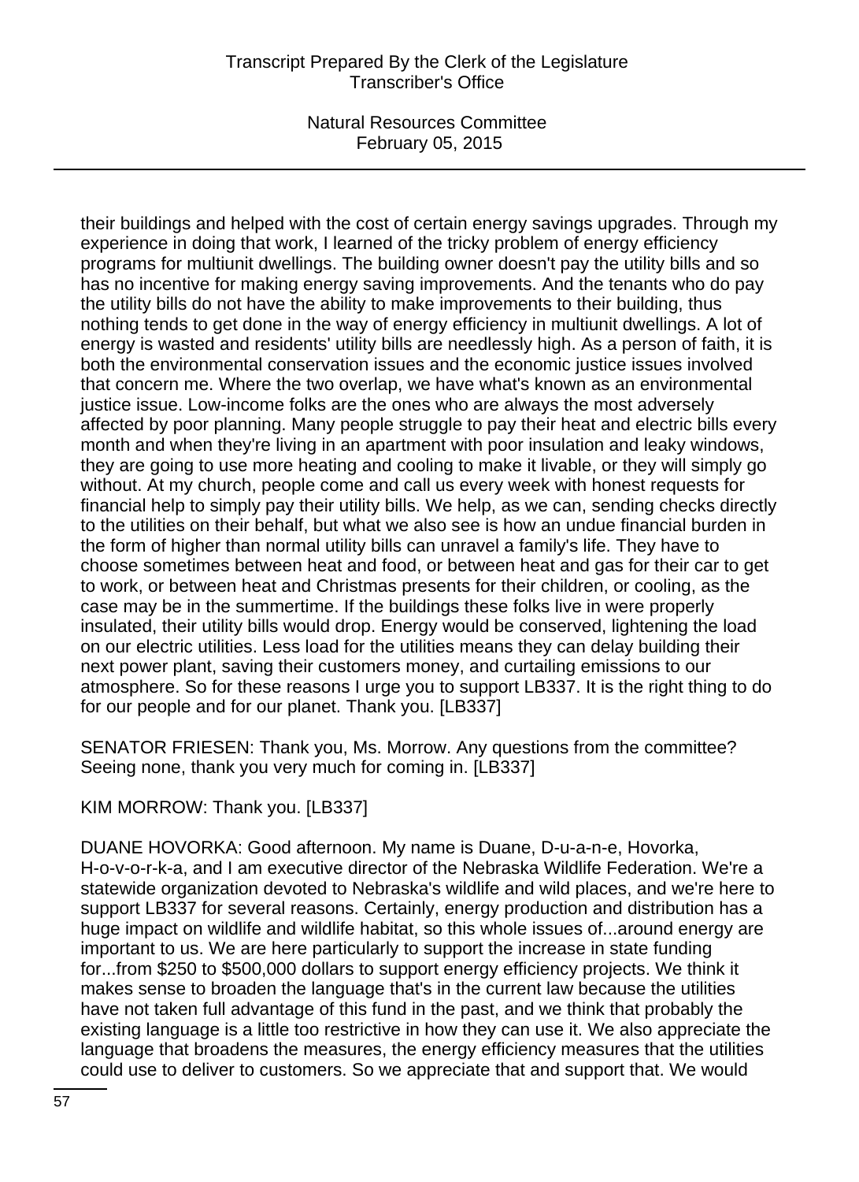their buildings and helped with the cost of certain energy savings upgrades. Through my experience in doing that work, I learned of the tricky problem of energy efficiency programs for multiunit dwellings. The building owner doesn't pay the utility bills and so has no incentive for making energy saving improvements. And the tenants who do pay the utility bills do not have the ability to make improvements to their building, thus nothing tends to get done in the way of energy efficiency in multiunit dwellings. A lot of energy is wasted and residents' utility bills are needlessly high. As a person of faith, it is both the environmental conservation issues and the economic justice issues involved that concern me. Where the two overlap, we have what's known as an environmental justice issue. Low-income folks are the ones who are always the most adversely affected by poor planning. Many people struggle to pay their heat and electric bills every month and when they're living in an apartment with poor insulation and leaky windows, they are going to use more heating and cooling to make it livable, or they will simply go without. At my church, people come and call us every week with honest requests for financial help to simply pay their utility bills. We help, as we can, sending checks directly to the utilities on their behalf, but what we also see is how an undue financial burden in the form of higher than normal utility bills can unravel a family's life. They have to choose sometimes between heat and food, or between heat and gas for their car to get to work, or between heat and Christmas presents for their children, or cooling, as the case may be in the summertime. If the buildings these folks live in were properly insulated, their utility bills would drop. Energy would be conserved, lightening the load on our electric utilities. Less load for the utilities means they can delay building their next power plant, saving their customers money, and curtailing emissions to our atmosphere. So for these reasons I urge you to support LB337. It is the right thing to do for our people and for our planet. Thank you. [LB337]

SENATOR FRIESEN: Thank you, Ms. Morrow. Any questions from the committee? Seeing none, thank you very much for coming in. [LB337]

KIM MORROW: Thank you. [LB337]

DUANE HOVORKA: Good afternoon. My name is Duane, D-u-a-n-e, Hovorka, H-o-v-o-r-k-a, and I am executive director of the Nebraska Wildlife Federation. We're a statewide organization devoted to Nebraska's wildlife and wild places, and we're here to support LB337 for several reasons. Certainly, energy production and distribution has a huge impact on wildlife and wildlife habitat, so this whole issues of...around energy are important to us. We are here particularly to support the increase in state funding for...from $250 to $500,000 dollars to support energy efficiency projects. We think it makes sense to broaden the language that's in the current law because the utilities have not taken full advantage of this fund in the past, and we think that probably the existing language is a little too restrictive in how they can use it. We also appreciate the language that broadens the measures, the energy efficiency measures that the utilities could use to deliver to customers. So we appreciate that and support that. We would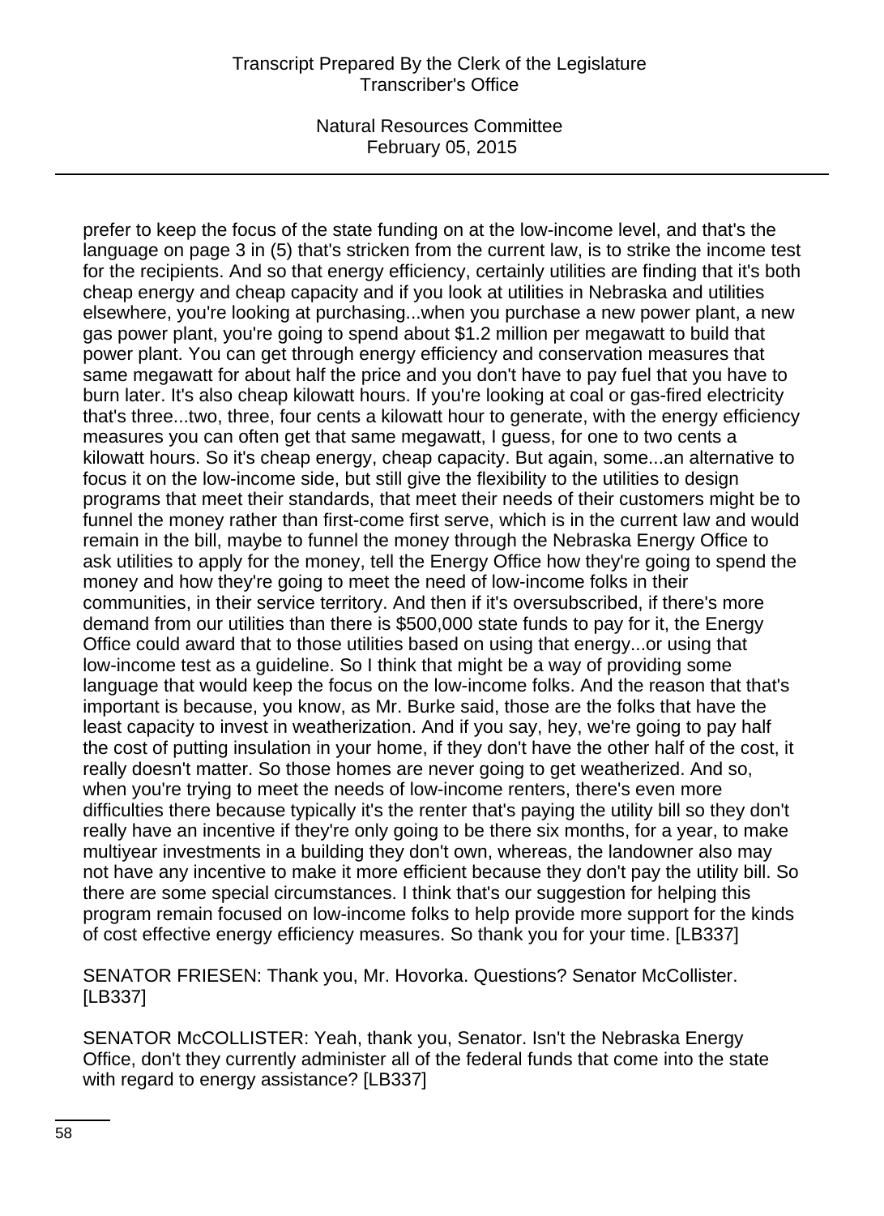prefer to keep the focus of the state funding on at the low-income level, and that's the language on page 3 in (5) that's stricken from the current law, is to strike the income test for the recipients. And so that energy efficiency, certainly utilities are finding that it's both cheap energy and cheap capacity and if you look at utilities in Nebraska and utilities elsewhere, you're looking at purchasing...when you purchase a new power plant, a new gas power plant, you're going to spend about $1.2 million per megawatt to build that power plant. You can get through energy efficiency and conservation measures that same megawatt for about half the price and you don't have to pay fuel that you have to burn later. It's also cheap kilowatt hours. If you're looking at coal or gas-fired electricity that's three...two, three, four cents a kilowatt hour to generate, with the energy efficiency measures you can often get that same megawatt, I guess, for one to two cents a kilowatt hours. So it's cheap energy, cheap capacity. But again, some...an alternative to focus it on the low-income side, but still give the flexibility to the utilities to design programs that meet their standards, that meet their needs of their customers might be to funnel the money rather than first-come first serve, which is in the current law and would remain in the bill, maybe to funnel the money through the Nebraska Energy Office to ask utilities to apply for the money, tell the Energy Office how they're going to spend the money and how they're going to meet the need of low-income folks in their communities, in their service territory. And then if it's oversubscribed, if there's more demand from our utilities than there is $500,000 state funds to pay for it, the Energy Office could award that to those utilities based on using that energy...or using that low-income test as a guideline. So I think that might be a way of providing some language that would keep the focus on the low-income folks. And the reason that that's important is because, you know, as Mr. Burke said, those are the folks that have the least capacity to invest in weatherization. And if you say, hey, we're going to pay half the cost of putting insulation in your home, if they don't have the other half of the cost, it really doesn't matter. So those homes are never going to get weatherized. And so, when you're trying to meet the needs of low-income renters, there's even more difficulties there because typically it's the renter that's paying the utility bill so they don't really have an incentive if they're only going to be there six months, for a year, to make multiyear investments in a building they don't own, whereas, the landowner also may not have any incentive to make it more efficient because they don't pay the utility bill. So there are some special circumstances. I think that's our suggestion for helping this program remain focused on low-income folks to help provide more support for the kinds of cost effective energy efficiency measures. So thank you for your time. [LB337]

SENATOR FRIESEN: Thank you, Mr. Hovorka. Questions? Senator McCollister. [LB337]

SENATOR McCOLLISTER: Yeah, thank you, Senator. Isn't the Nebraska Energy Office, don't they currently administer all of the federal funds that come into the state with regard to energy assistance? [LB337]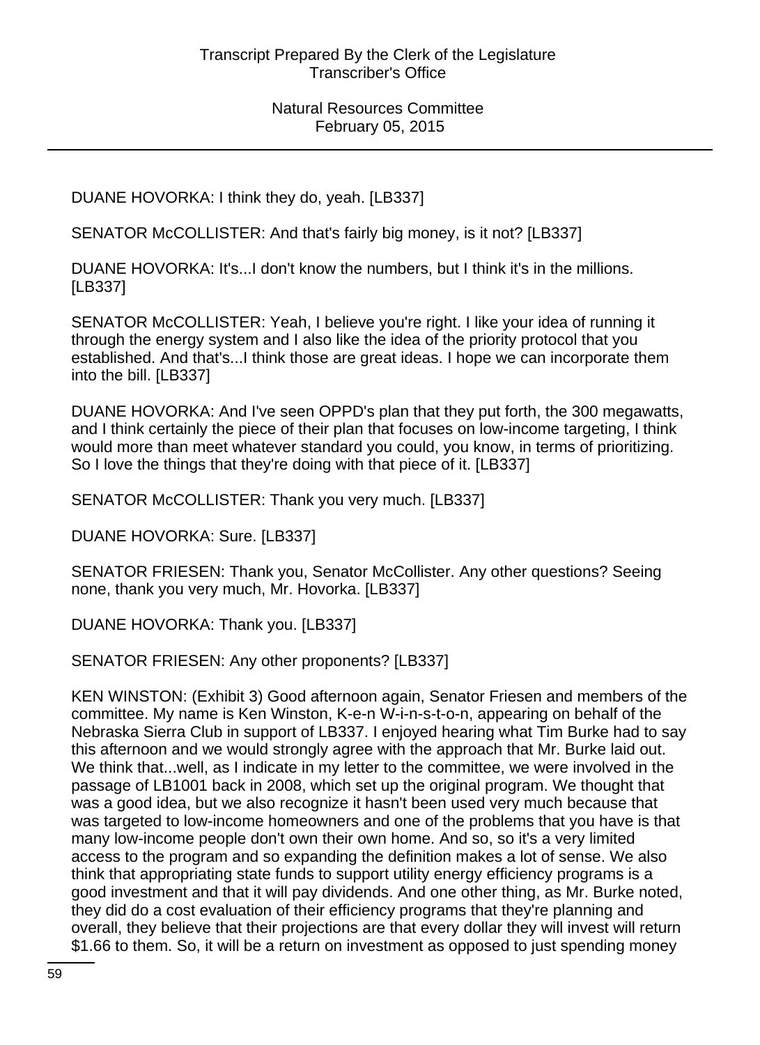DUANE HOVORKA: I think they do, yeah. [LB337]

SENATOR McCOLLISTER: And that's fairly big money, is it not? [LB337]

DUANE HOVORKA: It's...I don't know the numbers, but I think it's in the millions. [LB337]

SENATOR McCOLLISTER: Yeah, I believe you're right. I like your idea of running it through the energy system and I also like the idea of the priority protocol that you established. And that's...I think those are great ideas. I hope we can incorporate them into the bill. [LB337]

DUANE HOVORKA: And I've seen OPPD's plan that they put forth, the 300 megawatts, and I think certainly the piece of their plan that focuses on low-income targeting, I think would more than meet whatever standard you could, you know, in terms of prioritizing. So I love the things that they're doing with that piece of it. [LB337]

SENATOR McCOLLISTER: Thank you very much. [LB337]

DUANE HOVORKA: Sure. [LB337]

SENATOR FRIESEN: Thank you, Senator McCollister. Any other questions? Seeing none, thank you very much, Mr. Hovorka. [LB337]

DUANE HOVORKA: Thank you. [LB337]

SENATOR FRIESEN: Any other proponents? [LB337]

KEN WINSTON: (Exhibit 3) Good afternoon again, Senator Friesen and members of the committee. My name is Ken Winston, K-e-n W-i-n-s-t-o-n, appearing on behalf of the Nebraska Sierra Club in support of LB337. I enjoyed hearing what Tim Burke had to say this afternoon and we would strongly agree with the approach that Mr. Burke laid out. We think that...well, as I indicate in my letter to the committee, we were involved in the passage of LB1001 back in 2008, which set up the original program. We thought that was a good idea, but we also recognize it hasn't been used very much because that was targeted to low-income homeowners and one of the problems that you have is that many low-income people don't own their own home. And so, so it's a very limited access to the program and so expanding the definition makes a lot of sense. We also think that appropriating state funds to support utility energy efficiency programs is a good investment and that it will pay dividends. And one other thing, as Mr. Burke noted, they did do a cost evaluation of their efficiency programs that they're planning and overall, they believe that their projections are that every dollar they will invest will return $1.66 to them. So, it will be a return on investment as opposed to just spending money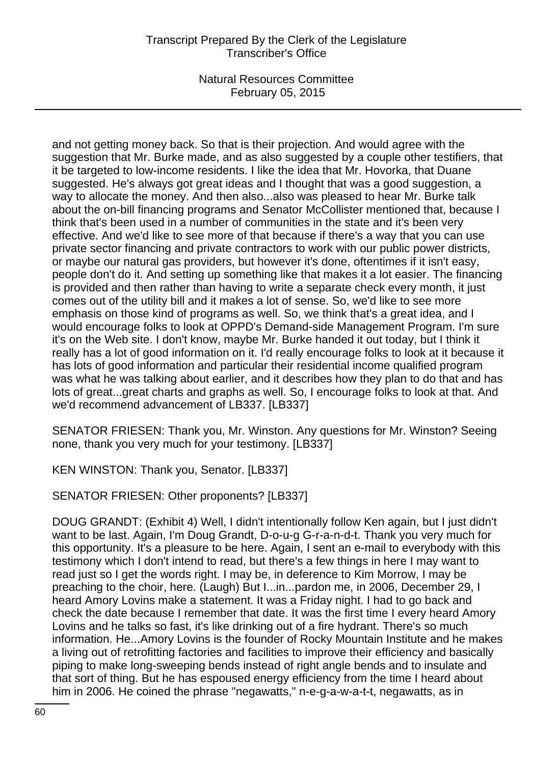and not getting money back. So that is their projection. And would agree with the suggestion that Mr. Burke made, and as also suggested by a couple other testifiers, that it be targeted to low-income residents. I like the idea that Mr. Hovorka, that Duane suggested. He's always got great ideas and I thought that was a good suggestion, a way to allocate the money. And then also...also was pleased to hear Mr. Burke talk about the on-bill financing programs and Senator McCollister mentioned that, because I think that's been used in a number of communities in the state and it's been very effective. And we'd like to see more of that because if there's a way that you can use private sector financing and private contractors to work with our public power districts, or maybe our natural gas providers, but however it's done, oftentimes if it isn't easy, people don't do it. And setting up something like that makes it a lot easier. The financing is provided and then rather than having to write a separate check every month, it just comes out of the utility bill and it makes a lot of sense. So, we'd like to see more emphasis on those kind of programs as well. So, we think that's a great idea, and I would encourage folks to look at OPPD's Demand-side Management Program. I'm sure it's on the Web site. I don't know, maybe Mr. Burke handed it out today, but I think it really has a lot of good information on it. I'd really encourage folks to look at it because it has lots of good information and particular their residential income qualified program was what he was talking about earlier, and it describes how they plan to do that and has lots of great...great charts and graphs as well. So, I encourage folks to look at that. And we'd recommend advancement of LB337. [LB337]

SENATOR FRIESEN: Thank you, Mr. Winston. Any questions for Mr. Winston? Seeing none, thank you very much for your testimony. [LB337]

KEN WINSTON: Thank you, Senator. [LB337]

SENATOR FRIESEN: Other proponents? [LB337]

DOUG GRANDT: (Exhibit 4) Well, I didn't intentionally follow Ken again, but I just didn't want to be last. Again, I'm Doug Grandt, D-o-u-g G-r-a-n-d-t. Thank you very much for this opportunity. It's a pleasure to be here. Again, I sent an e-mail to everybody with this testimony which I don't intend to read, but there's a few things in here I may want to read just so I get the words right. I may be, in deference to Kim Morrow, I may be preaching to the choir, here. (Laugh) But I...in...pardon me, in 2006, December 29, I heard Amory Lovins make a statement. It was a Friday night. I had to go back and check the date because I remember that date. It was the first time I every heard Amory Lovins and he talks so fast, it's like drinking out of a fire hydrant. There's so much information. He...Amory Lovins is the founder of Rocky Mountain Institute and he makes a living out of retrofitting factories and facilities to improve their efficiency and basically piping to make long-sweeping bends instead of right angle bends and to insulate and that sort of thing. But he has espoused energy efficiency from the time I heard about him in 2006. He coined the phrase "negawatts," n-e-g-a-w-a-t-t, negawatts, as in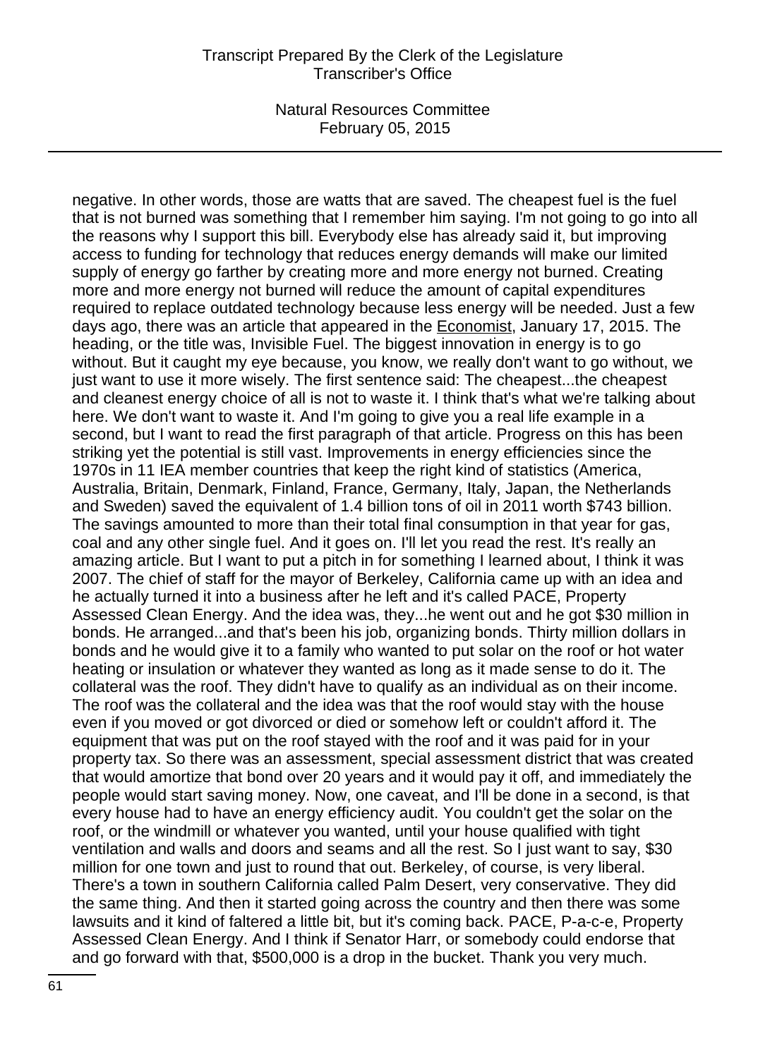negative. In other words, those are watts that are saved. The cheapest fuel is the fuel that is not burned was something that I remember him saying. I'm not going to go into all the reasons why I support this bill. Everybody else has already said it, but improving access to funding for technology that reduces energy demands will make our limited supply of energy go farther by creating more and more energy not burned. Creating more and more energy not burned will reduce the amount of capital expenditures required to replace outdated technology because less energy will be needed. Just a few days ago, there was an article that appeared in the Economist, January 17, 2015. The heading, or the title was, Invisible Fuel. The biggest innovation in energy is to go without. But it caught my eye because, you know, we really don't want to go without, we just want to use it more wisely. The first sentence said: The cheapest...the cheapest and cleanest energy choice of all is not to waste it. I think that's what we're talking about here. We don't want to waste it. And I'm going to give you a real life example in a second, but I want to read the first paragraph of that article. Progress on this has been striking yet the potential is still vast. Improvements in energy efficiencies since the 1970s in 11 IEA member countries that keep the right kind of statistics (America, Australia, Britain, Denmark, Finland, France, Germany, Italy, Japan, the Netherlands and Sweden) saved the equivalent of 1.4 billion tons of oil in 2011 worth $743 billion. The savings amounted to more than their total final consumption in that year for gas, coal and any other single fuel. And it goes on. I'll let you read the rest. It's really an amazing article. But I want to put a pitch in for something I learned about, I think it was 2007. The chief of staff for the mayor of Berkeley, California came up with an idea and he actually turned it into a business after he left and it's called PACE, Property Assessed Clean Energy. And the idea was, they...he went out and he got $30 million in bonds. He arranged...and that's been his job, organizing bonds. Thirty million dollars in bonds and he would give it to a family who wanted to put solar on the roof or hot water heating or insulation or whatever they wanted as long as it made sense to do it. The collateral was the roof. They didn't have to qualify as an individual as on their income. The roof was the collateral and the idea was that the roof would stay with the house even if you moved or got divorced or died or somehow left or couldn't afford it. The equipment that was put on the roof stayed with the roof and it was paid for in your property tax. So there was an assessment, special assessment district that was created that would amortize that bond over 20 years and it would pay it off, and immediately the people would start saving money. Now, one caveat, and I'll be done in a second, is that every house had to have an energy efficiency audit. You couldn't get the solar on the roof, or the windmill or whatever you wanted, until your house qualified with tight ventilation and walls and doors and seams and all the rest. So I just want to say, $30 million for one town and just to round that out. Berkeley, of course, is very liberal. There's a town in southern California called Palm Desert, very conservative. They did the same thing. And then it started going across the country and then there was some lawsuits and it kind of faltered a little bit, but it's coming back. PACE, P-a-c-e, Property Assessed Clean Energy. And I think if Senator Harr, or somebody could endorse that and go forward with that, $500,000 is a drop in the bucket. Thank you very much.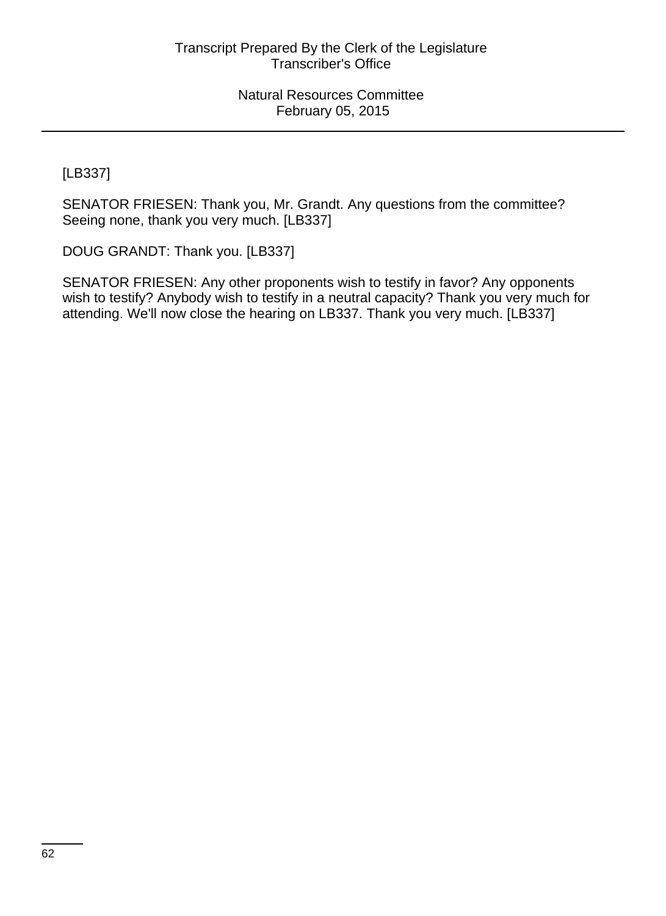[LB337]

SENATOR FRIESEN: Thank you, Mr. Grandt. Any questions from the committee? Seeing none, thank you very much. [LB337]

DOUG GRANDT: Thank you. [LB337]

SENATOR FRIESEN: Any other proponents wish to testify in favor? Any opponents wish to testify? Anybody wish to testify in a neutral capacity? Thank you very much for attending. We'll now close the hearing on LB337. Thank you very much. [LB337]